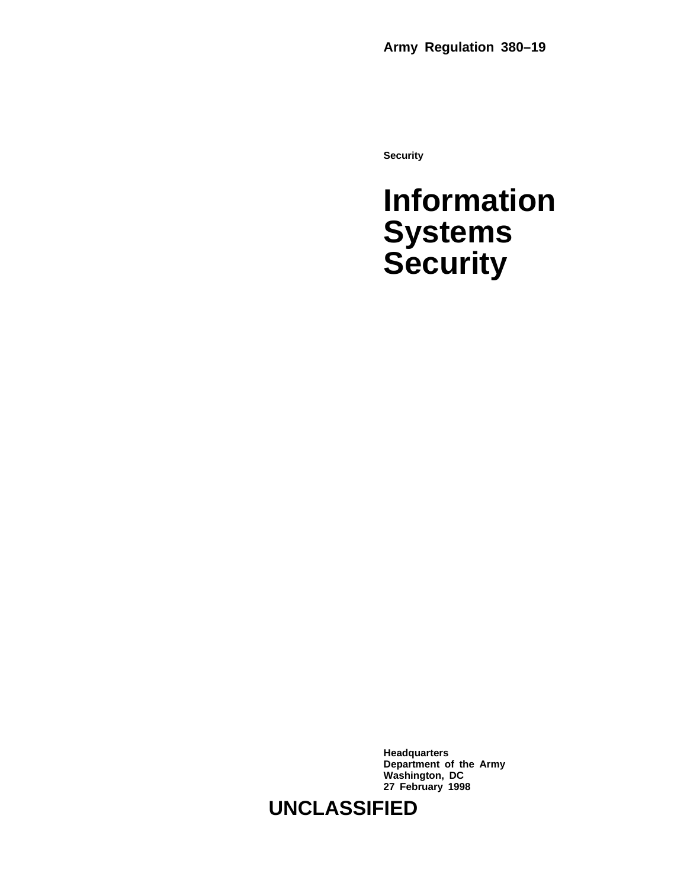**Army Regulation 380–19**

**Security**

# Information Systems Security

**Headquarters**
**Department of the Army**
**Washington, DC**
**27 February 1998**

**UNCLASSIFIED**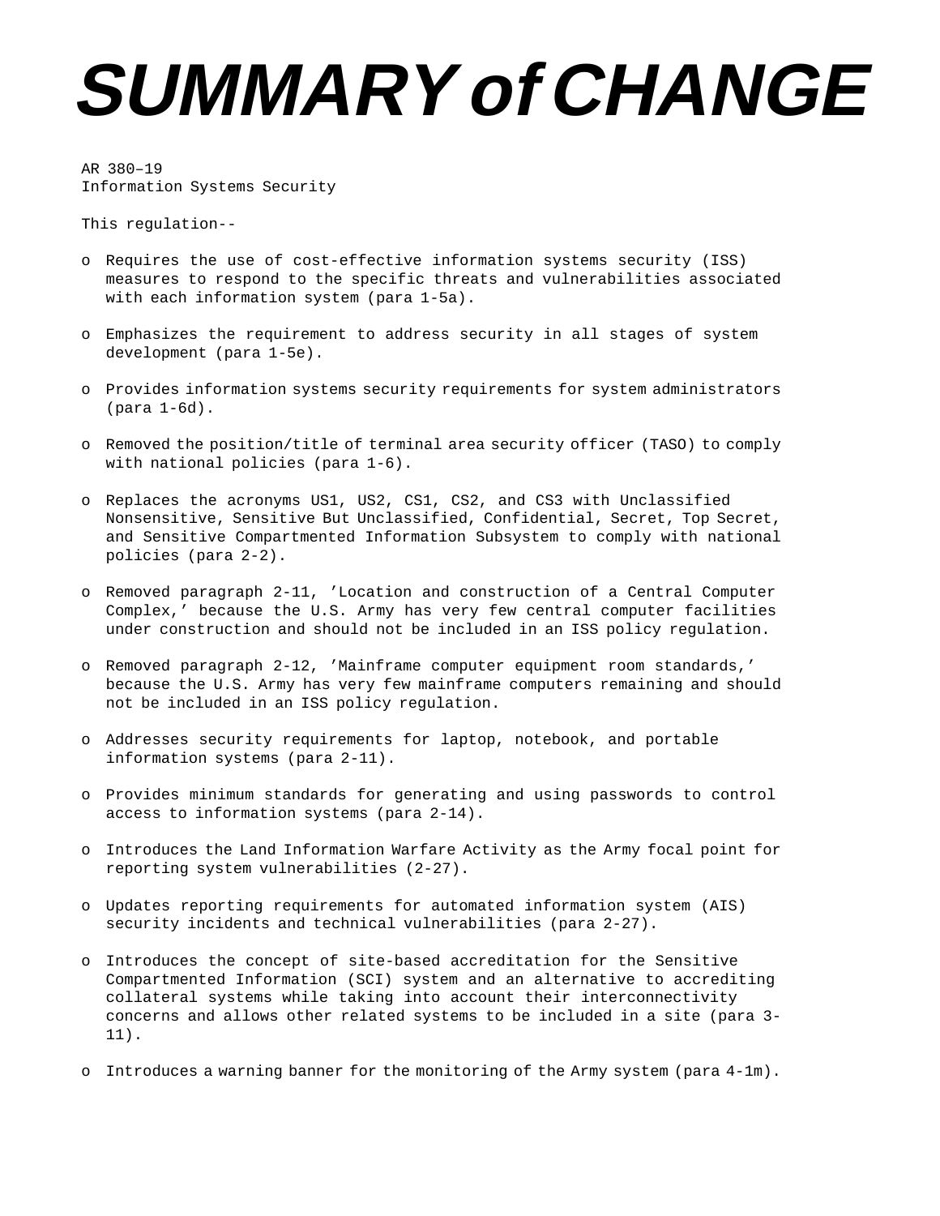# SUMMARY of CHANGE

AR 380–19
Information Systems Security

This regulation--

- Requires the use of cost-effective information systems security (ISS) measures to respond to the specific threats and vulnerabilities associated with each information system (para 1-5a).
- Emphasizes the requirement to address security in all stages of system development (para 1-5e).
- Provides information systems security requirements for system administrators (para 1-6d).
- Removed the position/title of terminal area security officer (TASO) to comply with national policies (para 1-6).
- Replaces the acronyms US1, US2, CS1, CS2, and CS3 with Unclassified Nonsensitive, Sensitive But Unclassified, Confidential, Secret, Top Secret, and Sensitive Compartmented Information Subsystem to comply with national policies (para 2-2).
- Removed paragraph 2-11, 'Location and construction of a Central Computer Complex,' because the U.S. Army has very few central computer facilities under construction and should not be included in an ISS policy regulation.
- Removed paragraph 2-12, 'Mainframe computer equipment room standards,' because the U.S. Army has very few mainframe computers remaining and should not be included in an ISS policy regulation.
- Addresses security requirements for laptop, notebook, and portable information systems (para 2-11).
- Provides minimum standards for generating and using passwords to control access to information systems (para 2-14).
- Introduces the Land Information Warfare Activity as the Army focal point for reporting system vulnerabilities (2-27).
- Updates reporting requirements for automated information system (AIS) security incidents and technical vulnerabilities (para 2-27).
- Introduces the concept of site-based accreditation for the Sensitive Compartmented Information (SCI) system and an alternative to accrediting collateral systems while taking into account their interconnectivity concerns and allows other related systems to be included in a site (para 3-11).
- Introduces a warning banner for the monitoring of the Army system (para 4-1m).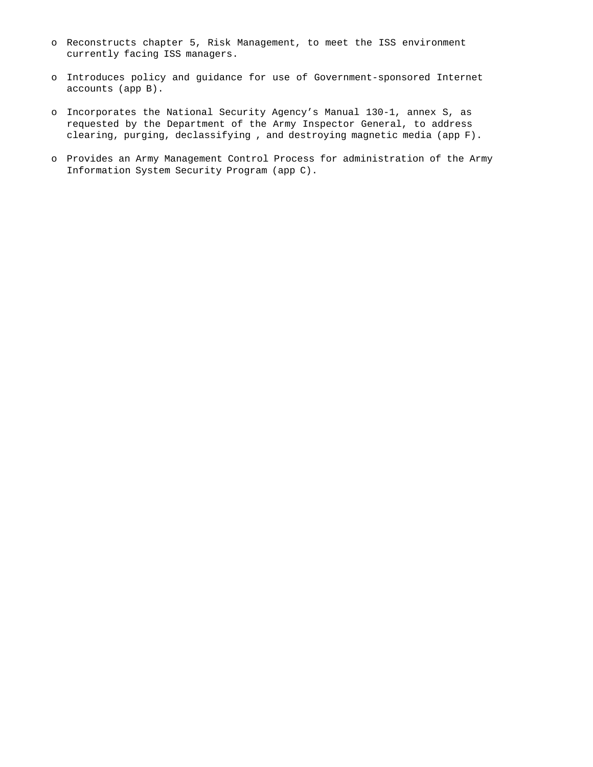- Reconstructs chapter 5, Risk Management, to meet the ISS environment currently facing ISS managers.

- Introduces policy and guidance for use of Government-sponsored Internet accounts (app B).

- Incorporates the National Security Agency's Manual 130-1, annex S, as requested by the Department of the Army Inspector General, to address clearing, purging, declassifying , and destroying magnetic media (app F).

- Provides an Army Management Control Process for administration of the Army Information System Security Program (app C).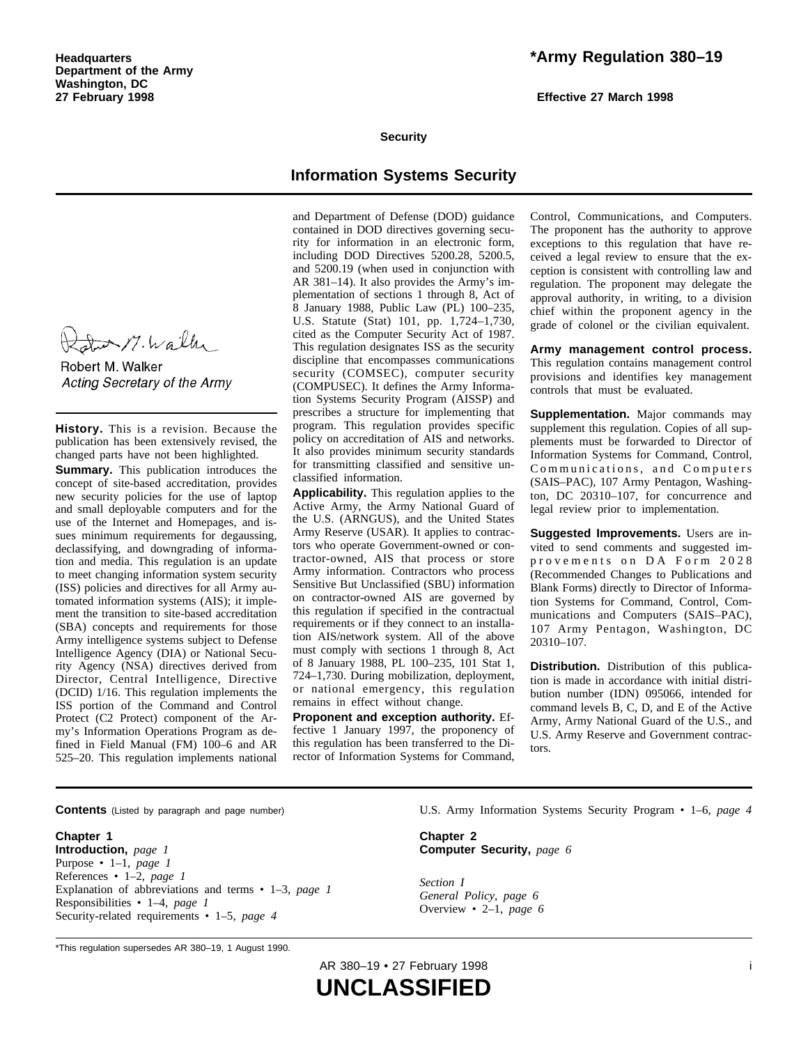Headquarters
Department of the Army
Washington, DC
27 February 1998

# *Army Regulation 380–19

**Effective 27 March 1998**

**Security**

## Information Systems Security

Robert M. Walker
*Acting Secretary of the Army*

**History.** This is a revision. Because the publication has been extensively revised, the changed parts have not been highlighted.

**Summary.** This publication introduces the concept of site-based accreditation, provides new security policies for the use of laptop and small deployable computers and for the use of the Internet and Homepages, and issues minimum requirements for degaussing, declassifying, and downgrading of information and media. This regulation is an update to meet changing information system security (ISS) policies and directives for all Army automated information systems (AIS); it implement the transition to site-based accreditation (SBA) concepts and requirements for those Army intelligence systems subject to Defense Intelligence Agency (DIA) or National Security Agency (NSA) directives derived from Director, Central Intelligence, Directive (DCID) 1/16. This regulation implements the ISS portion of the Command and Control Protect (C2 Protect) component of the Army's Information Operations Program as defined in Field Manual (FM) 100–6 and AR 525–20. This regulation implements national and Department of Defense (DOD) guidance contained in DOD directives governing security for information in an electronic form, including DOD Directives 5200.28, 5200.5, and 5200.19 (when used in conjunction with AR 381–14). It also provides the Army's implementation of sections 1 through 8, Act of 8 January 1988, Public Law (PL) 100–235, U.S. Statute (Stat) 101, pp. 1,724–1,730, cited as the Computer Security Act of 1987. This regulation designates ISS as the security discipline that encompasses communications security (COMSEC), computer security (COMPUSEC). It defines the Army Information Systems Security Program (AISSP) and prescribes a structure for implementing that program. This regulation provides specific policy on accreditation of AIS and networks. It also provides minimum security standards for transmitting classified and sensitive unclassified information.

**Applicability.** This regulation applies to the Active Army, the Army National Guard of the U.S. (ARNGUS), and the United States Army Reserve (USAR). It applies to contractors who operate Government-owned or contractor-owned, AIS that process or store Army information. Contractors who process Sensitive But Unclassified (SBU) information on contractor-owned AIS are governed by this regulation if specified in the contractual requirements or if they connect to an installation AIS/network system. All of the above must comply with sections 1 through 8, Act of 8 January 1988, PL 100–235, 101 Stat 1, 724–1,730. During mobilization, deployment, or national emergency, this regulation remains in effect without change.

**Proponent and exception authority.** Effective 1 January 1997, the proponency of this regulation has been transferred to the Director of Information Systems for Command, Control, Communications, and Computers. The proponent has the authority to approve exceptions to this regulation that have received a legal review to ensure that the exception is consistent with controlling law and regulation. The proponent may delegate the approval authority, in writing, to a division chief within the proponent agency in the grade of colonel or the civilian equivalent.

**Army management control process.** This regulation contains management control provisions and identifies key management controls that must be evaluated.

**Supplementation.** Major commands may supplement this regulation. Copies of all supplements must be forwarded to Director of Information Systems for Command, Control, Communications, and Computers (SAIS–PAC), 107 Army Pentagon, Washington, DC 20310–107, for concurrence and legal review prior to implementation.

**Suggested Improvements.** Users are invited to send comments and suggested improvements on DA Form 2028 (Recommended Changes to Publications and Blank Forms) directly to Director of Information Systems for Command, Control, Communications and Computers (SAIS–PAC), 107 Army Pentagon, Washington, DC 20310–107.

**Distribution.** Distribution of this publication is made in accordance with initial distribution number (IDN) 095066, intended for command levels B, C, D, and E of the Active Army, Army National Guard of the U.S., and U.S. Army Reserve and Government contractors.

**Contents** (Listed by paragraph and page number)

**Chapter 1**
**Introduction,** *page 1*
Purpose • 1–1, *page 1*
References • 1–2, *page 1*
Explanation of abbreviations and terms • 1–3, *page 1*
Responsibilities • 1–4, *page 1*
Security-related requirements • 1–5, *page 4*
U.S. Army Information Systems Security Program • 1–6, *page 4*

**Chapter 2**
**Computer Security,** *page 6*

*Section I*
*General Policy, page 6*
Overview • 2–1, *page 6*

*This regulation supersedes AR 380–19, 1 August 1990.

UNCLASSIFIED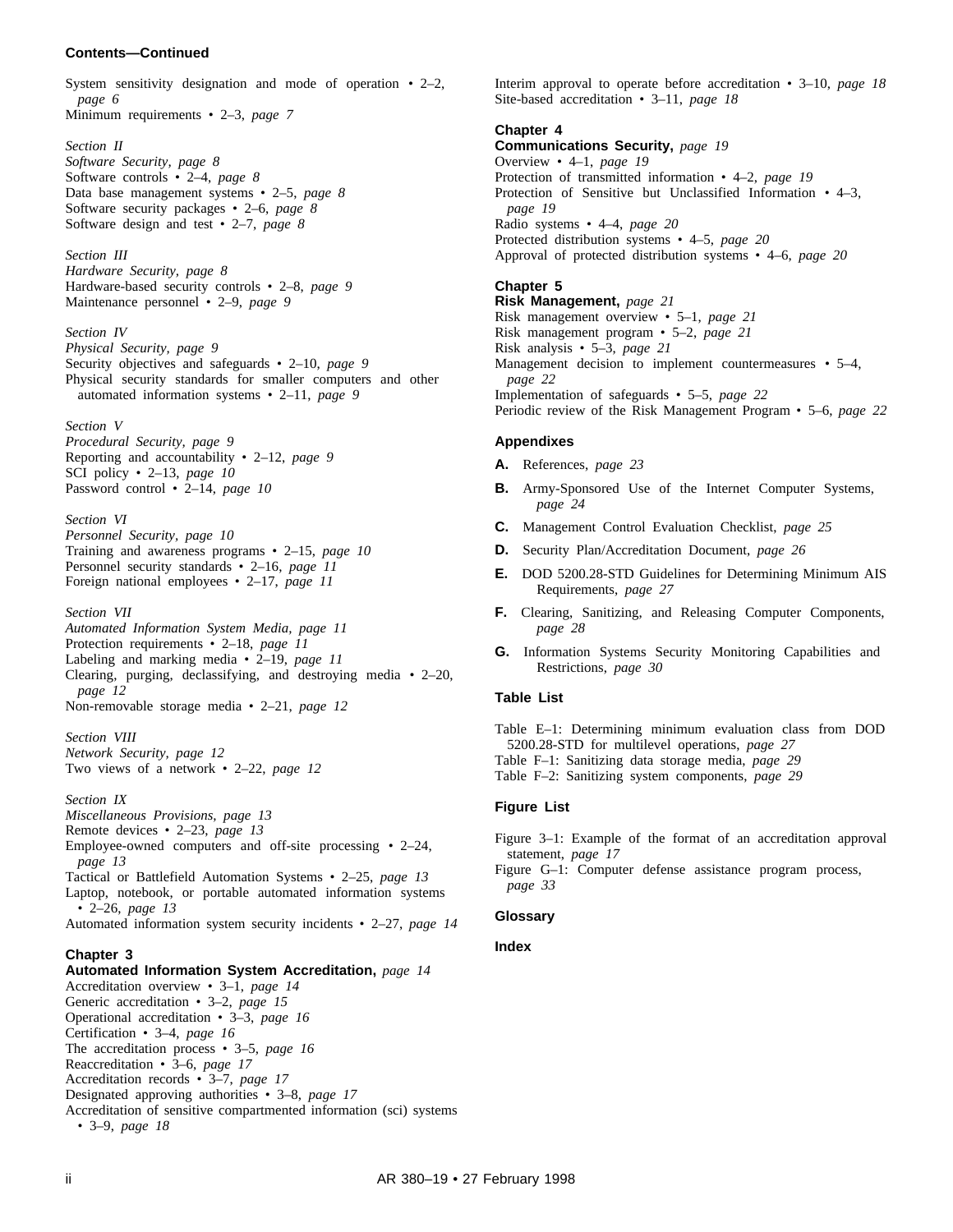**Contents—Continued**

System sensitivity designation and mode of operation • 2–2, *page 6*
Minimum requirements • 2–3, *page 7*

*Section II*
*Software Security, page 8*
Software controls • 2–4, *page 8*
Data base management systems • 2–5, *page 8*
Software security packages • 2–6, *page 8*
Software design and test • 2–7, *page 8*

*Section III*
*Hardware Security, page 8*
Hardware-based security controls • 2–8, *page 9*
Maintenance personnel • 2–9, *page 9*

*Section IV*
*Physical Security, page 9*
Security objectives and safeguards • 2–10, *page 9*
Physical security standards for smaller computers and other automated information systems • 2–11, *page 9*

*Section V*
*Procedural Security, page 9*
Reporting and accountability • 2–12, *page 9*
SCI policy • 2–13, *page 10*
Password control • 2–14, *page 10*

*Section VI*
*Personnel Security, page 10*
Training and awareness programs • 2–15, *page 10*
Personnel security standards • 2–16, *page 11*
Foreign national employees • 2–17, *page 11*

*Section VII*
*Automated Information System Media, page 11*
Protection requirements • 2–18, *page 11*
Labeling and marking media • 2–19, *page 11*
Clearing, purging, declassifying, and destroying media • 2–20, *page 12*
Non-removable storage media • 2–21, *page 12*

*Section VIII*
*Network Security, page 12*
Two views of a network • 2–22, *page 12*

*Section IX*
*Miscellaneous Provisions, page 13*
Remote devices • 2–23, *page 13*
Employee-owned computers and off-site processing • 2–24, *page 13*
Tactical or Battlefield Automation Systems • 2–25, *page 13*
Laptop, notebook, or portable automated information systems • 2–26, *page 13*
Automated information system security incidents • 2–27, *page 14*

**Chapter 3**
**Automated Information System Accreditation,** *page 14*
Accreditation overview • 3–1, *page 14*
Generic accreditation • 3–2, *page 15*
Operational accreditation • 3–3, *page 16*
Certification • 3–4, *page 16*
The accreditation process • 3–5, *page 16*
Reaccreditation • 3–6, *page 17*
Accreditation records • 3–7, *page 17*
Designated approving authorities • 3–8, *page 17*
Accreditation of sensitive compartmented information (sci) systems • 3–9, *page 18*
Interim approval to operate before accreditation • 3–10, *page 18*
Site-based accreditation • 3–11, *page 18*

**Chapter 4**
**Communications Security,** *page 19*
Overview • 4–1, *page 19*
Protection of transmitted information • 4–2, *page 19*
Protection of Sensitive but Unclassified Information • 4–3, *page 19*
Radio systems • 4–4, *page 20*
Protected distribution systems • 4–5, *page 20*
Approval of protected distribution systems • 4–6, *page 20*

**Chapter 5**
**Risk Management,** *page 21*
Risk management overview • 5–1, *page 21*
Risk management program • 5–2, *page 21*
Risk analysis • 5–3, *page 21*
Management decision to implement countermeasures • 5–4, *page 22*
Implementation of safeguards • 5–5, *page 22*
Periodic review of the Risk Management Program • 5–6, *page 22*

**Appendixes**

**A.** References, *page 23*

**B.** Army-Sponsored Use of the Internet Computer Systems, *page 24*

**C.** Management Control Evaluation Checklist, *page 25*

**D.** Security Plan/Accreditation Document, *page 26*

**E.** DOD 5200.28-STD Guidelines for Determining Minimum AIS Requirements, *page 27*

**F.** Clearing, Sanitizing, and Releasing Computer Components, *page 28*

**G.** Information Systems Security Monitoring Capabilities and Restrictions, *page 30*

**Table List**

Table E–1: Determining minimum evaluation class from DOD 5200.28-STD for multilevel operations, *page 27*
Table F–1: Sanitizing data storage media, *page 29*
Table F–2: Sanitizing system components, *page 29*

**Figure List**

Figure 3–1: Example of the format of an accreditation approval statement, *page 17*
Figure G–1: Computer defense assistance program process, *page 33*

**Glossary**

**Index**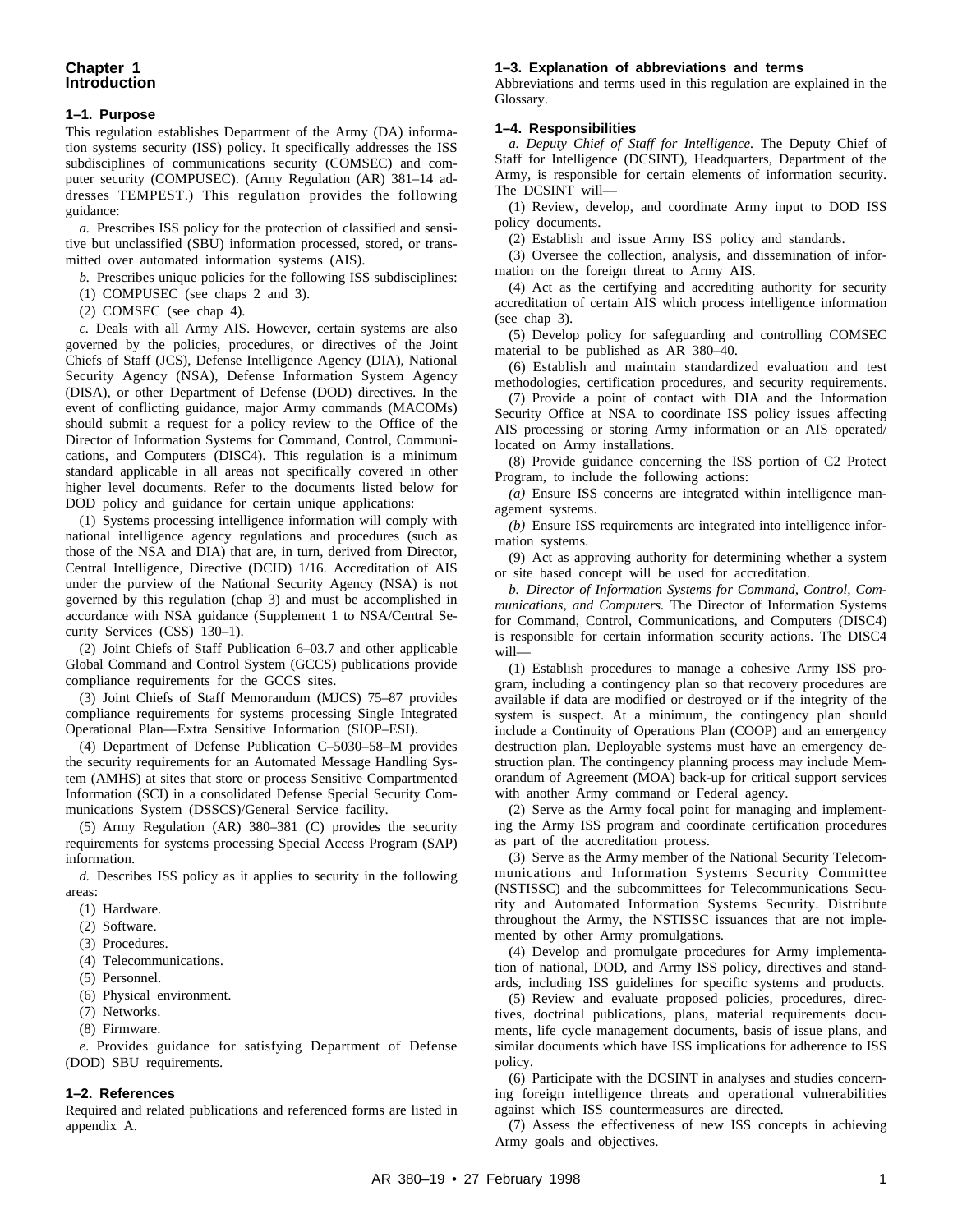# Chapter 1
# Introduction

### 1–1. Purpose

This regulation establishes Department of the Army (DA) information systems security (ISS) policy. It specifically addresses the ISS subdisciplines of communications security (COMSEC) and computer security (COMPUSEC). (Army Regulation (AR) 381–14 addresses TEMPEST.) This regulation provides the following guidance:

*a.* Prescribes ISS policy for the protection of classified and sensitive but unclassified (SBU) information processed, stored, or transmitted over automated information systems (AIS).

*b.* Prescribes unique policies for the following ISS subdisciplines:

(1) COMPUSEC (see chaps 2 and 3).

(2) COMSEC (see chap 4).

*c.* Deals with all Army AIS. However, certain systems are also governed by the policies, procedures, or directives of the Joint Chiefs of Staff (JCS), Defense Intelligence Agency (DIA), National Security Agency (NSA), Defense Information System Agency (DISA), or other Department of Defense (DOD) directives. In the event of conflicting guidance, major Army commands (MACOMs) should submit a request for a policy review to the Office of the Director of Information Systems for Command, Control, Communications, and Computers (DISC4). This regulation is a minimum standard applicable in all areas not specifically covered in other higher level documents. Refer to the documents listed below for DOD policy and guidance for certain unique applications:

(1) Systems processing intelligence information will comply with national intelligence agency regulations and procedures (such as those of the NSA and DIA) that are, in turn, derived from Director, Central Intelligence, Directive (DCID) 1/16. Accreditation of AIS under the purview of the National Security Agency (NSA) is not governed by this regulation (chap 3) and must be accomplished in accordance with NSA guidance (Supplement 1 to NSA/Central Security Services (CSS) 130–1).

(2) Joint Chiefs of Staff Publication 6–03.7 and other applicable Global Command and Control System (GCCS) publications provide compliance requirements for the GCCS sites.

(3) Joint Chiefs of Staff Memorandum (MJCS) 75–87 provides compliance requirements for systems processing Single Integrated Operational Plan—Extra Sensitive Information (SIOP–ESI).

(4) Department of Defense Publication C–5030–58–M provides the security requirements for an Automated Message Handling System (AMHS) at sites that store or process Sensitive Compartmented Information (SCI) in a consolidated Defense Special Security Communications System (DSSCS)/General Service facility.

(5) Army Regulation (AR) 380–381 (C) provides the security requirements for systems processing Special Access Program (SAP) information.

*d.* Describes ISS policy as it applies to security in the following areas:

(1) Hardware.

(2) Software.

(3) Procedures.

(4) Telecommunications.

(5) Personnel.

(6) Physical environment.

(7) Networks.

(8) Firmware.

*e.* Provides guidance for satisfying Department of Defense (DOD) SBU requirements.

### 1–2. References

Required and related publications and referenced forms are listed in appendix A.

### 1–3. Explanation of abbreviations and terms

Abbreviations and terms used in this regulation are explained in the Glossary.

### 1–4. Responsibilities

*a. Deputy Chief of Staff for Intelligence.* The Deputy Chief of Staff for Intelligence (DCSINT), Headquarters, Department of the Army, is responsible for certain elements of information security. The DCSINT will—

(1) Review, develop, and coordinate Army input to DOD ISS policy documents.

(2) Establish and issue Army ISS policy and standards.

(3) Oversee the collection, analysis, and dissemination of information on the foreign threat to Army AIS.

(4) Act as the certifying and accrediting authority for security accreditation of certain AIS which process intelligence information (see chap 3).

(5) Develop policy for safeguarding and controlling COMSEC material to be published as AR 380–40.

(6) Establish and maintain standardized evaluation and test methodologies, certification procedures, and security requirements.

(7) Provide a point of contact with DIA and the Information Security Office at NSA to coordinate ISS policy issues affecting AIS processing or storing Army information or an AIS operated/located on Army installations.

(8) Provide guidance concerning the ISS portion of C2 Protect Program, to include the following actions:

*(a)* Ensure ISS concerns are integrated within intelligence management systems.

*(b)* Ensure ISS requirements are integrated into intelligence information systems.

(9) Act as approving authority for determining whether a system or site based concept will be used for accreditation.

*b. Director of Information Systems for Command, Control, Communications, and Computers.* The Director of Information Systems for Command, Control, Communications, and Computers (DISC4) is responsible for certain information security actions. The DISC4 will—

(1) Establish procedures to manage a cohesive Army ISS program, including a contingency plan so that recovery procedures are available if data are modified or destroyed or if the integrity of the system is suspect. At a minimum, the contingency plan should include a Continuity of Operations Plan (COOP) and an emergency destruction plan. Deployable systems must have an emergency destruction plan. The contingency planning process may include Memorandum of Agreement (MOA) back-up for critical support services with another Army command or Federal agency.

(2) Serve as the Army focal point for managing and implementing the Army ISS program and coordinate certification procedures as part of the accreditation process.

(3) Serve as the Army member of the National Security Telecommunications and Information Systems Security Committee (NSTISSC) and the subcommittees for Telecommunications Security and Automated Information Systems Security. Distribute throughout the Army, the NSTISSC issuances that are not implemented by other Army promulgations.

(4) Develop and promulgate procedures for Army implementation of national, DOD, and Army ISS policy, directives and standards, including ISS guidelines for specific systems and products.

(5) Review and evaluate proposed policies, procedures, directives, doctrinal publications, plans, material requirements documents, life cycle management documents, basis of issue plans, and similar documents which have ISS implications for adherence to ISS policy.

(6) Participate with the DCSINT in analyses and studies concerning foreign intelligence threats and operational vulnerabilities against which ISS countermeasures are directed.

(7) Assess the effectiveness of new ISS concepts in achieving Army goals and objectives.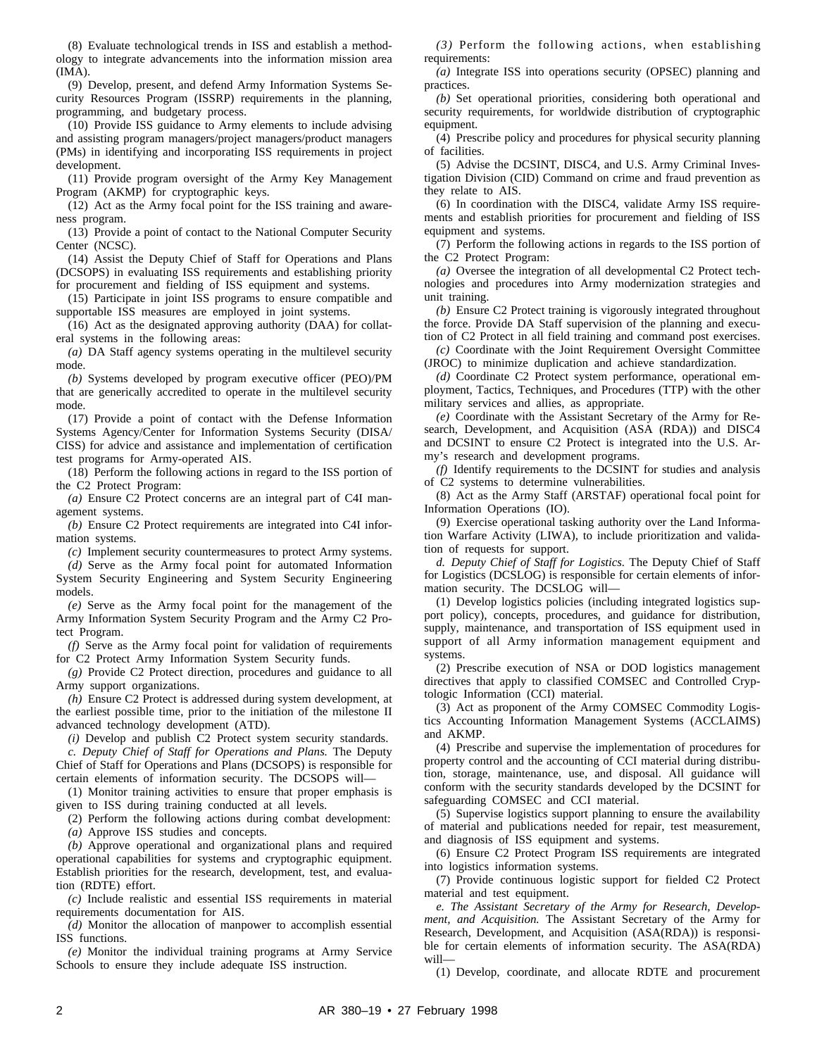(8) Evaluate technological trends in ISS and establish a methodology to integrate advancements into the information mission area (IMA).

(9) Develop, present, and defend Army Information Systems Security Resources Program (ISSRP) requirements in the planning, programming, and budgetary process.

(10) Provide ISS guidance to Army elements to include advising and assisting program managers/project managers/product managers (PMs) in identifying and incorporating ISS requirements in project development.

(11) Provide program oversight of the Army Key Management Program (AKMP) for cryptographic keys.

(12) Act as the Army focal point for the ISS training and awareness program.

(13) Provide a point of contact to the National Computer Security Center (NCSC).

(14) Assist the Deputy Chief of Staff for Operations and Plans (DCSOPS) in evaluating ISS requirements and establishing priority for procurement and fielding of ISS equipment and systems.

(15) Participate in joint ISS programs to ensure compatible and supportable ISS measures are employed in joint systems.

(16) Act as the designated approving authority (DAA) for collateral systems in the following areas:

*(a)* DA Staff agency systems operating in the multilevel security mode.

*(b)* Systems developed by program executive officer (PEO)/PM that are generically accredited to operate in the multilevel security mode.

(17) Provide a point of contact with the Defense Information Systems Agency/Center for Information Systems Security (DISA/CISS) for advice and assistance and implementation of certification test programs for Army-operated AIS.

(18) Perform the following actions in regard to the ISS portion of the C2 Protect Program:

*(a)* Ensure C2 Protect concerns are an integral part of C4I management systems.

*(b)* Ensure C2 Protect requirements are integrated into C4I information systems.

*(c)* Implement security countermeasures to protect Army systems.

*(d)* Serve as the Army focal point for automated Information System Security Engineering and System Security Engineering models.

*(e)* Serve as the Army focal point for the management of the Army Information System Security Program and the Army C2 Protect Program.

*(f)* Serve as the Army focal point for validation of requirements for C2 Protect Army Information System Security funds.

*(g)* Provide C2 Protect direction, procedures and guidance to all Army support organizations.

*(h)* Ensure C2 Protect is addressed during system development, at the earliest possible time, prior to the initiation of the milestone II advanced technology development (ATD).

*(i)* Develop and publish C2 Protect system security standards.

*c. Deputy Chief of Staff for Operations and Plans.* The Deputy Chief of Staff for Operations and Plans (DCSOPS) is responsible for certain elements of information security. The DCSOPS will—

(1) Monitor training activities to ensure that proper emphasis is given to ISS during training conducted at all levels.

(2) Perform the following actions during combat development:

*(a)* Approve ISS studies and concepts.

*(b)* Approve operational and organizational plans and required operational capabilities for systems and cryptographic equipment. Establish priorities for the research, development, test, and evaluation (RDTE) effort.

*(c)* Include realistic and essential ISS requirements in material requirements documentation for AIS.

*(d)* Monitor the allocation of manpower to accomplish essential ISS functions.

*(e)* Monitor the individual training programs at Army Service Schools to ensure they include adequate ISS instruction.

*(3)* Perform the following actions, when establishing requirements:

*(a)* Integrate ISS into operations security (OPSEC) planning and practices.

*(b)* Set operational priorities, considering both operational and security requirements, for worldwide distribution of cryptographic equipment.

(4) Prescribe policy and procedures for physical security planning of facilities.

(5) Advise the DCSINT, DISC4, and U.S. Army Criminal Investigation Division (CID) Command on crime and fraud prevention as they relate to AIS.

(6) In coordination with the DISC4, validate Army ISS requirements and establish priorities for procurement and fielding of ISS equipment and systems.

(7) Perform the following actions in regards to the ISS portion of the C2 Protect Program:

*(a)* Oversee the integration of all developmental C2 Protect technologies and procedures into Army modernization strategies and unit training.

*(b)* Ensure C2 Protect training is vigorously integrated throughout the force. Provide DA Staff supervision of the planning and execution of C2 Protect in all field training and command post exercises.

*(c)* Coordinate with the Joint Requirement Oversight Committee (JROC) to minimize duplication and achieve standardization.

*(d)* Coordinate C2 Protect system performance, operational employment, Tactics, Techniques, and Procedures (TTP) with the other military services and allies, as appropriate.

*(e)* Coordinate with the Assistant Secretary of the Army for Research, Development, and Acquisition (ASA (RDA)) and DISC4 and DCSINT to ensure C2 Protect is integrated into the U.S. Army's research and development programs.

*(f)* Identify requirements to the DCSINT for studies and analysis of C2 systems to determine vulnerabilities.

(8) Act as the Army Staff (ARSTAF) operational focal point for Information Operations (IO).

(9) Exercise operational tasking authority over the Land Information Warfare Activity (LIWA), to include prioritization and validation of requests for support.

*d. Deputy Chief of Staff for Logistics.* The Deputy Chief of Staff for Logistics (DCSLOG) is responsible for certain elements of information security. The DCSLOG will—

(1) Develop logistics policies (including integrated logistics support policy), concepts, procedures, and guidance for distribution, supply, maintenance, and transportation of ISS equipment used in support of all Army information management equipment and systems.

(2) Prescribe execution of NSA or DOD logistics management directives that apply to classified COMSEC and Controlled Cryptologic Information (CCI) material.

(3) Act as proponent of the Army COMSEC Commodity Logistics Accounting Information Management Systems (ACCLAIMS) and AKMP.

(4) Prescribe and supervise the implementation of procedures for property control and the accounting of CCI material during distribution, storage, maintenance, use, and disposal. All guidance will conform with the security standards developed by the DCSINT for safeguarding COMSEC and CCI material.

(5) Supervise logistics support planning to ensure the availability of material and publications needed for repair, test measurement, and diagnosis of ISS equipment and systems.

(6) Ensure C2 Protect Program ISS requirements are integrated into logistics information systems.

(7) Provide continuous logistic support for fielded C2 Protect material and test equipment.

*e. The Assistant Secretary of the Army for Research, Development, and Acquisition.* The Assistant Secretary of the Army for Research, Development, and Acquisition (ASA(RDA)) is responsible for certain elements of information security. The ASA(RDA) will—

(1) Develop, coordinate, and allocate RDTE and procurement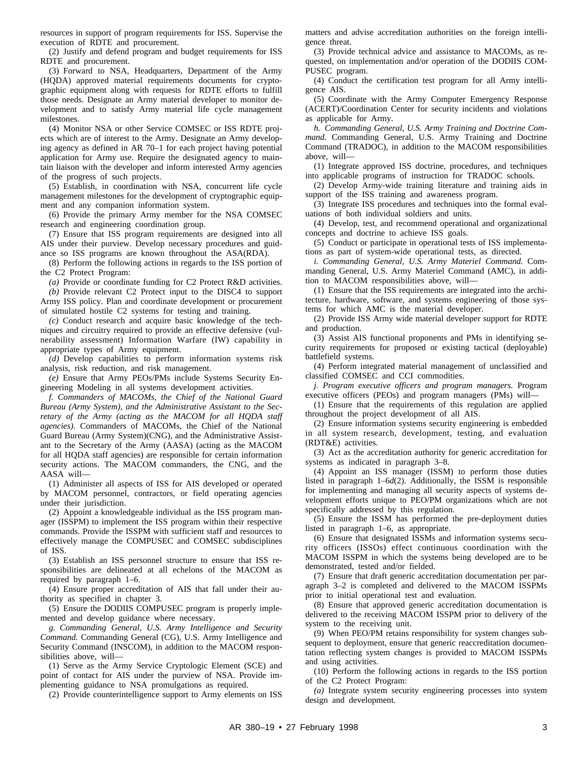resources in support of program requirements for ISS. Supervise the execution of RDTE and procurement.

(2) Justify and defend program and budget requirements for ISS RDTE and procurement.

(3) Forward to NSA, Headquarters, Department of the Army (HQDA) approved material requirements documents for cryptographic equipment along with requests for RDTE efforts to fulfill those needs. Designate an Army material developer to monitor development and to satisfy Army material life cycle management milestones.

(4) Monitor NSA or other Service COMSEC or ISS RDTE projects which are of interest to the Army. Designate an Army developing agency as defined in AR 70–1 for each project having potential application for Army use. Require the designated agency to maintain liaison with the developer and inform interested Army agencies of the progress of such projects.

(5) Establish, in coordination with NSA, concurrent life cycle management milestones for the development of cryptographic equipment and any companion information system.

(6) Provide the primary Army member for the NSA COMSEC research and engineering coordination group.

(7) Ensure that ISS program requirements are designed into all AIS under their purview. Develop necessary procedures and guidance so ISS programs are known throughout the ASA(RDA).

(8) Perform the following actions in regards to the ISS portion of the C2 Protect Program:

*(a)* Provide or coordinate funding for C2 Protect R&D activities.

*(b)* Provide relevant C2 Protect input to the DISC4 to support Army ISS policy. Plan and coordinate development or procurement of simulated hostile C2 systems for testing and training.

*(c)* Conduct research and acquire basic knowledge of the techniques and circuitry required to provide an effective defensive (vulnerability assessment) Information Warfare (IW) capability in appropriate types of Army equipment.

*(d)* Develop capabilities to perform information systems risk analysis, risk reduction, and risk management.

*(e)* Ensure that Army PEOs/PMs include Systems Security Engineering Modeling in all systems development activities.

*f. Commanders of MACOMs, the Chief of the National Guard Bureau (Army System), and the Administrative Assistant to the Secretary of the Army (acting as the MACOM for all HQDA staff agencies).* Commanders of MACOMs, the Chief of the National Guard Bureau (Army System)(CNG), and the Administrative Assistant to the Secretary of the Army (AASA) (acting as the MACOM for all HQDA staff agencies) are responsible for certain information security actions. The MACOM commanders, the CNG, and the AASA will—

(1) Administer all aspects of ISS for AIS developed or operated by MACOM personnel, contractors, or field operating agencies under their jurisdiction.

(2) Appoint a knowledgeable individual as the ISS program manager (ISSPM) to implement the ISS program within their respective commands. Provide the ISSPM with sufficient staff and resources to effectively manage the COMPUSEC and COMSEC subdisciplines of ISS.

(3) Establish an ISS personnel structure to ensure that ISS responsibilities are delineated at all echelons of the MACOM as required by paragraph 1–6.

(4) Ensure proper accreditation of AIS that fall under their authority as specified in chapter 3.

(5) Ensure the DODIIS COMPUSEC program is properly implemented and develop guidance where necessary.

*g. Commanding General, U.S. Army Intelligence and Security Command.* Commanding General (CG), U.S. Army Intelligence and Security Command (INSCOM), in addition to the MACOM responsibilities above, will—

(1) Serve as the Army Service Cryptologic Element (SCE) and point of contact for AIS under the purview of NSA. Provide implementing guidance to NSA promulgations as required.

(2) Provide counterintelligence support to Army elements on ISS matters and advise accreditation authorities on the foreign intelligence threat.

(3) Provide technical advice and assistance to MACOMs, as requested, on implementation and/or operation of the DODIIS COMPUSEC program.

(4) Conduct the certification test program for all Army intelligence AIS.

(5) Coordinate with the Army Computer Emergency Response (ACERT)/Coordination Center for security incidents and violations as applicable for Army.

*h. Commanding General, U.S. Army Training and Doctrine Command.* Commanding General, U.S. Army Training and Doctrine Command (TRADOC), in addition to the MACOM responsibilities above, will—

(1) Integrate approved ISS doctrine, procedures, and techniques into applicable programs of instruction for TRADOC schools.

(2) Develop Army-wide training literature and training aids in support of the ISS training and awareness program.

(3) Integrate ISS procedures and techniques into the formal evaluations of both individual soldiers and units.

(4) Develop, test, and recommend operational and organizational concepts and doctrine to achieve ISS goals.

(5) Conduct or participate in operational tests of ISS implementations as part of system-wide operational tests, as directed.

*i. Commanding General, U.S. Army Materiel Command.* Commanding General, U.S. Army Materiel Command (AMC), in addition to MACOM responsibilities above, will—

(1) Ensure that the ISS requirements are integrated into the architecture, hardware, software, and systems engineering of those systems for which AMC is the material developer.

(2) Provide ISS Army wide material developer support for RDTE and production.

(3) Assist AIS functional proponents and PMs in identifying security requirements for proposed or existing tactical (deployable) battlefield systems.

(4) Perform integrated material management of unclassified and classified COMSEC and CCI commodities.

*j. Program executive officers and program managers.* Program executive officers (PEOs) and program managers (PMs) will—

(1) Ensure that the requirements of this regulation are applied throughout the project development of all AIS.

(2) Ensure information systems security engineering is embedded in all system research, development, testing, and evaluation (RDT&E) activities.

(3) Act as the accreditation authority for generic accreditation for systems as indicated in paragraph 3–8.

(4) Appoint an ISS manager (ISSM) to perform those duties listed in paragraph 1–6*d*(2). Additionally, the ISSM is responsible for implementing and managing all security aspects of systems development efforts unique to PEO/PM organizations which are not specifically addressed by this regulation.

(5) Ensure the ISSM has performed the pre-deployment duties listed in paragraph 1–6, as appropriate.

(6) Ensure that designated ISSMs and information systems security officers (ISSOs) effect continuous coordination with the MACOM ISSPM in which the systems being developed are to be demonstrated, tested and/or fielded.

(7) Ensure that draft generic accreditation documentation per paragraph 3–2 is completed and delivered to the MACOM ISSPMs prior to initial operational test and evaluation.

(8) Ensure that approved generic accreditation documentation is delivered to the receiving MACOM ISSPM prior to delivery of the system to the receiving unit.

(9) When PEO/PM retains responsibility for system changes subsequent to deployment, ensure that generic reaccreditation documentation reflecting system changes is provided to MACOM ISSPMs and using activities.

(10) Perform the following actions in regards to the ISS portion of the C2 Protect Program:

*(a)* Integrate system security engineering processes into system design and development.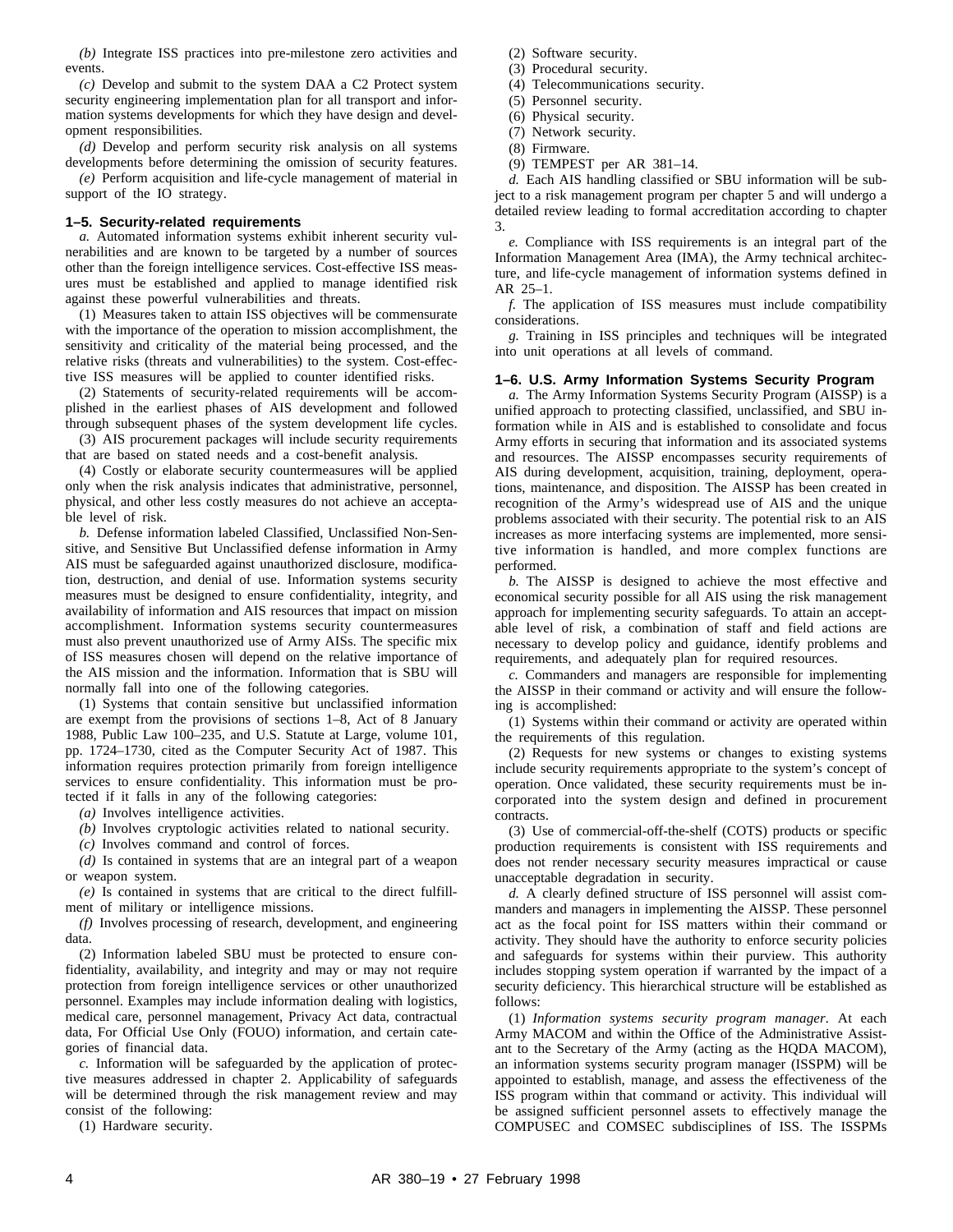*(b)* Integrate ISS practices into pre-milestone zero activities and events.

*(c)* Develop and submit to the system DAA a C2 Protect system security engineering implementation plan for all transport and information systems developments for which they have design and development responsibilities.

*(d)* Develop and perform security risk analysis on all systems developments before determining the omission of security features.

*(e)* Perform acquisition and life-cycle management of material in support of the IO strategy.

### 1–5. Security-related requirements

*a.* Automated information systems exhibit inherent security vulnerabilities and are known to be targeted by a number of sources other than the foreign intelligence services. Cost-effective ISS measures must be established and applied to manage identified risk against these powerful vulnerabilities and threats.

(1) Measures taken to attain ISS objectives will be commensurate with the importance of the operation to mission accomplishment, the sensitivity and criticality of the material being processed, and the relative risks (threats and vulnerabilities) to the system. Cost-effective ISS measures will be applied to counter identified risks.

(2) Statements of security-related requirements will be accomplished in the earliest phases of AIS development and followed through subsequent phases of the system development life cycles.

(3) AIS procurement packages will include security requirements that are based on stated needs and a cost-benefit analysis.

(4) Costly or elaborate security countermeasures will be applied only when the risk analysis indicates that administrative, personnel, physical, and other less costly measures do not achieve an acceptable level of risk.

*b.* Defense information labeled Classified, Unclassified Non-Sensitive, and Sensitive But Unclassified defense information in Army AIS must be safeguarded against unauthorized disclosure, modification, destruction, and denial of use. Information systems security measures must be designed to ensure confidentiality, integrity, and availability of information and AIS resources that impact on mission accomplishment. Information systems security countermeasures must also prevent unauthorized use of Army AISs. The specific mix of ISS measures chosen will depend on the relative importance of the AIS mission and the information. Information that is SBU will normally fall into one of the following categories.

(1) Systems that contain sensitive but unclassified information are exempt from the provisions of sections 1–8, Act of 8 January 1988, Public Law 100–235, and U.S. Statute at Large, volume 101, pp. 1724–1730, cited as the Computer Security Act of 1987. This information requires protection primarily from foreign intelligence services to ensure confidentiality. This information must be protected if it falls in any of the following categories:

*(a)* Involves intelligence activities.

*(b)* Involves cryptologic activities related to national security.

*(c)* Involves command and control of forces.

*(d)* Is contained in systems that are an integral part of a weapon or weapon system.

*(e)* Is contained in systems that are critical to the direct fulfillment of military or intelligence missions.

*(f)* Involves processing of research, development, and engineering data.

(2) Information labeled SBU must be protected to ensure confidentiality, availability, and integrity and may or may not require protection from foreign intelligence services or other unauthorized personnel. Examples may include information dealing with logistics, medical care, personnel management, Privacy Act data, contractual data, For Official Use Only (FOUO) information, and certain categories of financial data.

*c.* Information will be safeguarded by the application of protective measures addressed in chapter 2. Applicability of safeguards will be determined through the risk management review and may consist of the following:

(1) Hardware security.

(2) Software security.

(3) Procedural security.

(4) Telecommunications security.

(5) Personnel security.

(6) Physical security.

(7) Network security.

(8) Firmware.

(9) TEMPEST per AR 381–14.

*d.* Each AIS handling classified or SBU information will be subject to a risk management program per chapter 5 and will undergo a detailed review leading to formal accreditation according to chapter 3.

*e.* Compliance with ISS requirements is an integral part of the Information Management Area (IMA), the Army technical architecture, and life-cycle management of information systems defined in AR 25–1.

*f.* The application of ISS measures must include compatibility considerations.

*g.* Training in ISS principles and techniques will be integrated into unit operations at all levels of command.

### 1–6. U.S. Army Information Systems Security Program

*a.* The Army Information Systems Security Program (AISSP) is a unified approach to protecting classified, unclassified, and SBU information while in AIS and is established to consolidate and focus Army efforts in securing that information and its associated systems and resources. The AISSP encompasses security requirements of AIS during development, acquisition, training, deployment, operations, maintenance, and disposition. The AISSP has been created in recognition of the Army's widespread use of AIS and the unique problems associated with their security. The potential risk to an AIS increases as more interfacing systems are implemented, more sensitive information is handled, and more complex functions are performed.

*b.* The AISSP is designed to achieve the most effective and economical security possible for all AIS using the risk management approach for implementing security safeguards. To attain an acceptable level of risk, a combination of staff and field actions are necessary to develop policy and guidance, identify problems and requirements, and adequately plan for required resources.

*c.* Commanders and managers are responsible for implementing the AISSP in their command or activity and will ensure the following is accomplished:

(1) Systems within their command or activity are operated within the requirements of this regulation.

(2) Requests for new systems or changes to existing systems include security requirements appropriate to the system's concept of operation. Once validated, these security requirements must be incorporated into the system design and defined in procurement contracts.

(3) Use of commercial-off-the-shelf (COTS) products or specific production requirements is consistent with ISS requirements and does not render necessary security measures impractical or cause unacceptable degradation in security.

*d.* A clearly defined structure of ISS personnel will assist commanders and managers in implementing the AISSP. These personnel act as the focal point for ISS matters within their command or activity. They should have the authority to enforce security policies and safeguards for systems within their purview. This authority includes stopping system operation if warranted by the impact of a security deficiency. This hierarchical structure will be established as follows:

(1) *Information systems security program manager.* At each Army MACOM and within the Office of the Administrative Assistant to the Secretary of the Army (acting as the HQDA MACOM), an information systems security program manager (ISSPM) will be appointed to establish, manage, and assess the effectiveness of the ISS program within that command or activity. This individual will be assigned sufficient personnel assets to effectively manage the COMPUSEC and COMSEC subdisciplines of ISS. The ISSPMs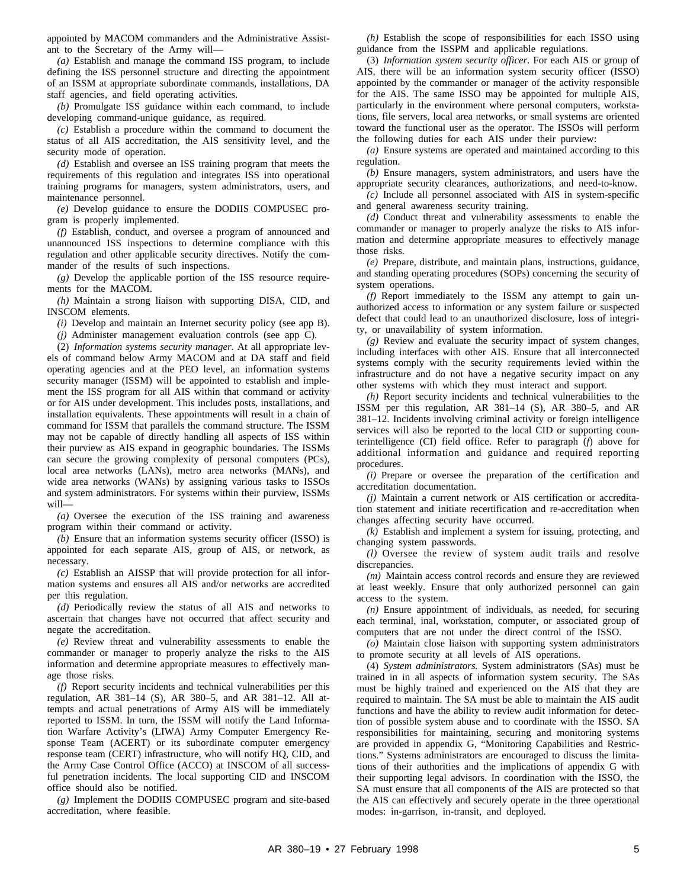appointed by MACOM commanders and the Administrative Assistant to the Secretary of the Army will—

*(a)* Establish and manage the command ISS program, to include defining the ISS personnel structure and directing the appointment of an ISSM at appropriate subordinate commands, installations, DA staff agencies, and field operating activities.

*(b)* Promulgate ISS guidance within each command, to include developing command-unique guidance, as required.

*(c)* Establish a procedure within the command to document the status of all AIS accreditation, the AIS sensitivity level, and the security mode of operation.

*(d)* Establish and oversee an ISS training program that meets the requirements of this regulation and integrates ISS into operational training programs for managers, system administrators, users, and maintenance personnel.

*(e)* Develop guidance to ensure the DODIIS COMPUSEC program is properly implemented.

*(f)* Establish, conduct, and oversee a program of announced and unannounced ISS inspections to determine compliance with this regulation and other applicable security directives. Notify the commander of the results of such inspections.

*(g)* Develop the applicable portion of the ISS resource requirements for the MACOM.

*(h)* Maintain a strong liaison with supporting DISA, CID, and INSCOM elements.

*(i)* Develop and maintain an Internet security policy (see app B).

*(j)* Administer management evaluation controls (see app C).

(2) *Information systems security manager.* At all appropriate levels of command below Army MACOM and at DA staff and field operating agencies and at the PEO level, an information systems security manager (ISSM) will be appointed to establish and implement the ISS program for all AIS within that command or activity or for AIS under development. This includes posts, installations, and installation equivalents. These appointments will result in a chain of command for ISSM that parallels the command structure. The ISSM may not be capable of directly handling all aspects of ISS within their purview as AIS expand in geographic boundaries. The ISSMs can secure the growing complexity of personal computers (PCs), local area networks (LANs), metro area networks (MANs), and wide area networks (WANs) by assigning various tasks to ISSOs and system administrators. For systems within their purview, ISSMs will—

*(a)* Oversee the execution of the ISS training and awareness program within their command or activity.

*(b)* Ensure that an information systems security officer (ISSO) is appointed for each separate AIS, group of AIS, or network, as necessary.

*(c)* Establish an AISSP that will provide protection for all information systems and ensures all AIS and/or networks are accredited per this regulation.

*(d)* Periodically review the status of all AIS and networks to ascertain that changes have not occurred that affect security and negate the accreditation.

*(e)* Review threat and vulnerability assessments to enable the commander or manager to properly analyze the risks to the AIS information and determine appropriate measures to effectively manage those risks.

*(f)* Report security incidents and technical vulnerabilities per this regulation, AR 381–14 (S), AR 380–5, and AR 381–12. All attempts and actual penetrations of Army AIS will be immediately reported to ISSM. In turn, the ISSM will notify the Land Information Warfare Activity's (LIWA) Army Computer Emergency Response Team (ACERT) or its subordinate computer emergency response team (CERT) infrastructure, who will notify HQ, CID, and the Army Case Control Office (ACCO) at INSCOM of all successful penetration incidents. The local supporting CID and INSCOM office should also be notified.

*(g)* Implement the DODIIS COMPUSEC program and site-based accreditation, where feasible.

*(h)* Establish the scope of responsibilities for each ISSO using guidance from the ISSPM and applicable regulations.

(3) *Information system security officer.* For each AIS or group of AIS, there will be an information system security officer (ISSO) appointed by the commander or manager of the activity responsible for the AIS. The same ISSO may be appointed for multiple AIS, particularly in the environment where personal computers, workstations, file servers, local area networks, or small systems are oriented toward the functional user as the operator. The ISSOs will perform the following duties for each AIS under their purview:

*(a)* Ensure systems are operated and maintained according to this regulation.

*(b)* Ensure managers, system administrators, and users have the appropriate security clearances, authorizations, and need-to-know.

*(c)* Include all personnel associated with AIS in system-specific and general awareness security training.

*(d)* Conduct threat and vulnerability assessments to enable the commander or manager to properly analyze the risks to AIS information and determine appropriate measures to effectively manage those risks.

*(e)* Prepare, distribute, and maintain plans, instructions, guidance, and standing operating procedures (SOPs) concerning the security of system operations.

*(f)* Report immediately to the ISSM any attempt to gain unauthorized access to information or any system failure or suspected defect that could lead to an unauthorized disclosure, loss of integrity, or unavailability of system information.

*(g)* Review and evaluate the security impact of system changes, including interfaces with other AIS. Ensure that all interconnected systems comply with the security requirements levied within the infrastructure and do not have a negative security impact on any other systems with which they must interact and support.

*(h)* Report security incidents and technical vulnerabilities to the ISSM per this regulation, AR 381–14 (S), AR 380–5, and AR 381–12. Incidents involving criminal activity or foreign intelligence services will also be reported to the local CID or supporting counterintelligence (CI) field office. Refer to paragraph (*f*) above for additional information and guidance and required reporting procedures.

*(i)* Prepare or oversee the preparation of the certification and accreditation documentation.

*(j)* Maintain a current network or AIS certification or accreditation statement and initiate recertification and re-accreditation when changes affecting security have occurred.

*(k)* Establish and implement a system for issuing, protecting, and changing system passwords.

*(l)* Oversee the review of system audit trails and resolve discrepancies.

*(m)* Maintain access control records and ensure they are reviewed at least weekly. Ensure that only authorized personnel can gain access to the system.

*(n)* Ensure appointment of individuals, as needed, for securing each terminal, inal, workstation, computer, or associated group of computers that are not under the direct control of the ISSO.

*(o)* Maintain close liaison with supporting system administrators to promote security at all levels of AIS operations.

(4) *System administrators.* System administrators (SAs) must be trained in in all aspects of information system security. The SAs must be highly trained and experienced on the AIS that they are required to maintain. The SA must be able to maintain the AIS audit functions and have the ability to review audit information for detection of possible system abuse and to coordinate with the ISSO. SA responsibilities for maintaining, securing and monitoring systems are provided in appendix G, "Monitoring Capabilities and Restrictions." Systems administrators are encouraged to discuss the limitations of their authorities and the implications of appendix G with their supporting legal advisors. In coordination with the ISSO, the SA must ensure that all components of the AIS are protected so that the AIS can effectively and securely operate in the three operational modes: in-garrison, in-transit, and deployed.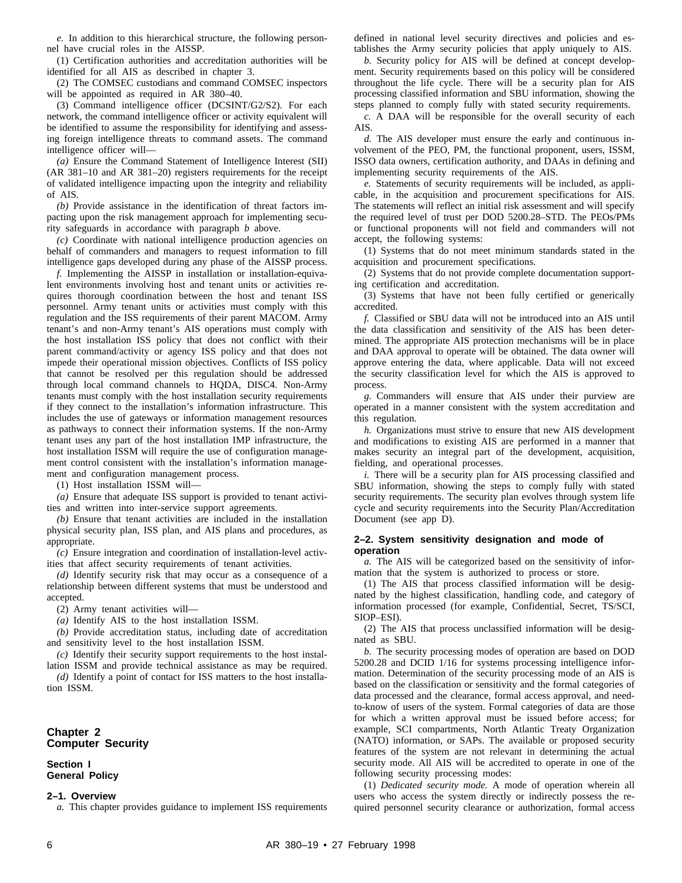*e.* In addition to this hierarchical structure, the following personnel have crucial roles in the AISSP.

(1) Certification authorities and accreditation authorities will be identified for all AIS as described in chapter 3.

(2) The COMSEC custodians and command COMSEC inspectors will be appointed as required in AR 380–40.

(3) Command intelligence officer (DCSINT/G2/S2). For each network, the command intelligence officer or activity equivalent will be identified to assume the responsibility for identifying and assessing foreign intelligence threats to command assets. The command intelligence officer will—

*(a)* Ensure the Command Statement of Intelligence Interest (SII) (AR 381–10 and AR 381–20) registers requirements for the receipt of validated intelligence impacting upon the integrity and reliability of AIS.

*(b)* Provide assistance in the identification of threat factors impacting upon the risk management approach for implementing security safeguards in accordance with paragraph *b* above.

*(c)* Coordinate with national intelligence production agencies on behalf of commanders and managers to request information to fill intelligence gaps developed during any phase of the AISSP process.

*f.* Implementing the AISSP in installation or installation-equivalent environments involving host and tenant units or activities requires thorough coordination between the host and tenant ISS personnel. Army tenant units or activities must comply with this regulation and the ISS requirements of their parent MACOM. Army tenant's and non-Army tenant's AIS operations must comply with the host installation ISS policy that does not conflict with their parent command/activity or agency ISS policy and that does not impede their operational mission objectives. Conflicts of ISS policy that cannot be resolved per this regulation should be addressed through local command channels to HQDA, DISC4. Non-Army tenants must comply with the host installation security requirements if they connect to the installation's information infrastructure. This includes the use of gateways or information management resources as pathways to connect their information systems. If the non-Army tenant uses any part of the host installation IMP infrastructure, the host installation ISSM will require the use of configuration management control consistent with the installation's information management and configuration management process.

(1) Host installation ISSM will—

*(a)* Ensure that adequate ISS support is provided to tenant activities and written into inter-service support agreements.

*(b)* Ensure that tenant activities are included in the installation physical security plan, ISS plan, and AIS plans and procedures, as appropriate.

*(c)* Ensure integration and coordination of installation-level activities that affect security requirements of tenant activities.

*(d)* Identify security risk that may occur as a consequence of a relationship between different systems that must be understood and accepted.

(2) Army tenant activities will—

*(a)* Identify AIS to the host installation ISSM.

*(b)* Provide accreditation status, including date of accreditation and sensitivity level to the host installation ISSM.

*(c)* Identify their security support requirements to the host installation ISSM and provide technical assistance as may be required.

*(d)* Identify a point of contact for ISS matters to the host installation ISSM.

# Chapter 2
# Computer Security

## Section I
## General Policy

### 2–1. Overview

*a.* This chapter provides guidance to implement ISS requirements defined in national level security directives and policies and establishes the Army security policies that apply uniquely to AIS.

*b.* Security policy for AIS will be defined at concept development. Security requirements based on this policy will be considered throughout the life cycle. There will be a security plan for AIS processing classified information and SBU information, showing the steps planned to comply fully with stated security requirements.

*c.* A DAA will be responsible for the overall security of each AIS.

*d.* The AIS developer must ensure the early and continuous involvement of the PEO, PM, the functional proponent, users, ISSM, ISSO data owners, certification authority, and DAAs in defining and implementing security requirements of the AIS.

*e.* Statements of security requirements will be included, as applicable, in the acquisition and procurement specifications for AIS. The statements will reflect an initial risk assessment and will specify the required level of trust per DOD 5200.28–STD. The PEOs/PMs or functional proponents will not field and commanders will not accept, the following systems:

(1) Systems that do not meet minimum standards stated in the acquisition and procurement specifications.

(2) Systems that do not provide complete documentation supporting certification and accreditation.

(3) Systems that have not been fully certified or generically accredited.

*f.* Classified or SBU data will not be introduced into an AIS until the data classification and sensitivity of the AIS has been determined. The appropriate AIS protection mechanisms will be in place and DAA approval to operate will be obtained. The data owner will approve entering the data, where applicable. Data will not exceed the security classification level for which the AIS is approved to process.

*g.* Commanders will ensure that AIS under their purview are operated in a manner consistent with the system accreditation and this regulation.

*h.* Organizations must strive to ensure that new AIS development and modifications to existing AIS are performed in a manner that makes security an integral part of the development, acquisition, fielding, and operational processes.

*i.* There will be a security plan for AIS processing classified and SBU information, showing the steps to comply fully with stated security requirements. The security plan evolves through system life cycle and security requirements into the Security Plan/Accreditation Document (see app D).

### 2–2. System sensitivity designation and mode of operation

*a.* The AIS will be categorized based on the sensitivity of information that the system is authorized to process or store.

(1) The AIS that process classified information will be designated by the highest classification, handling code, and category of information processed (for example, Confidential, Secret, TS/SCI, SIOP–ESI).

(2) The AIS that process unclassified information will be designated as SBU.

*b.* The security processing modes of operation are based on DOD 5200.28 and DCID 1/16 for systems processing intelligence information. Determination of the security processing mode of an AIS is based on the classification or sensitivity and the formal categories of data processed and the clearance, formal access approval, and need-to-know of users of the system. Formal categories of data are those for which a written approval must be issued before access; for example, SCI compartments, North Atlantic Treaty Organization (NATO) information, or SAPs. The available or proposed security features of the system are not relevant in determining the actual security mode. All AIS will be accredited to operate in one of the following security processing modes:

(1) *Dedicated security mode.* A mode of operation wherein all users who access the system directly or indirectly possess the required personnel security clearance or authorization, formal access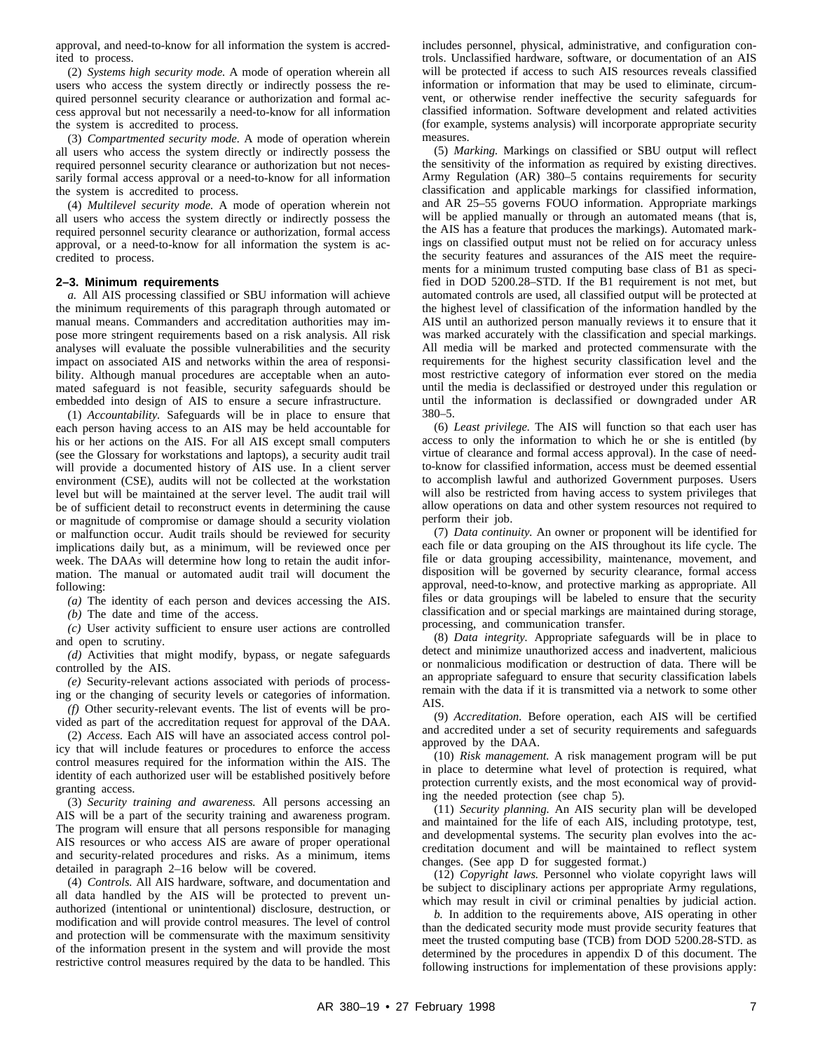approval, and need-to-know for all information the system is accredited to process.

(2) *Systems high security mode.* A mode of operation wherein all users who access the system directly or indirectly possess the required personnel security clearance or authorization and formal access approval but not necessarily a need-to-know for all information the system is accredited to process.

(3) *Compartmented security mode.* A mode of operation wherein all users who access the system directly or indirectly possess the required personnel security clearance or authorization but not necessarily formal access approval or a need-to-know for all information the system is accredited to process.

(4) *Multilevel security mode.* A mode of operation wherein not all users who access the system directly or indirectly possess the required personnel security clearance or authorization, formal access approval, or a need-to-know for all information the system is accredited to process.

### 2–3. Minimum requirements

*a.* All AIS processing classified or SBU information will achieve the minimum requirements of this paragraph through automated or manual means. Commanders and accreditation authorities may impose more stringent requirements based on a risk analysis. All risk analyses will evaluate the possible vulnerabilities and the security impact on associated AIS and networks within the area of responsibility. Although manual procedures are acceptable when an automated safeguard is not feasible, security safeguards should be embedded into design of AIS to ensure a secure infrastructure.

(1) *Accountability.* Safeguards will be in place to ensure that each person having access to an AIS may be held accountable for his or her actions on the AIS. For all AIS except small computers (see the Glossary for workstations and laptops), a security audit trail will provide a documented history of AIS use. In a client server environment (CSE), audits will not be collected at the workstation level but will be maintained at the server level. The audit trail will be of sufficient detail to reconstruct events in determining the cause or magnitude of compromise or damage should a security violation or malfunction occur. Audit trails should be reviewed for security implications daily but, as a minimum, will be reviewed once per week. The DAAs will determine how long to retain the audit information. The manual or automated audit trail will document the following:

*(a)* The identity of each person and devices accessing the AIS.

*(b)* The date and time of the access.

*(c)* User activity sufficient to ensure user actions are controlled and open to scrutiny.

*(d)* Activities that might modify, bypass, or negate safeguards controlled by the AIS.

*(e)* Security-relevant actions associated with periods of processing or the changing of security levels or categories of information.

*(f)* Other security-relevant events. The list of events will be provided as part of the accreditation request for approval of the DAA.

(2) *Access.* Each AIS will have an associated access control policy that will include features or procedures to enforce the access control measures required for the information within the AIS. The identity of each authorized user will be established positively before granting access.

(3) *Security training and awareness.* All persons accessing an AIS will be a part of the security training and awareness program. The program will ensure that all persons responsible for managing AIS resources or who access AIS are aware of proper operational and security-related procedures and risks. As a minimum, items detailed in paragraph 2–16 below will be covered.

(4) *Controls.* All AIS hardware, software, and documentation and all data handled by the AIS will be protected to prevent unauthorized (intentional or unintentional) disclosure, destruction, or modification and will provide control measures. The level of control and protection will be commensurate with the maximum sensitivity of the information present in the system and will provide the most restrictive control measures required by the data to be handled. This includes personnel, physical, administrative, and configuration controls. Unclassified hardware, software, or documentation of an AIS will be protected if access to such AIS resources reveals classified information or information that may be used to eliminate, circumvent, or otherwise render ineffective the security safeguards for classified information. Software development and related activities (for example, systems analysis) will incorporate appropriate security measures.

(5) *Marking.* Markings on classified or SBU output will reflect the sensitivity of the information as required by existing directives. Army Regulation (AR) 380–5 contains requirements for security classification and applicable markings for classified information, and AR 25–55 governs FOUO information. Appropriate markings will be applied manually or through an automated means (that is, the AIS has a feature that produces the markings). Automated markings on classified output must not be relied on for accuracy unless the security features and assurances of the AIS meet the requirements for a minimum trusted computing base class of B1 as specified in DOD 5200.28–STD. If the B1 requirement is not met, but automated controls are used, all classified output will be protected at the highest level of classification of the information handled by the AIS until an authorized person manually reviews it to ensure that it was marked accurately with the classification and special markings. All media will be marked and protected commensurate with the requirements for the highest security classification level and the most restrictive category of information ever stored on the media until the media is declassified or destroyed under this regulation or until the information is declassified or downgraded under AR 380–5.

(6) *Least privilege.* The AIS will function so that each user has access to only the information to which he or she is entitled (by virtue of clearance and formal access approval). In the case of need-to-know for classified information, access must be deemed essential to accomplish lawful and authorized Government purposes. Users will also be restricted from having access to system privileges that allow operations on data and other system resources not required to perform their job.

(7) *Data continuity.* An owner or proponent will be identified for each file or data grouping on the AIS throughout its life cycle. The file or data grouping accessibility, maintenance, movement, and disposition will be governed by security clearance, formal access approval, need-to-know, and protective marking as appropriate. All files or data groupings will be labeled to ensure that the security classification and or special markings are maintained during storage, processing, and communication transfer.

(8) *Data integrity.* Appropriate safeguards will be in place to detect and minimize unauthorized access and inadvertent, malicious or nonmalicious modification or destruction of data. There will be an appropriate safeguard to ensure that security classification labels remain with the data if it is transmitted via a network to some other AIS.

(9) *Accreditation.* Before operation, each AIS will be certified and accredited under a set of security requirements and safeguards approved by the DAA.

(10) *Risk management.* A risk management program will be put in place to determine what level of protection is required, what protection currently exists, and the most economical way of providing the needed protection (see chap 5).

(11) *Security planning.* An AIS security plan will be developed and maintained for the life of each AIS, including prototype, test, and developmental systems. The security plan evolves into the accreditation document and will be maintained to reflect system changes. (See app D for suggested format.)

(12) *Copyright laws.* Personnel who violate copyright laws will be subject to disciplinary actions per appropriate Army regulations, which may result in civil or criminal penalties by judicial action.

*b.* In addition to the requirements above, AIS operating in other than the dedicated security mode must provide security features that meet the trusted computing base (TCB) from DOD 5200.28-STD. as determined by the procedures in appendix D of this document. The following instructions for implementation of these provisions apply: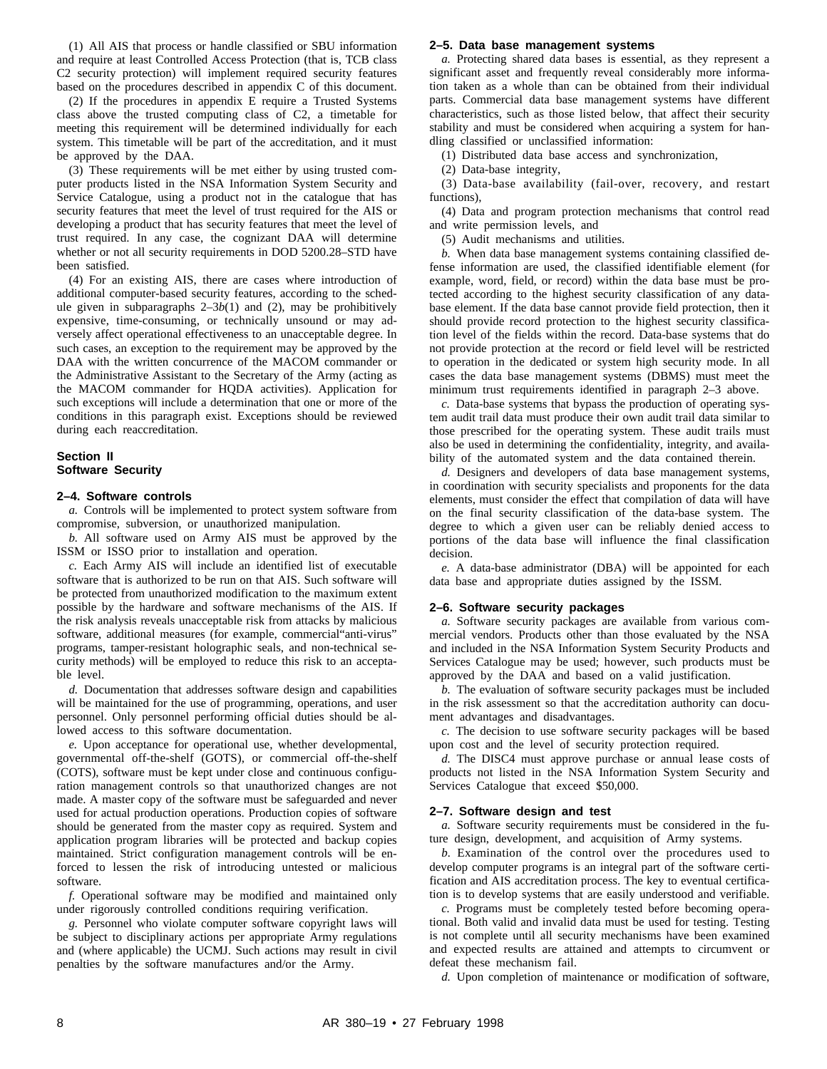(1) All AIS that process or handle classified or SBU information and require at least Controlled Access Protection (that is, TCB class C2 security protection) will implement required security features based on the procedures described in appendix C of this document.

(2) If the procedures in appendix E require a Trusted Systems class above the trusted computing class of C2, a timetable for meeting this requirement will be determined individually for each system. This timetable will be part of the accreditation, and it must be approved by the DAA.

(3) These requirements will be met either by using trusted computer products listed in the NSA Information System Security and Service Catalogue, using a product not in the catalogue that has security features that meet the level of trust required for the AIS or developing a product that has security features that meet the level of trust required. In any case, the cognizant DAA will determine whether or not all security requirements in DOD 5200.28–STD have been satisfied.

(4) For an existing AIS, there are cases where introduction of additional computer-based security features, according to the schedule given in subparagraphs 2–3*b*(1) and (2), may be prohibitively expensive, time-consuming, or technically unsound or may adversely affect operational effectiveness to an unacceptable degree. In such cases, an exception to the requirement may be approved by the DAA with the written concurrence of the MACOM commander or the Administrative Assistant to the Secretary of the Army (acting as the MACOM commander for HQDA activities). Application for such exceptions will include a determination that one or more of the conditions in this paragraph exist. Exceptions should be reviewed during each reaccreditation.

## Section II
## Software Security

### 2–4. Software controls

*a.* Controls will be implemented to protect system software from compromise, subversion, or unauthorized manipulation.

*b.* All software used on Army AIS must be approved by the ISSM or ISSO prior to installation and operation.

*c.* Each Army AIS will include an identified list of executable software that is authorized to be run on that AIS. Such software will be protected from unauthorized modification to the maximum extent possible by the hardware and software mechanisms of the AIS. If the risk analysis reveals unacceptable risk from attacks by malicious software, additional measures (for example, commercial"anti-virus" programs, tamper-resistant holographic seals, and non-technical security methods) will be employed to reduce this risk to an acceptable level.

*d.* Documentation that addresses software design and capabilities will be maintained for the use of programming, operations, and user personnel. Only personnel performing official duties should be allowed access to this software documentation.

*e.* Upon acceptance for operational use, whether developmental, governmental off-the-shelf (GOTS), or commercial off-the-shelf (COTS), software must be kept under close and continuous configuration management controls so that unauthorized changes are not made. A master copy of the software must be safeguarded and never used for actual production operations. Production copies of software should be generated from the master copy as required. System and application program libraries will be protected and backup copies maintained. Strict configuration management controls will be enforced to lessen the risk of introducing untested or malicious software.

*f.* Operational software may be modified and maintained only under rigorously controlled conditions requiring verification.

*g.* Personnel who violate computer software copyright laws will be subject to disciplinary actions per appropriate Army regulations and (where applicable) the UCMJ. Such actions may result in civil penalties by the software manufactures and/or the Army.

### 2–5. Data base management systems

*a.* Protecting shared data bases is essential, as they represent a significant asset and frequently reveal considerably more information taken as a whole than can be obtained from their individual parts. Commercial data base management systems have different characteristics, such as those listed below, that affect their security stability and must be considered when acquiring a system for handling classified or unclassified information:

(1) Distributed data base access and synchronization,

(2) Data-base integrity,

(3) Data-base availability (fail-over, recovery, and restart functions),

(4) Data and program protection mechanisms that control read and write permission levels, and

(5) Audit mechanisms and utilities.

*b.* When data base management systems containing classified defense information are used, the classified identifiable element (for example, word, field, or record) within the data base must be protected according to the highest security classification of any database element. If the data base cannot provide field protection, then it should provide record protection to the highest security classification level of the fields within the record. Data-base systems that do not provide protection at the record or field level will be restricted to operation in the dedicated or system high security mode. In all cases the data base management systems (DBMS) must meet the minimum trust requirements identified in paragraph 2–3 above.

*c.* Data-base systems that bypass the production of operating system audit trail data must produce their own audit trail data similar to those prescribed for the operating system. These audit trails must also be used in determining the confidentiality, integrity, and availability of the automated system and the data contained therein.

*d.* Designers and developers of data base management systems, in coordination with security specialists and proponents for the data elements, must consider the effect that compilation of data will have on the final security classification of the data-base system. The degree to which a given user can be reliably denied access to portions of the data base will influence the final classification decision.

*e.* A data-base administrator (DBA) will be appointed for each data base and appropriate duties assigned by the ISSM.

### 2–6. Software security packages

*a.* Software security packages are available from various commercial vendors. Products other than those evaluated by the NSA and included in the NSA Information System Security Products and Services Catalogue may be used; however, such products must be approved by the DAA and based on a valid justification.

*b.* The evaluation of software security packages must be included in the risk assessment so that the accreditation authority can document advantages and disadvantages.

*c.* The decision to use software security packages will be based upon cost and the level of security protection required.

*d.* The DISC4 must approve purchase or annual lease costs of products not listed in the NSA Information System Security and Services Catalogue that exceed $50,000.

### 2–7. Software design and test

*a.* Software security requirements must be considered in the future design, development, and acquisition of Army systems.

*b.* Examination of the control over the procedures used to develop computer programs is an integral part of the software certification and AIS accreditation process. The key to eventual certification is to develop systems that are easily understood and verifiable.

*c.* Programs must be completely tested before becoming operational. Both valid and invalid data must be used for testing. Testing is not complete until all security mechanisms have been examined and expected results are attained and attempts to circumvent or defeat these mechanism fail.

*d.* Upon completion of maintenance or modification of software,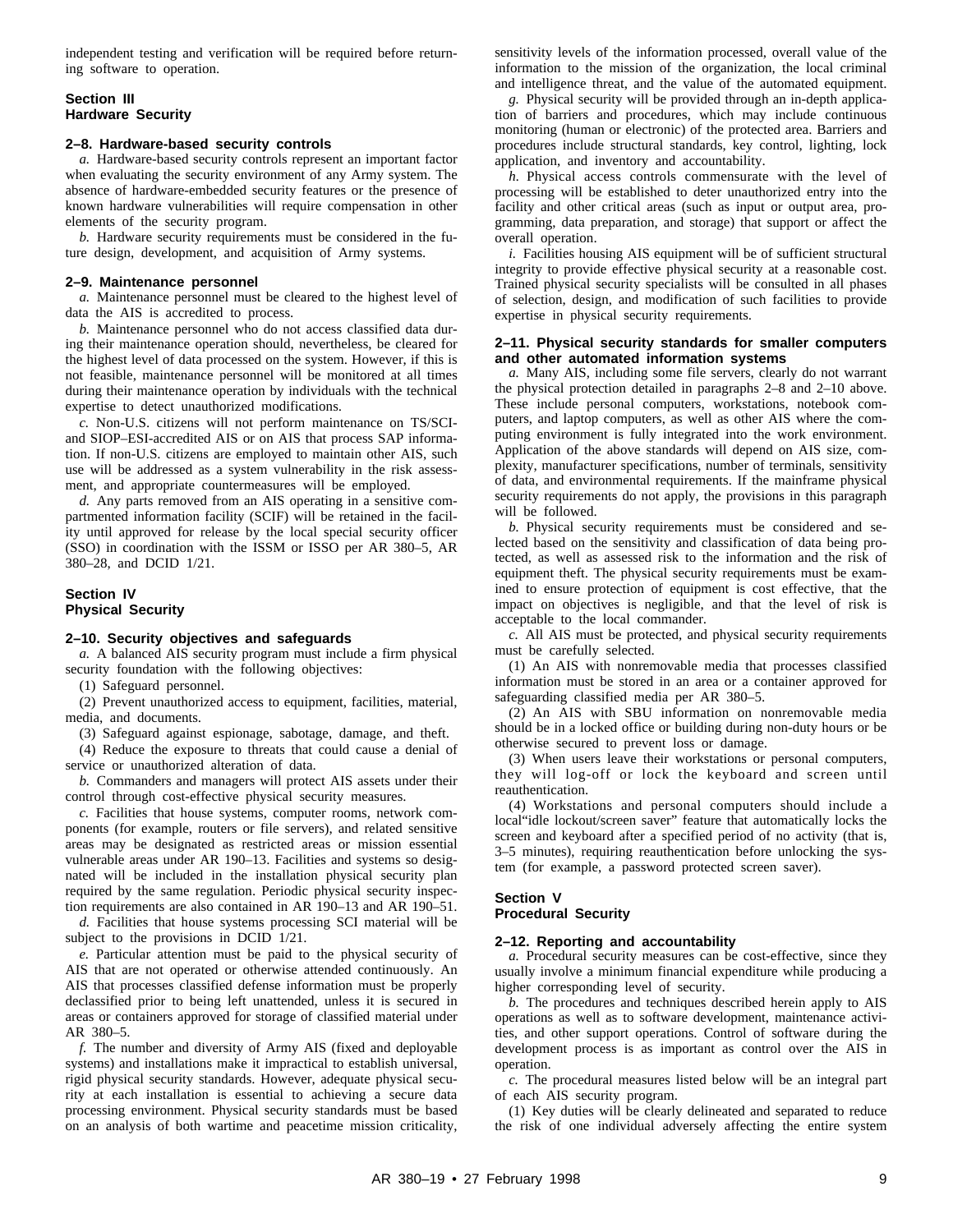independent testing and verification will be required before returning software to operation.

### Section III
### Hardware Security

#### 2–8. Hardware-based security controls

*a.* Hardware-based security controls represent an important factor when evaluating the security environment of any Army system. The absence of hardware-embedded security features or the presence of known hardware vulnerabilities will require compensation in other elements of the security program.

*b.* Hardware security requirements must be considered in the future design, development, and acquisition of Army systems.

#### 2–9. Maintenance personnel

*a.* Maintenance personnel must be cleared to the highest level of data the AIS is accredited to process.

*b.* Maintenance personnel who do not access classified data during their maintenance operation should, nevertheless, be cleared for the highest level of data processed on the system. However, if this is not feasible, maintenance personnel will be monitored at all times during their maintenance operation by individuals with the technical expertise to detect unauthorized modifications.

*c.* Non-U.S. citizens will not perform maintenance on TS/SCI- and SIOP–ESI-accredited AIS or on AIS that process SAP information. If non-U.S. citizens are employed to maintain other AIS, such use will be addressed as a system vulnerability in the risk assessment, and appropriate countermeasures will be employed.

*d.* Any parts removed from an AIS operating in a sensitive compartmented information facility (SCIF) will be retained in the facility until approved for release by the local special security officer (SSO) in coordination with the ISSM or ISSO per AR 380–5, AR 380–28, and DCID 1/21.

### Section IV
### Physical Security

#### 2–10. Security objectives and safeguards

*a.* A balanced AIS security program must include a firm physical security foundation with the following objectives:

(1) Safeguard personnel.

(2) Prevent unauthorized access to equipment, facilities, material, media, and documents.

(3) Safeguard against espionage, sabotage, damage, and theft.

(4) Reduce the exposure to threats that could cause a denial of service or unauthorized alteration of data.

*b.* Commanders and managers will protect AIS assets under their control through cost-effective physical security measures.

*c.* Facilities that house systems, computer rooms, network components (for example, routers or file servers), and related sensitive areas may be designated as restricted areas or mission essential vulnerable areas under AR 190–13. Facilities and systems so designated will be included in the installation physical security plan required by the same regulation. Periodic physical security inspection requirements are also contained in AR 190–13 and AR 190–51.

*d.* Facilities that house systems processing SCI material will be subject to the provisions in DCID 1/21.

*e.* Particular attention must be paid to the physical security of AIS that are not operated or otherwise attended continuously. An AIS that processes classified defense information must be properly declassified prior to being left unattended, unless it is secured in areas or containers approved for storage of classified material under AR 380–5.

*f.* The number and diversity of Army AIS (fixed and deployable systems) and installations make it impractical to establish universal, rigid physical security standards. However, adequate physical security at each installation is essential to achieving a secure data processing environment. Physical security standards must be based on an analysis of both wartime and peacetime mission criticality, sensitivity levels of the information processed, overall value of the information to the mission of the organization, the local criminal and intelligence threat, and the value of the automated equipment.

*g.* Physical security will be provided through an in-depth application of barriers and procedures, which may include continuous monitoring (human or electronic) of the protected area. Barriers and procedures include structural standards, key control, lighting, lock application, and inventory and accountability.

*h.* Physical access controls commensurate with the level of processing will be established to deter unauthorized entry into the facility and other critical areas (such as input or output area, programming, data preparation, and storage) that support or affect the overall operation.

*i.* Facilities housing AIS equipment will be of sufficient structural integrity to provide effective physical security at a reasonable cost. Trained physical security specialists will be consulted in all phases of selection, design, and modification of such facilities to provide expertise in physical security requirements.

#### 2–11. Physical security standards for smaller computers and other automated information systems

*a.* Many AIS, including some file servers, clearly do not warrant the physical protection detailed in paragraphs 2–8 and 2–10 above. These include personal computers, workstations, notebook computers, and laptop computers, as well as other AIS where the computing environment is fully integrated into the work environment. Application of the above standards will depend on AIS size, complexity, manufacturer specifications, number of terminals, sensitivity of data, and environmental requirements. If the mainframe physical security requirements do not apply, the provisions in this paragraph will be followed.

*b.* Physical security requirements must be considered and selected based on the sensitivity and classification of data being protected, as well as assessed risk to the information and the risk of equipment theft. The physical security requirements must be examined to ensure protection of equipment is cost effective, that the impact on objectives is negligible, and that the level of risk is acceptable to the local commander.

*c.* All AIS must be protected, and physical security requirements must be carefully selected.

(1) An AIS with nonremovable media that processes classified information must be stored in an area or a container approved for safeguarding classified media per AR 380–5.

(2) An AIS with SBU information on nonremovable media should be in a locked office or building during non-duty hours or be otherwise secured to prevent loss or damage.

(3) When users leave their workstations or personal computers, they will log-off or lock the keyboard and screen until reauthentication.

(4) Workstations and personal computers should include a local"idle lockout/screen saver" feature that automatically locks the screen and keyboard after a specified period of no activity (that is, 3–5 minutes), requiring reauthentication before unlocking the system (for example, a password protected screen saver).

### Section V
### Procedural Security

#### 2–12. Reporting and accountability

*a.* Procedural security measures can be cost-effective, since they usually involve a minimum financial expenditure while producing a higher corresponding level of security.

*b.* The procedures and techniques described herein apply to AIS operations as well as to software development, maintenance activities, and other support operations. Control of software during the development process is as important as control over the AIS in operation.

*c.* The procedural measures listed below will be an integral part of each AIS security program.

(1) Key duties will be clearly delineated and separated to reduce the risk of one individual adversely affecting the entire system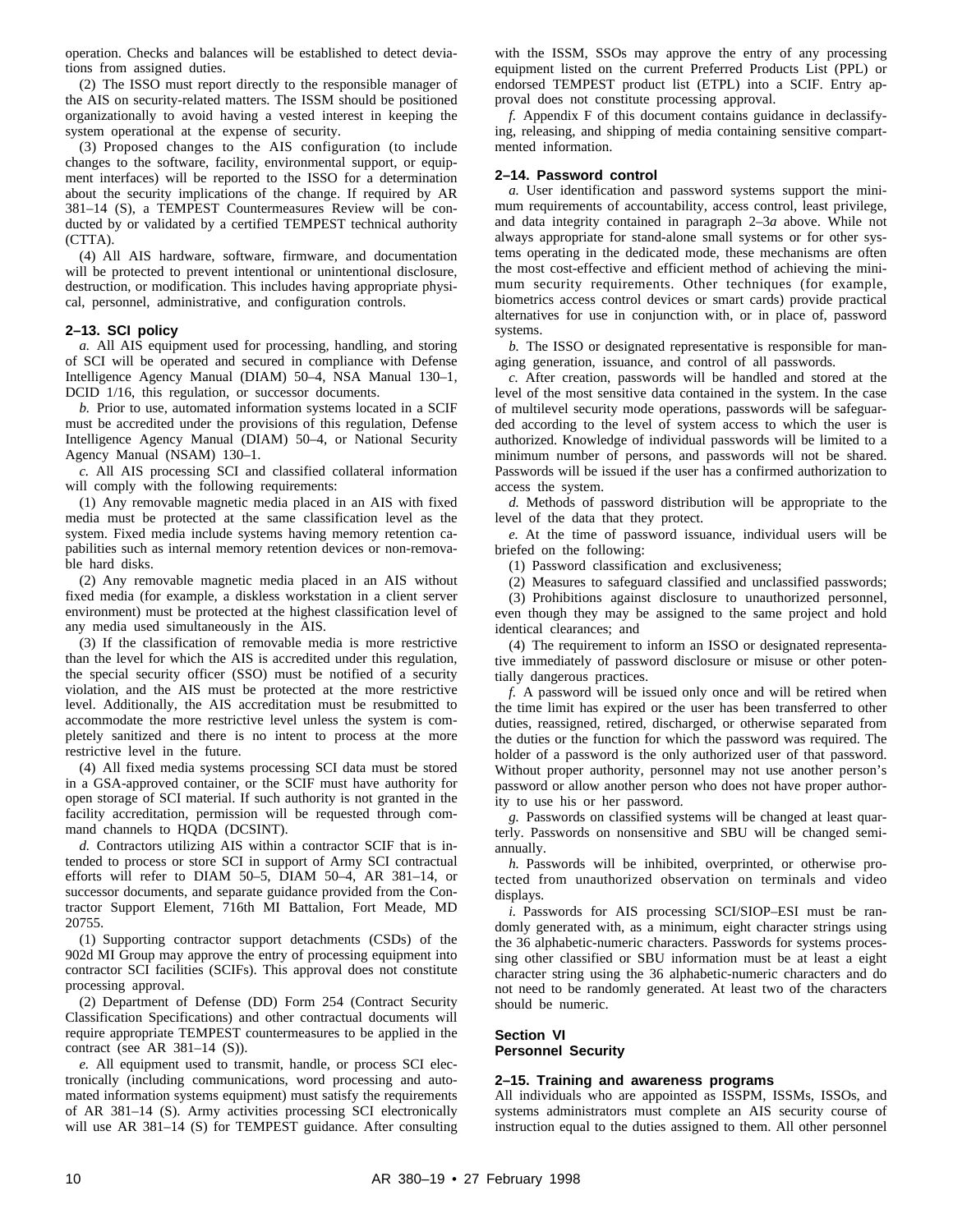operation. Checks and balances will be established to detect deviations from assigned duties.

(2) The ISSO must report directly to the responsible manager of the AIS on security-related matters. The ISSM should be positioned organizationally to avoid having a vested interest in keeping the system operational at the expense of security.

(3) Proposed changes to the AIS configuration (to include changes to the software, facility, environmental support, or equipment interfaces) will be reported to the ISSO for a determination about the security implications of the change. If required by AR 381–14 (S), a TEMPEST Countermeasures Review will be conducted by or validated by a certified TEMPEST technical authority (CTTA).

(4) All AIS hardware, software, firmware, and documentation will be protected to prevent intentional or unintentional disclosure, destruction, or modification. This includes having appropriate physical, personnel, administrative, and configuration controls.

### 2–13. SCI policy

*a.* All AIS equipment used for processing, handling, and storing of SCI will be operated and secured in compliance with Defense Intelligence Agency Manual (DIAM) 50–4, NSA Manual 130–1, DCID 1/16, this regulation, or successor documents.

*b.* Prior to use, automated information systems located in a SCIF must be accredited under the provisions of this regulation, Defense Intelligence Agency Manual (DIAM) 50–4, or National Security Agency Manual (NSAM) 130–1.

*c.* All AIS processing SCI and classified collateral information will comply with the following requirements:

(1) Any removable magnetic media placed in an AIS with fixed media must be protected at the same classification level as the system. Fixed media include systems having memory retention capabilities such as internal memory retention devices or non-removable hard disks.

(2) Any removable magnetic media placed in an AIS without fixed media (for example, a diskless workstation in a client server environment) must be protected at the highest classification level of any media used simultaneously in the AIS.

(3) If the classification of removable media is more restrictive than the level for which the AIS is accredited under this regulation, the special security officer (SSO) must be notified of a security violation, and the AIS must be protected at the more restrictive level. Additionally, the AIS accreditation must be resubmitted to accommodate the more restrictive level unless the system is completely sanitized and there is no intent to process at the more restrictive level in the future.

(4) All fixed media systems processing SCI data must be stored in a GSA-approved container, or the SCIF must have authority for open storage of SCI material. If such authority is not granted in the facility accreditation, permission will be requested through command channels to HQDA (DCSINT).

*d.* Contractors utilizing AIS within a contractor SCIF that is intended to process or store SCI in support of Army SCI contractual efforts will refer to DIAM 50–5, DIAM 50–4, AR 381–14, or successor documents, and separate guidance provided from the Contractor Support Element, 716th MI Battalion, Fort Meade, MD 20755.

(1) Supporting contractor support detachments (CSDs) of the 902d MI Group may approve the entry of processing equipment into contractor SCI facilities (SCIFs). This approval does not constitute processing approval.

(2) Department of Defense (DD) Form 254 (Contract Security Classification Specifications) and other contractual documents will require appropriate TEMPEST countermeasures to be applied in the contract (see AR 381–14 (S)).

*e.* All equipment used to transmit, handle, or process SCI electronically (including communications, word processing and automated information systems equipment) must satisfy the requirements of AR 381–14 (S). Army activities processing SCI electronically will use AR 381–14 (S) for TEMPEST guidance. After consulting with the ISSM, SSOs may approve the entry of any processing equipment listed on the current Preferred Products List (PPL) or endorsed TEMPEST product list (ETPL) into a SCIF. Entry approval does not constitute processing approval.

*f.* Appendix F of this document contains guidance in declassifying, releasing, and shipping of media containing sensitive compartmented information.

### 2–14. Password control

*a.* User identification and password systems support the minimum requirements of accountability, access control, least privilege, and data integrity contained in paragraph 2–3*a* above. While not always appropriate for stand-alone small systems or for other systems operating in the dedicated mode, these mechanisms are often the most cost-effective and efficient method of achieving the minimum security requirements. Other techniques (for example, biometrics access control devices or smart cards) provide practical alternatives for use in conjunction with, or in place of, password systems.

*b.* The ISSO or designated representative is responsible for managing generation, issuance, and control of all passwords.

*c.* After creation, passwords will be handled and stored at the level of the most sensitive data contained in the system. In the case of multilevel security mode operations, passwords will be safeguarded according to the level of system access to which the user is authorized. Knowledge of individual passwords will be limited to a minimum number of persons, and passwords will not be shared. Passwords will be issued if the user has a confirmed authorization to access the system.

*d.* Methods of password distribution will be appropriate to the level of the data that they protect.

*e.* At the time of password issuance, individual users will be briefed on the following:

(1) Password classification and exclusiveness;

(2) Measures to safeguard classified and unclassified passwords;

(3) Prohibitions against disclosure to unauthorized personnel, even though they may be assigned to the same project and hold identical clearances; and

(4) The requirement to inform an ISSO or designated representative immediately of password disclosure or misuse or other potentially dangerous practices.

*f.* A password will be issued only once and will be retired when the time limit has expired or the user has been transferred to other duties, reassigned, retired, discharged, or otherwise separated from the duties or the function for which the password was required. The holder of a password is the only authorized user of that password. Without proper authority, personnel may not use another person's password or allow another person who does not have proper authority to use his or her password.

*g.* Passwords on classified systems will be changed at least quarterly. Passwords on nonsensitive and SBU will be changed semi-annually.

*h.* Passwords will be inhibited, overprinted, or otherwise protected from unauthorized observation on terminals and video displays.

*i.* Passwords for AIS processing SCI/SIOP–ESI must be randomly generated with, as a minimum, eight character strings using the 36 alphabetic-numeric characters. Passwords for systems processing other classified or SBU information must be at least a eight character string using the 36 alphabetic-numeric characters and do not need to be randomly generated. At least two of the characters should be numeric.

## Section VI
## Personnel Security

### 2–15. Training and awareness programs

All individuals who are appointed as ISSPM, ISSMs, ISSOs, and systems administrators must complete an AIS security course of instruction equal to the duties assigned to them. All other personnel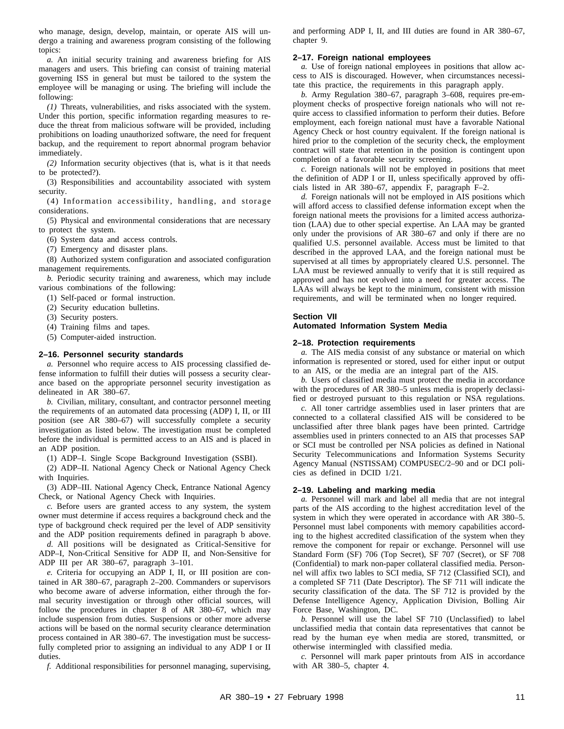who manage, design, develop, maintain, or operate AIS will undergo a training and awareness program consisting of the following topics:

*a.* An initial security training and awareness briefing for AIS managers and users. This briefing can consist of training material governing ISS in general but must be tailored to the system the employee will be managing or using. The briefing will include the following:

*(1)* Threats, vulnerabilities, and risks associated with the system. Under this portion, specific information regarding measures to reduce the threat from malicious software will be provided, including prohibitions on loading unauthorized software, the need for frequent backup, and the requirement to report abnormal program behavior immediately.

*(2)* Information security objectives (that is, what is it that needs to be protected?).

(3) Responsibilities and accountability associated with system security.

(4) Information accessibility, handling, and storage considerations.

(5) Physical and environmental considerations that are necessary to protect the system.

(6) System data and access controls.

(7) Emergency and disaster plans.

(8) Authorized system configuration and associated configuration management requirements.

*b.* Periodic security training and awareness, which may include various combinations of the following:

(1) Self-paced or formal instruction.

(2) Security education bulletins.

(3) Security posters.

(4) Training films and tapes.

(5) Computer-aided instruction.

### 2–16. Personnel security standards

*a.* Personnel who require access to AIS processing classified defense information to fulfill their duties will possess a security clearance based on the appropriate personnel security investigation as delineated in AR 380–67.

*b.* Civilian, military, consultant, and contractor personnel meeting the requirements of an automated data processing (ADP) I, II, or III position (see AR 380–67) will successfully complete a security investigation as listed below. The investigation must be completed before the individual is permitted access to an AIS and is placed in an ADP position.

(1) ADP–I. Single Scope Background Investigation (SSBI).

(2) ADP–II. National Agency Check or National Agency Check with Inquiries.

(3) ADP–III. National Agency Check, Entrance National Agency Check, or National Agency Check with Inquiries.

*c.* Before users are granted access to any system, the system owner must determine if access requires a background check and the type of background check required per the level of ADP sensitivity and the ADP position requirements defined in paragraph b above.

*d.* All positions will be designated as Critical-Sensitive for ADP–I, Non-Critical Sensitive for ADP II, and Non-Sensitive for ADP III per AR 380–67, paragraph 3–101.

*e.* Criteria for occupying an ADP I, II, or III position are contained in AR 380–67, paragraph 2–200. Commanders or supervisors who become aware of adverse information, either through the formal security investigation or through other official sources, will follow the procedures in chapter 8 of AR 380–67, which may include suspension from duties. Suspensions or other more adverse actions will be based on the normal security clearance determination process contained in AR 380–67. The investigation must be successfully completed prior to assigning an individual to any ADP I or II duties.

*f.* Additional responsibilities for personnel managing, supervising, and performing ADP I, II, and III duties are found in AR 380–67, chapter 9.

### 2–17. Foreign national employees

*a.* Use of foreign national employees in positions that allow access to AIS is discouraged. However, when circumstances necessitate this practice, the requirements in this paragraph apply.

*b.* Army Regulation 380–67, paragraph 3–608, requires pre-employment checks of prospective foreign nationals who will not require access to classified information to perform their duties. Before employment, each foreign national must have a favorable National Agency Check or host country equivalent. If the foreign national is hired prior to the completion of the security check, the employment contract will state that retention in the position is contingent upon completion of a favorable security screening.

*c.* Foreign nationals will not be employed in positions that meet the definition of ADP I or II, unless specifically approved by officials listed in AR 380–67, appendix F, paragraph F–2.

*d.* Foreign nationals will not be employed in AIS positions which will afford access to classified defense information except when the foreign national meets the provisions for a limited access authorization (LAA) due to other special expertise. An LAA may be granted only under the provisions of AR 380–67 and only if there are no qualified U.S. personnel available. Access must be limited to that described in the approved LAA, and the foreign national must be supervised at all times by appropriately cleared U.S. personnel. The LAA must be reviewed annually to verify that it is still required as approved and has not evolved into a need for greater access. The LAAs will always be kept to the minimum, consistent with mission requirements, and will be terminated when no longer required.

## Section VII
## Automated Information System Media

### 2–18. Protection requirements

*a.* The AIS media consist of any substance or material on which information is represented or stored, used for either input or output to an AIS, or the media are an integral part of the AIS.

*b.* Users of classified media must protect the media in accordance with the procedures of AR 380–5 unless media is properly declassified or destroyed pursuant to this regulation or NSA regulations.

*c.* All toner cartridge assemblies used in laser printers that are connected to a collateral classified AIS will be considered to be unclassified after three blank pages have been printed. Cartridge assemblies used in printers connected to an AIS that processes SAP or SCI must be controlled per NSA policies as defined in National Security Telecommunications and Information Systems Security Agency Manual (NSTISSAM) COMPUSEC/2–90 and or DCI policies as defined in DCID 1/21.

### 2–19. Labeling and marking media

*a.* Personnel will mark and label all media that are not integral parts of the AIS according to the highest accreditation level of the system in which they were operated in accordance with AR 380–5. Personnel must label components with memory capabilities according to the highest accredited classification of the system when they remove the component for repair or exchange. Personnel will use Standard Form (SF) 706 (Top Secret), SF 707 (Secret), or SF 708 (Confidential) to mark non-paper collateral classified media. Personnel will affix two lables to SCI media, SF 712 (Classified SCI), and a completed SF 711 (Date Descriptor). The SF 711 will indicate the security classification of the data. The SF 712 is provided by the Defense Intelligence Agency, Application Division, Bolling Air Force Base, Washington, DC.

*b.* Personnel will use the label SF 710 (Unclassified) to label unclassified media that contain data representatives that cannot be read by the human eye when media are stored, transmitted, or otherwise intermingled with classified media.

*c.* Personnel will mark paper printouts from AIS in accordance with AR 380–5, chapter 4.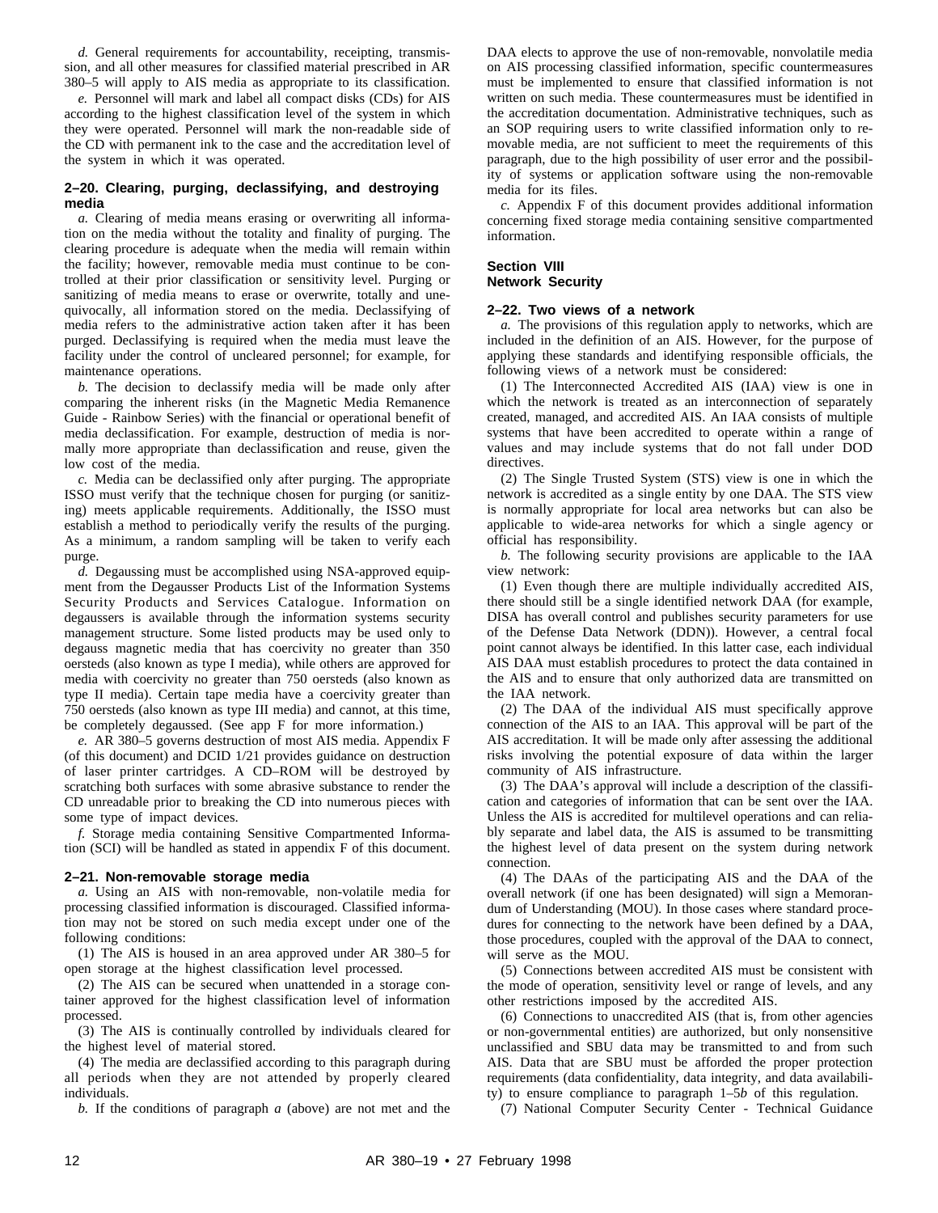*d.* General requirements for accountability, receipting, transmission, and all other measures for classified material prescribed in AR 380–5 will apply to AIS media as appropriate to its classification.

*e.* Personnel will mark and label all compact disks (CDs) for AIS according to the highest classification level of the system in which they were operated. Personnel will mark the non-readable side of the CD with permanent ink to the case and the accreditation level of the system in which it was operated.

### 2–20. Clearing, purging, declassifying, and destroying media

*a.* Clearing of media means erasing or overwriting all information on the media without the totality and finality of purging. The clearing procedure is adequate when the media will remain within the facility; however, removable media must continue to be controlled at their prior classification or sensitivity level. Purging or sanitizing of media means to erase or overwrite, totally and unequivocally, all information stored on the media. Declassifying of media refers to the administrative action taken after it has been purged. Declassifying is required when the media must leave the facility under the control of uncleared personnel; for example, for maintenance operations.

*b.* The decision to declassify media will be made only after comparing the inherent risks (in the Magnetic Media Remanence Guide - Rainbow Series) with the financial or operational benefit of media declassification. For example, destruction of media is normally more appropriate than declassification and reuse, given the low cost of the media.

*c.* Media can be declassified only after purging. The appropriate ISSO must verify that the technique chosen for purging (or sanitizing) meets applicable requirements. Additionally, the ISSO must establish a method to periodically verify the results of the purging. As a minimum, a random sampling will be taken to verify each purge.

*d.* Degaussing must be accomplished using NSA-approved equipment from the Degausser Products List of the Information Systems Security Products and Services Catalogue. Information on degaussers is available through the information systems security management structure. Some listed products may be used only to degauss magnetic media that has coercivity no greater than 350 oersteds (also known as type I media), while others are approved for media with coercivity no greater than 750 oersteds (also known as type II media). Certain tape media have a coercivity greater than 750 oersteds (also known as type III media) and cannot, at this time, be completely degaussed. (See app F for more information.)

*e.* AR 380–5 governs destruction of most AIS media. Appendix F (of this document) and DCID 1/21 provides guidance on destruction of laser printer cartridges. A CD–ROM will be destroyed by scratching both surfaces with some abrasive substance to render the CD unreadable prior to breaking the CD into numerous pieces with some type of impact devices.

*f.* Storage media containing Sensitive Compartmented Information (SCI) will be handled as stated in appendix F of this document.

### 2–21. Non-removable storage media

*a.* Using an AIS with non-removable, non-volatile media for processing classified information is discouraged. Classified information may not be stored on such media except under one of the following conditions:

(1) The AIS is housed in an area approved under AR 380–5 for open storage at the highest classification level processed.

(2) The AIS can be secured when unattended in a storage container approved for the highest classification level of information processed.

(3) The AIS is continually controlled by individuals cleared for the highest level of material stored.

(4) The media are declassified according to this paragraph during all periods when they are not attended by properly cleared individuals.

*b.* If the conditions of paragraph *a* (above) are not met and the DAA elects to approve the use of non-removable, nonvolatile media on AIS processing classified information, specific countermeasures must be implemented to ensure that classified information is not written on such media. These countermeasures must be identified in the accreditation documentation. Administrative techniques, such as an SOP requiring users to write classified information only to removable media, are not sufficient to meet the requirements of this paragraph, due to the high possibility of user error and the possibility of systems or application software using the non-removable media for its files.

*c.* Appendix F of this document provides additional information concerning fixed storage media containing sensitive compartmented information.

## Section VIII
## Network Security

### 2–22. Two views of a network

*a.* The provisions of this regulation apply to networks, which are included in the definition of an AIS. However, for the purpose of applying these standards and identifying responsible officials, the following views of a network must be considered:

(1) The Interconnected Accredited AIS (IAA) view is one in which the network is treated as an interconnection of separately created, managed, and accredited AIS. An IAA consists of multiple systems that have been accredited to operate within a range of values and may include systems that do not fall under DOD directives.

(2) The Single Trusted System (STS) view is one in which the network is accredited as a single entity by one DAA. The STS view is normally appropriate for local area networks but can also be applicable to wide-area networks for which a single agency or official has responsibility.

*b.* The following security provisions are applicable to the IAA view network:

(1) Even though there are multiple individually accredited AIS, there should still be a single identified network DAA (for example, DISA has overall control and publishes security parameters for use of the Defense Data Network (DDN)). However, a central focal point cannot always be identified. In this latter case, each individual AIS DAA must establish procedures to protect the data contained in the AIS and to ensure that only authorized data are transmitted on the IAA network.

(2) The DAA of the individual AIS must specifically approve connection of the AIS to an IAA. This approval will be part of the AIS accreditation. It will be made only after assessing the additional risks involving the potential exposure of data within the larger community of AIS infrastructure.

(3) The DAA's approval will include a description of the classification and categories of information that can be sent over the IAA. Unless the AIS is accredited for multilevel operations and can reliably separate and label data, the AIS is assumed to be transmitting the highest level of data present on the system during network connection.

(4) The DAAs of the participating AIS and the DAA of the overall network (if one has been designated) will sign a Memorandum of Understanding (MOU). In those cases where standard procedures for connecting to the network have been defined by a DAA, those procedures, coupled with the approval of the DAA to connect, will serve as the MOU.

(5) Connections between accredited AIS must be consistent with the mode of operation, sensitivity level or range of levels, and any other restrictions imposed by the accredited AIS.

(6) Connections to unaccredited AIS (that is, from other agencies or non-governmental entities) are authorized, but only nonsensitive unclassified and SBU data may be transmitted to and from such AIS. Data that are SBU must be afforded the proper protection requirements (data confidentiality, data integrity, and data availability) to ensure compliance to paragraph 1–5*b* of this regulation.

(7) National Computer Security Center - Technical Guidance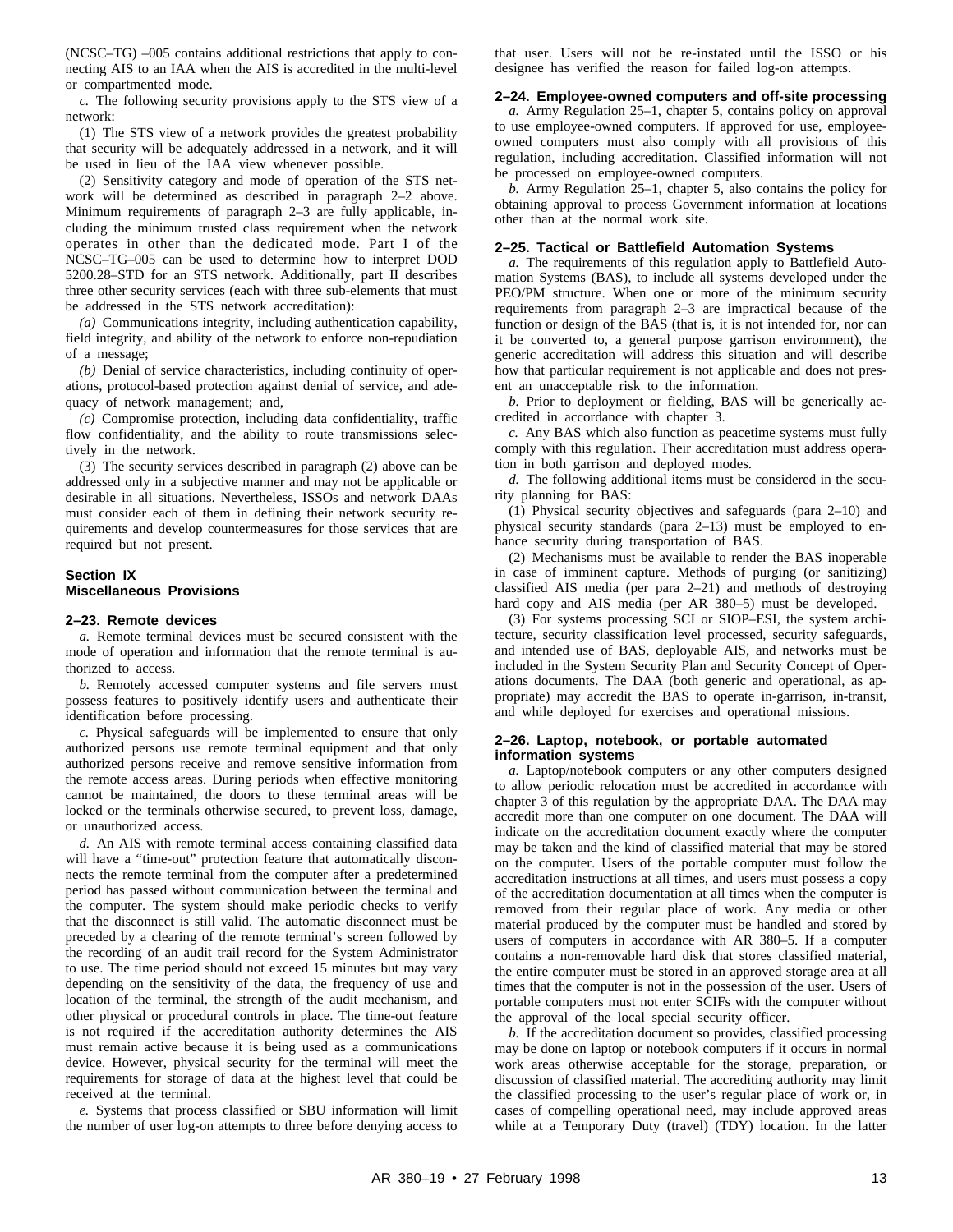(NCSC–TG) –005 contains additional restrictions that apply to connecting AIS to an IAA when the AIS is accredited in the multi-level or compartmented mode.

*c.* The following security provisions apply to the STS view of a network:

(1) The STS view of a network provides the greatest probability that security will be adequately addressed in a network, and it will be used in lieu of the IAA view whenever possible.

(2) Sensitivity category and mode of operation of the STS network will be determined as described in paragraph 2–2 above. Minimum requirements of paragraph 2–3 are fully applicable, including the minimum trusted class requirement when the network operates in other than the dedicated mode. Part I of the NCSC–TG–005 can be used to determine how to interpret DOD 5200.28–STD for an STS network. Additionally, part II describes three other security services (each with three sub-elements that must be addressed in the STS network accreditation):

*(a)* Communications integrity, including authentication capability, field integrity, and ability of the network to enforce non-repudiation of a message;

*(b)* Denial of service characteristics, including continuity of operations, protocol-based protection against denial of service, and adequacy of network management; and,

*(c)* Compromise protection, including data confidentiality, traffic flow confidentiality, and the ability to route transmissions selectively in the network.

(3) The security services described in paragraph (2) above can be addressed only in a subjective manner and may not be applicable or desirable in all situations. Nevertheless, ISSOs and network DAAs must consider each of them in defining their network security requirements and develop countermeasures for those services that are required but not present.

## Section IX
## Miscellaneous Provisions

### 2–23. Remote devices

*a.* Remote terminal devices must be secured consistent with the mode of operation and information that the remote terminal is authorized to access.

*b.* Remotely accessed computer systems and file servers must possess features to positively identify users and authenticate their identification before processing.

*c.* Physical safeguards will be implemented to ensure that only authorized persons use remote terminal equipment and that only authorized persons receive and remove sensitive information from the remote access areas. During periods when effective monitoring cannot be maintained, the doors to these terminal areas will be locked or the terminals otherwise secured, to prevent loss, damage, or unauthorized access.

*d.* An AIS with remote terminal access containing classified data will have a "time-out" protection feature that automatically disconnects the remote terminal from the computer after a predetermined period has passed without communication between the terminal and the computer. The system should make periodic checks to verify that the disconnect is still valid. The automatic disconnect must be preceded by a clearing of the remote terminal's screen followed by the recording of an audit trail record for the System Administrator to use. The time period should not exceed 15 minutes but may vary depending on the sensitivity of the data, the frequency of use and location of the terminal, the strength of the audit mechanism, and other physical or procedural controls in place. The time-out feature is not required if the accreditation authority determines the AIS must remain active because it is being used as a communications device. However, physical security for the terminal will meet the requirements for storage of data at the highest level that could be received at the terminal.

*e.* Systems that process classified or SBU information will limit the number of user log-on attempts to three before denying access to that user. Users will not be re-instated until the ISSO or his designee has verified the reason for failed log-on attempts.

### 2–24. Employee-owned computers and off-site processing

*a.* Army Regulation 25–1, chapter 5, contains policy on approval to use employee-owned computers. If approved for use, employee-owned computers must also comply with all provisions of this regulation, including accreditation. Classified information will not be processed on employee-owned computers.

*b.* Army Regulation 25–1, chapter 5, also contains the policy for obtaining approval to process Government information at locations other than at the normal work site.

### 2–25. Tactical or Battlefield Automation Systems

*a.* The requirements of this regulation apply to Battlefield Automation Systems (BAS), to include all systems developed under the PEO/PM structure. When one or more of the minimum security requirements from paragraph 2–3 are impractical because of the function or design of the BAS (that is, it is not intended for, nor can it be converted to, a general purpose garrison environment), the generic accreditation will address this situation and will describe how that particular requirement is not applicable and does not present an unacceptable risk to the information.

*b.* Prior to deployment or fielding, BAS will be generically accredited in accordance with chapter 3.

*c.* Any BAS which also function as peacetime systems must fully comply with this regulation. Their accreditation must address operation in both garrison and deployed modes.

*d.* The following additional items must be considered in the security planning for BAS:

(1) Physical security objectives and safeguards (para 2–10) and physical security standards (para 2–13) must be employed to enhance security during transportation of BAS.

(2) Mechanisms must be available to render the BAS inoperable in case of imminent capture. Methods of purging (or sanitizing) classified AIS media (per para 2–21) and methods of destroying hard copy and AIS media (per AR 380–5) must be developed.

(3) For systems processing SCI or SIOP–ESI, the system architecture, security classification level processed, security safeguards, and intended use of BAS, deployable AIS, and networks must be included in the System Security Plan and Security Concept of Operations documents. The DAA (both generic and operational, as appropriate) may accredit the BAS to operate in-garrison, in-transit, and while deployed for exercises and operational missions.

### 2–26. Laptop, notebook, or portable automated information systems

*a.* Laptop/notebook computers or any other computers designed to allow periodic relocation must be accredited in accordance with chapter 3 of this regulation by the appropriate DAA. The DAA may accredit more than one computer on one document. The DAA will indicate on the accreditation document exactly where the computer may be taken and the kind of classified material that may be stored on the computer. Users of the portable computer must follow the accreditation instructions at all times, and users must possess a copy of the accreditation documentation at all times when the computer is removed from their regular place of work. Any media or other material produced by the computer must be handled and stored by users of computers in accordance with AR 380–5. If a computer contains a non-removable hard disk that stores classified material, the entire computer must be stored in an approved storage area at all times that the computer is not in the possession of the user. Users of portable computers must not enter SCIFs with the computer without the approval of the local special security officer.

*b.* If the accreditation document so provides, classified processing may be done on laptop or notebook computers if it occurs in normal work areas otherwise acceptable for the storage, preparation, or discussion of classified material. The accrediting authority may limit the classified processing to the user's regular place of work or, in cases of compelling operational need, may include approved areas while at a Temporary Duty (travel) (TDY) location. In the latter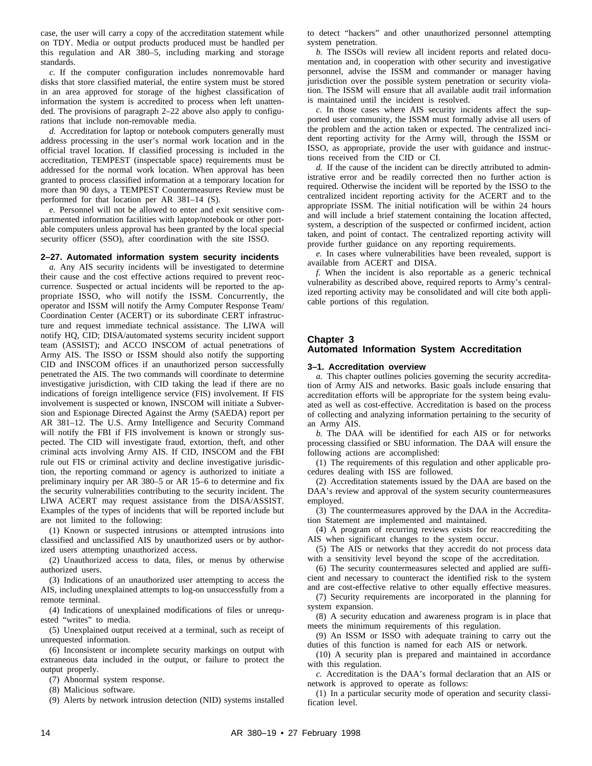case, the user will carry a copy of the accreditation statement while on TDY. Media or output products produced must be handled per this regulation and AR 380–5, including marking and storage standards.

*c.* If the computer configuration includes nonremovable hard disks that store classified material, the entire system must be stored in an area approved for storage of the highest classification of information the system is accredited to process when left unattended. The provisions of paragraph 2–22 above also apply to configurations that include non-removable media.

*d.* Accreditation for laptop or notebook computers generally must address processing in the user's normal work location and in the official travel location. If classified processing is included in the accreditation, TEMPEST (inspectable space) requirements must be addressed for the normal work location. When approval has been granted to process classified information at a temporary location for more than 90 days, a TEMPEST Countermeasures Review must be performed for that location per AR 381–14 (S).

*e.* Personnel will not be allowed to enter and exit sensitive compartmented information facilities with laptop/notebook or other portable computers unless approval has been granted by the local special security officer (SSO), after coordination with the site ISSO.

### 2–27. Automated information system security incidents

*a.* Any AIS security incidents will be investigated to determine their cause and the cost effective actions required to prevent reoccurrence. Suspected or actual incidents will be reported to the appropriate ISSO, who will notify the ISSM. Concurrently, the operator and ISSM will notify the Army Computer Response Team/ Coordination Center (ACERT) or its subordinate CERT infrastructure and request immediate technical assistance. The LIWA will notify HQ, CID; DISA/automated systems security incident support team (ASSIST); and ACCO INSCOM of actual penetrations of Army AIS. The ISSO or ISSM should also notify the supporting CID and INSCOM offices if an unauthorized person successfully penetrated the AIS. The two commands will coordinate to determine investigative jurisdiction, with CID taking the lead if there are no indications of foreign intelligence service (FIS) involvement. If FIS involvement is suspected or known, INSCOM will initiate a Subversion and Espionage Directed Against the Army (SAEDA) report per AR 381–12. The U.S. Army Intelligence and Security Command will notify the FBI if FIS involvement is known or strongly suspected. The CID will investigate fraud, extortion, theft, and other criminal acts involving Army AIS. If CID, INSCOM and the FBI rule out FIS or criminal activity and decline investigative jurisdiction, the reporting command or agency is authorized to initiate a preliminary inquiry per AR 380–5 or AR 15–6 to determine and fix the security vulnerabilities contributing to the security incident. The LIWA ACERT may request assistance from the DISA/ASSIST. Examples of the types of incidents that will be reported include but are not limited to the following:

(1) Known or suspected intrusions or attempted intrusions into classified and unclassified AIS by unauthorized users or by authorized users attempting unauthorized access.

(2) Unauthorized access to data, files, or menus by otherwise authorized users.

(3) Indications of an unauthorized user attempting to access the AIS, including unexplained attempts to log-on unsuccessfully from a remote terminal.

(4) Indications of unexplained modifications of files or unrequested "writes" to media.

(5) Unexplained output received at a terminal, such as receipt of unrequested information.

(6) Inconsistent or incomplete security markings on output with extraneous data included in the output, or failure to protect the output properly.

(7) Abnormal system response.

(8) Malicious software.

(9) Alerts by network intrusion detection (NID) systems installed to detect "hackers" and other unauthorized personnel attempting system penetration.

*b.* The ISSOs will review all incident reports and related documentation and, in cooperation with other security and investigative personnel, advise the ISSM and commander or manager having jurisdiction over the possible system penetration or security violation. The ISSM will ensure that all available audit trail information is maintained until the incident is resolved.

*c.* In those cases where AIS security incidents affect the supported user community, the ISSM must formally advise all users of the problem and the action taken or expected. The centralized incident reporting activity for the Army will, through the ISSM or ISSO, as appropriate, provide the user with guidance and instructions received from the CID or CI.

*d.* If the cause of the incident can be directly attributed to administrative error and be readily corrected then no further action is required. Otherwise the incident will be reported by the ISSO to the centralized incident reporting activity for the ACERT and to the appropriate ISSM. The initial notification will be within 24 hours and will include a brief statement containing the location affected, system, a description of the suspected or confirmed incident, action taken, and point of contact. The centralized reporting activity will provide further guidance on any reporting requirements.

*e.* In cases where vulnerabilities have been revealed, support is available from ACERT and DISA.

*f.* When the incident is also reportable as a generic technical vulnerability as described above, required reports to Army's centralized reporting activity may be consolidated and will cite both applicable portions of this regulation.

# Chapter 3
# Automated Information System Accreditation

### 3–1. Accreditation overview

*a.* This chapter outlines policies governing the security accreditation of Army AIS and networks. Basic goals include ensuring that accreditation efforts will be appropriate for the system being evaluated as well as cost-effective. Accreditation is based on the process of collecting and analyzing information pertaining to the security of an Army AIS.

*b.* The DAA will be identified for each AIS or for networks processing classified or SBU information. The DAA will ensure the following actions are accomplished:

(1) The requirements of this regulation and other applicable procedures dealing with ISS are followed.

(2) Accreditation statements issued by the DAA are based on the DAA's review and approval of the system security countermeasures employed.

(3) The countermeasures approved by the DAA in the Accreditation Statement are implemented and maintained.

(4) A program of recurring reviews exists for reaccrediting the AIS when significant changes to the system occur.

(5) The AIS or networks that they accredit do not process data with a sensitivity level beyond the scope of the accreditation.

(6) The security countermeasures selected and applied are sufficient and necessary to counteract the identified risk to the system and are cost-effective relative to other equally effective measures.

(7) Security requirements are incorporated in the planning for system expansion.

(8) A security education and awareness program is in place that meets the minimum requirements of this regulation.

(9) An ISSM or ISSO with adequate training to carry out the duties of this function is named for each AIS or network.

(10) A security plan is prepared and maintained in accordance with this regulation.

*c.* Accreditation is the DAA's formal declaration that an AIS or network is approved to operate as follows:

(1) In a particular security mode of operation and security classification level.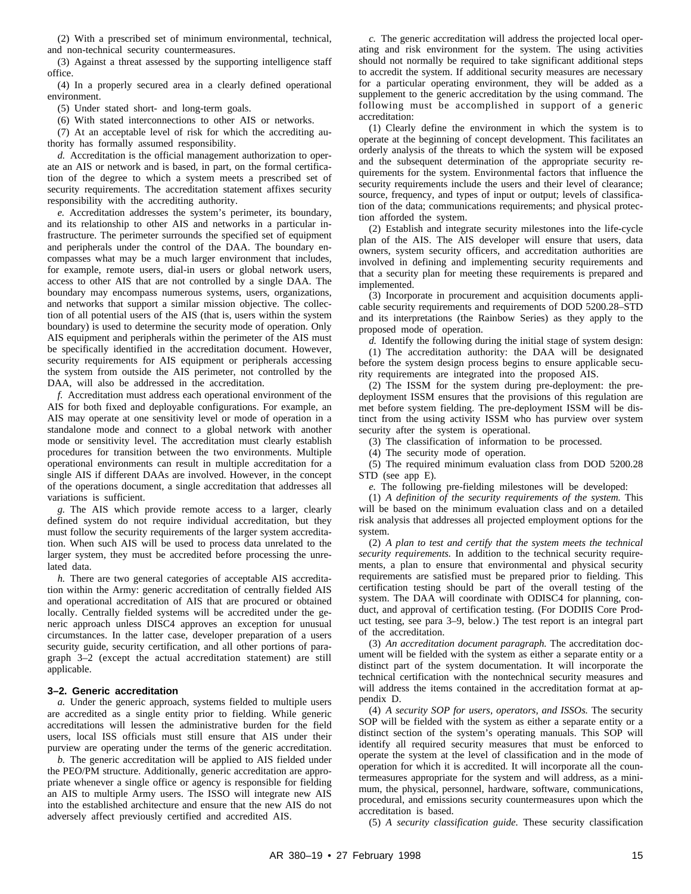(2) With a prescribed set of minimum environmental, technical, and non-technical security countermeasures.

(3) Against a threat assessed by the supporting intelligence staff office.

(4) In a properly secured area in a clearly defined operational environment.

(5) Under stated short- and long-term goals.

(6) With stated interconnections to other AIS or networks.

(7) At an acceptable level of risk for which the accrediting authority has formally assumed responsibility.

*d.* Accreditation is the official management authorization to operate an AIS or network and is based, in part, on the formal certification of the degree to which a system meets a prescribed set of security requirements. The accreditation statement affixes security responsibility with the accrediting authority.

*e.* Accreditation addresses the system's perimeter, its boundary, and its relationship to other AIS and networks in a particular infrastructure. The perimeter surrounds the specified set of equipment and peripherals under the control of the DAA. The boundary encompasses what may be a much larger environment that includes, for example, remote users, dial-in users or global network users, access to other AIS that are not controlled by a single DAA. The boundary may encompass numerous systems, users, organizations, and networks that support a similar mission objective. The collection of all potential users of the AIS (that is, users within the system boundary) is used to determine the security mode of operation. Only AIS equipment and peripherals within the perimeter of the AIS must be specifically identified in the accreditation document. However, security requirements for AIS equipment or peripherals accessing the system from outside the AIS perimeter, not controlled by the DAA, will also be addressed in the accreditation.

*f.* Accreditation must address each operational environment of the AIS for both fixed and deployable configurations. For example, an AIS may operate at one sensitivity level or mode of operation in a standalone mode and connect to a global network with another mode or sensitivity level. The accreditation must clearly establish procedures for transition between the two environments. Multiple operational environments can result in multiple accreditation for a single AIS if different DAAs are involved. However, in the concept of the operations document, a single accreditation that addresses all variations is sufficient.

*g.* The AIS which provide remote access to a larger, clearly defined system do not require individual accreditation, but they must follow the security requirements of the larger system accreditation. When such AIS will be used to process data unrelated to the larger system, they must be accredited before processing the unrelated data.

*h.* There are two general categories of acceptable AIS accreditation within the Army: generic accreditation of centrally fielded AIS and operational accreditation of AIS that are procured or obtained locally. Centrally fielded systems will be accredited under the generic approach unless DISC4 approves an exception for unusual circumstances. In the latter case, developer preparation of a users security guide, security certification, and all other portions of paragraph 3–2 (except the actual accreditation statement) are still applicable.

### 3–2. Generic accreditation

*a.* Under the generic approach, systems fielded to multiple users are accredited as a single entity prior to fielding. While generic accreditations will lessen the administrative burden for the field users, local ISS officials must still ensure that AIS under their purview are operating under the terms of the generic accreditation.

*b.* The generic accreditation will be applied to AIS fielded under the PEO/PM structure. Additionally, generic accreditation are appropriate whenever a single office or agency is responsible for fielding an AIS to multiple Army users. The ISSO will integrate new AIS into the established architecture and ensure that the new AIS do not adversely affect previously certified and accredited AIS.

*c.* The generic accreditation will address the projected local operating and risk environment for the system. The using activities should not normally be required to take significant additional steps to accredit the system. If additional security measures are necessary for a particular operating environment, they will be added as a supplement to the generic accreditation by the using command. The following must be accomplished in support of a generic accreditation:

(1) Clearly define the environment in which the system is to operate at the beginning of concept development. This facilitates an orderly analysis of the threats to which the system will be exposed and the subsequent determination of the appropriate security requirements for the system. Environmental factors that influence the security requirements include the users and their level of clearance; source, frequency, and types of input or output; levels of classification of the data; communications requirements; and physical protection afforded the system.

(2) Establish and integrate security milestones into the life-cycle plan of the AIS. The AIS developer will ensure that users, data owners, system security officers, and accreditation authorities are involved in defining and implementing security requirements and that a security plan for meeting these requirements is prepared and implemented.

(3) Incorporate in procurement and acquisition documents applicable security requirements and requirements of DOD 5200.28–STD and its interpretations (the Rainbow Series) as they apply to the proposed mode of operation.

*d.* Identify the following during the initial stage of system design:

(1) The accreditation authority: the DAA will be designated before the system design process begins to ensure applicable security requirements are integrated into the proposed AIS.

(2) The ISSM for the system during pre-deployment: the pre-deployment ISSM ensures that the provisions of this regulation are met before system fielding. The pre-deployment ISSM will be distinct from the using activity ISSM who has purview over system security after the system is operational.

(3) The classification of information to be processed.

(4) The security mode of operation.

(5) The required minimum evaluation class from DOD 5200.28 STD (see app E).

*e.* The following pre-fielding milestones will be developed:

(1) *A definition of the security requirements of the system.* This will be based on the minimum evaluation class and on a detailed risk analysis that addresses all projected employment options for the system.

(2) *A plan to test and certify that the system meets the technical security requirements.* In addition to the technical security requirements, a plan to ensure that environmental and physical security requirements are satisfied must be prepared prior to fielding. This certification testing should be part of the overall testing of the system. The DAA will coordinate with ODISC4 for planning, conduct, and approval of certification testing. (For DODIIS Core Product testing, see para 3–9, below.) The test report is an integral part of the accreditation.

(3) *An accreditation document paragraph.* The accreditation document will be fielded with the system as either a separate entity or a distinct part of the system documentation. It will incorporate the technical certification with the nontechnical security measures and will address the items contained in the accreditation format at appendix D.

(4) *A security SOP for users, operators, and ISSOs.* The security SOP will be fielded with the system as either a separate entity or a distinct section of the system's operating manuals. This SOP will identify all required security measures that must be enforced to operate the system at the level of classification and in the mode of operation for which it is accredited. It will incorporate all the countermeasures appropriate for the system and will address, as a minimum, the physical, personnel, hardware, software, communications, procedural, and emissions security countermeasures upon which the accreditation is based.

(5) *A security classification guide.* These security classification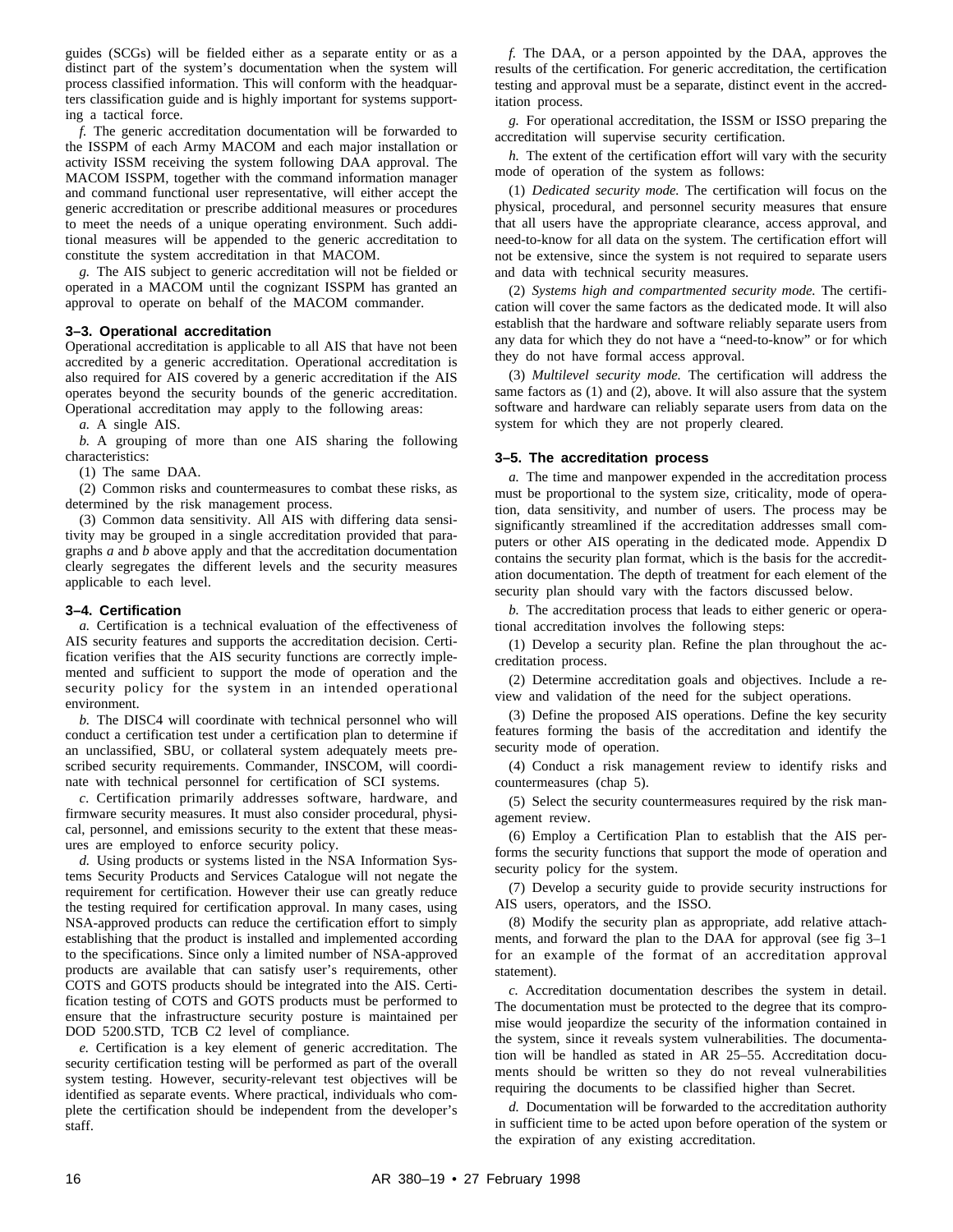guides (SCGs) will be fielded either as a separate entity or as a distinct part of the system's documentation when the system will process classified information. This will conform with the headquarters classification guide and is highly important for systems supporting a tactical force.

*f.* The generic accreditation documentation will be forwarded to the ISSPM of each Army MACOM and each major installation or activity ISSM receiving the system following DAA approval. The MACOM ISSPM, together with the command information manager and command functional user representative, will either accept the generic accreditation or prescribe additional measures or procedures to meet the needs of a unique operating environment. Such additional measures will be appended to the generic accreditation to constitute the system accreditation in that MACOM.

*g.* The AIS subject to generic accreditation will not be fielded or operated in a MACOM until the cognizant ISSPM has granted an approval to operate on behalf of the MACOM commander.

### 3–3. Operational accreditation

Operational accreditation is applicable to all AIS that have not been accredited by a generic accreditation. Operational accreditation is also required for AIS covered by a generic accreditation if the AIS operates beyond the security bounds of the generic accreditation. Operational accreditation may apply to the following areas:

*a.* A single AIS.

*b.* A grouping of more than one AIS sharing the following characteristics:

(1) The same DAA.

(2) Common risks and countermeasures to combat these risks, as determined by the risk management process.

(3) Common data sensitivity. All AIS with differing data sensitivity may be grouped in a single accreditation provided that paragraphs *a* and *b* above apply and that the accreditation documentation clearly segregates the different levels and the security measures applicable to each level.

### 3–4. Certification

*a.* Certification is a technical evaluation of the effectiveness of AIS security features and supports the accreditation decision. Certification verifies that the AIS security functions are correctly implemented and sufficient to support the mode of operation and the security policy for the system in an intended operational environment.

*b.* The DISC4 will coordinate with technical personnel who will conduct a certification test under a certification plan to determine if an unclassified, SBU, or collateral system adequately meets prescribed security requirements. Commander, INSCOM, will coordinate with technical personnel for certification of SCI systems.

*c.* Certification primarily addresses software, hardware, and firmware security measures. It must also consider procedural, physical, personnel, and emissions security to the extent that these measures are employed to enforce security policy.

*d.* Using products or systems listed in the NSA Information Systems Security Products and Services Catalogue will not negate the requirement for certification. However their use can greatly reduce the testing required for certification approval. In many cases, using NSA-approved products can reduce the certification effort to simply establishing that the product is installed and implemented according to the specifications. Since only a limited number of NSA-approved products are available that can satisfy user's requirements, other COTS and GOTS products should be integrated into the AIS. Certification testing of COTS and GOTS products must be performed to ensure that the infrastructure security posture is maintained per DOD 5200.STD, TCB C2 level of compliance.

*e.* Certification is a key element of generic accreditation. The security certification testing will be performed as part of the overall system testing. However, security-relevant test objectives will be identified as separate events. Where practical, individuals who complete the certification should be independent from the developer's staff.

*f.* The DAA, or a person appointed by the DAA, approves the results of the certification. For generic accreditation, the certification testing and approval must be a separate, distinct event in the accreditation process.

*g.* For operational accreditation, the ISSM or ISSO preparing the accreditation will supervise security certification.

*h.* The extent of the certification effort will vary with the security mode of operation of the system as follows:

(1) *Dedicated security mode.* The certification will focus on the physical, procedural, and personnel security measures that ensure that all users have the appropriate clearance, access approval, and need-to-know for all data on the system. The certification effort will not be extensive, since the system is not required to separate users and data with technical security measures.

(2) *Systems high and compartmented security mode.* The certification will cover the same factors as the dedicated mode. It will also establish that the hardware and software reliably separate users from any data for which they do not have a "need-to-know" or for which they do not have formal access approval.

(3) *Multilevel security mode.* The certification will address the same factors as (1) and (2), above. It will also assure that the system software and hardware can reliably separate users from data on the system for which they are not properly cleared.

### 3–5. The accreditation process

*a.* The time and manpower expended in the accreditation process must be proportional to the system size, criticality, mode of operation, data sensitivity, and number of users. The process may be significantly streamlined if the accreditation addresses small computers or other AIS operating in the dedicated mode. Appendix D contains the security plan format, which is the basis for the accreditation documentation. The depth of treatment for each element of the security plan should vary with the factors discussed below.

*b.* The accreditation process that leads to either generic or operational accreditation involves the following steps:

(1) Develop a security plan. Refine the plan throughout the accreditation process.

(2) Determine accreditation goals and objectives. Include a review and validation of the need for the subject operations.

(3) Define the proposed AIS operations. Define the key security features forming the basis of the accreditation and identify the security mode of operation.

(4) Conduct a risk management review to identify risks and countermeasures (chap 5).

(5) Select the security countermeasures required by the risk management review.

(6) Employ a Certification Plan to establish that the AIS performs the security functions that support the mode of operation and security policy for the system.

(7) Develop a security guide to provide security instructions for AIS users, operators, and the ISSO.

(8) Modify the security plan as appropriate, add relative attachments, and forward the plan to the DAA for approval (see fig 3–1 for an example of the format of an accreditation approval statement).

*c.* Accreditation documentation describes the system in detail. The documentation must be protected to the degree that its compromise would jeopardize the security of the information contained in the system, since it reveals system vulnerabilities. The documentation will be handled as stated in AR 25–55. Accreditation documents should be written so they do not reveal vulnerabilities requiring the documents to be classified higher than Secret.

*d.* Documentation will be forwarded to the accreditation authority in sufficient time to be acted upon before operation of the system or the expiration of any existing accreditation.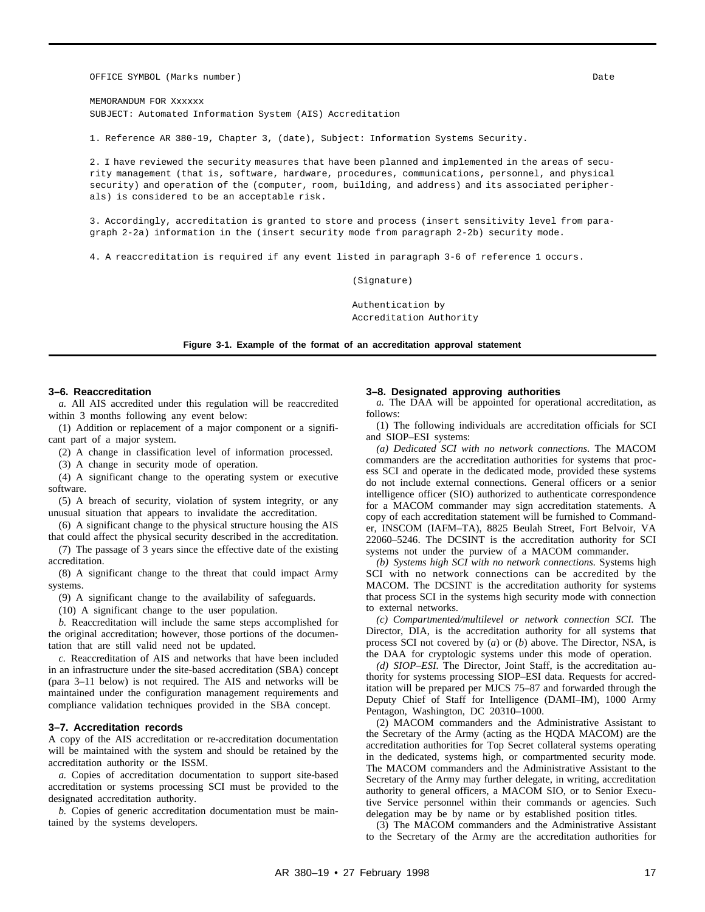```
OFFICE SYMBOL (Marks number)                                                    Date

MEMORANDUM FOR Xxxxxx
SUBJECT: Automated Information System (AIS) Accreditation

1. Reference AR 380-19, Chapter 3, (date), Subject: Information Systems Security.

2. I have reviewed the security measures that have been planned and implemented in the areas of security management (that is, software, hardware, procedures, communications, personnel, and physical security) and operation of the (computer, room, building, and address) and its associated peripherals) is considered to be an acceptable risk.

3. Accordingly, accreditation is granted to store and process (insert sensitivity level from paragraph 2-2a) information in the (insert security mode from paragraph 2-2b) security mode.

4. A reaccreditation is required if any event listed in paragraph 3-6 of reference 1 occurs.

                                        (Signature)

                                        Authentication by
                                        Accreditation Authority
```

**Figure 3-1. Example of the format of an accreditation approval statement**

### 3–6. Reaccreditation

*a.* All AIS accredited under this regulation will be reaccredited within 3 months following any event below:

(1) Addition or replacement of a major component or a significant part of a major system.

(2) A change in classification level of information processed.

(3) A change in security mode of operation.

(4) A significant change to the operating system or executive software.

(5) A breach of security, violation of system integrity, or any unusual situation that appears to invalidate the accreditation.

(6) A significant change to the physical structure housing the AIS that could affect the physical security described in the accreditation.

(7) The passage of 3 years since the effective date of the existing accreditation.

(8) A significant change to the threat that could impact Army systems.

(9) A significant change to the availability of safeguards.

(10) A significant change to the user population.

*b.* Reaccreditation will include the same steps accomplished for the original accreditation; however, those portions of the documentation that are still valid need not be updated.

*c.* Reaccreditation of AIS and networks that have been included in an infrastructure under the site-based accreditation (SBA) concept (para 3–11 below) is not required. The AIS and networks will be maintained under the configuration management requirements and compliance validation techniques provided in the SBA concept.

### 3–7. Accreditation records

A copy of the AIS accreditation or re-accreditation documentation will be maintained with the system and should be retained by the accreditation authority or the ISSM.

*a.* Copies of accreditation documentation to support site-based accreditation or systems processing SCI must be provided to the designated accreditation authority.

*b.* Copies of generic accreditation documentation must be maintained by the systems developers.

### 3–8. Designated approving authorities

*a.* The DAA will be appointed for operational accreditation, as follows:

(1) The following individuals are accreditation officials for SCI and SIOP–ESI systems:

*(a) Dedicated SCI with no network connections.* The MACOM commanders are the accreditation authorities for systems that process SCI and operate in the dedicated mode, provided these systems do not include external connections. General officers or a senior intelligence officer (SIO) authorized to authenticate correspondence for a MACOM commander may sign accreditation statements. A copy of each accreditation statement will be furnished to Commander, INSCOM (IAFM–TA), 8825 Beulah Street, Fort Belvoir, VA 22060–5246. The DCSINT is the accreditation authority for SCI systems not under the purview of a MACOM commander.

*(b) Systems high SCI with no network connections.* Systems high SCI with no network connections can be accredited by the MACOM. The DCSINT is the accreditation authority for systems that process SCI in the systems high security mode with connection to external networks.

*(c) Compartmented/multilevel or network connection SCI.* The Director, DIA, is the accreditation authority for all systems that process SCI not covered by (*a*) or (*b*) above. The Director, NSA, is the DAA for cryptologic systems under this mode of operation.

*(d) SIOP–ESI.* The Director, Joint Staff, is the accreditation authority for systems processing SIOP–ESI data. Requests for accreditation will be prepared per MJCS 75–87 and forwarded through the Deputy Chief of Staff for Intelligence (DAMI–IM), 1000 Army Pentagon, Washington, DC 20310–1000.

(2) MACOM commanders and the Administrative Assistant to the Secretary of the Army (acting as the HQDA MACOM) are the accreditation authorities for Top Secret collateral systems operating in the dedicated, systems high, or compartmented security mode. The MACOM commanders and the Administrative Assistant to the Secretary of the Army may further delegate, in writing, accreditation authority to general officers, a MACOM SIO, or to Senior Executive Service personnel within their commands or agencies. Such delegation may be by name or by established position titles.

(3) The MACOM commanders and the Administrative Assistant to the Secretary of the Army are the accreditation authorities for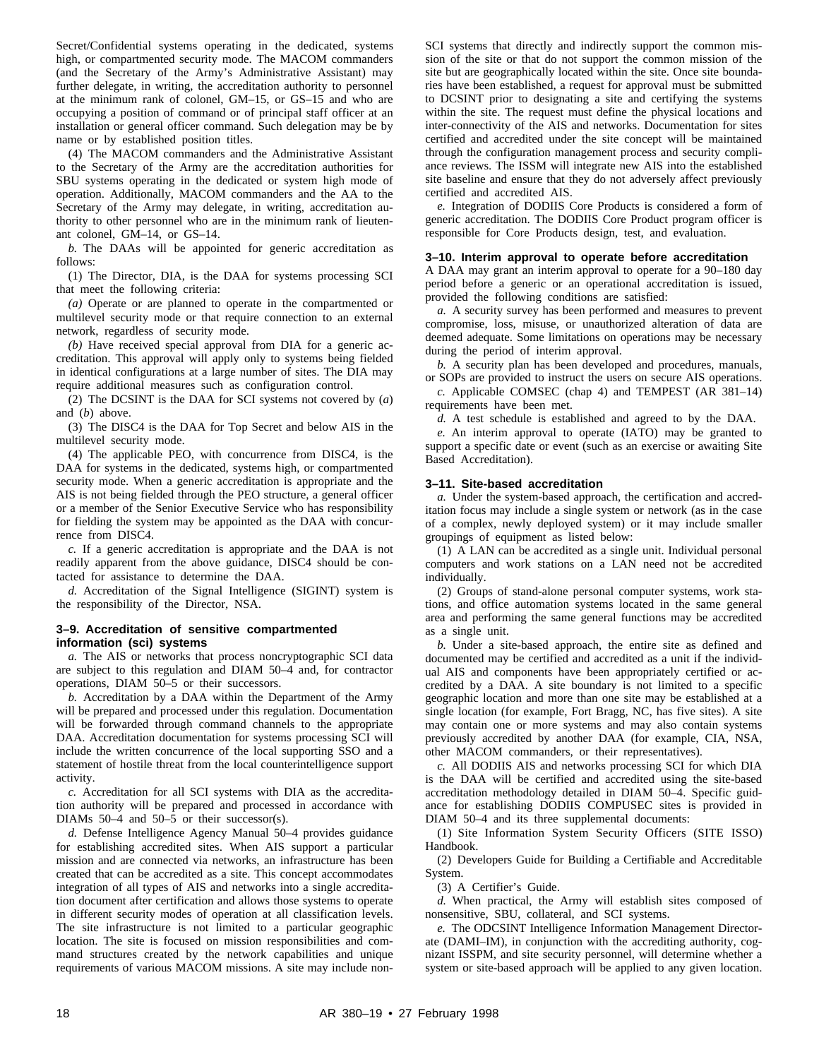Secret/Confidential systems operating in the dedicated, systems high, or compartmented security mode. The MACOM commanders (and the Secretary of the Army's Administrative Assistant) may further delegate, in writing, the accreditation authority to personnel at the minimum rank of colonel, GM–15, or GS–15 and who are occupying a position of command or of principal staff officer at an installation or general officer command. Such delegation may be by name or by established position titles.

(4) The MACOM commanders and the Administrative Assistant to the Secretary of the Army are the accreditation authorities for SBU systems operating in the dedicated or system high mode of operation. Additionally, MACOM commanders and the AA to the Secretary of the Army may delegate, in writing, accreditation authority to other personnel who are in the minimum rank of lieutenant colonel, GM–14, or GS–14.

*b.* The DAAs will be appointed for generic accreditation as follows:

(1) The Director, DIA, is the DAA for systems processing SCI that meet the following criteria:

*(a)* Operate or are planned to operate in the compartmented or multilevel security mode or that require connection to an external network, regardless of security mode.

*(b)* Have received special approval from DIA for a generic accreditation. This approval will apply only to systems being fielded in identical configurations at a large number of sites. The DIA may require additional measures such as configuration control.

(2) The DCSINT is the DAA for SCI systems not covered by (*a*) and (*b*) above.

(3) The DISC4 is the DAA for Top Secret and below AIS in the multilevel security mode.

(4) The applicable PEO, with concurrence from DISC4, is the DAA for systems in the dedicated, systems high, or compartmented security mode. When a generic accreditation is appropriate and the AIS is not being fielded through the PEO structure, a general officer or a member of the Senior Executive Service who has responsibility for fielding the system may be appointed as the DAA with concurrence from DISC4.

*c.* If a generic accreditation is appropriate and the DAA is not readily apparent from the above guidance, DISC4 should be contacted for assistance to determine the DAA.

*d.* Accreditation of the Signal Intelligence (SIGINT) system is the responsibility of the Director, NSA.

### 3–9. Accreditation of sensitive compartmented information (sci) systems

*a.* The AIS or networks that process noncryptographic SCI data are subject to this regulation and DIAM 50–4 and, for contractor operations, DIAM 50–5 or their successors.

*b.* Accreditation by a DAA within the Department of the Army will be prepared and processed under this regulation. Documentation will be forwarded through command channels to the appropriate DAA. Accreditation documentation for systems processing SCI will include the written concurrence of the local supporting SSO and a statement of hostile threat from the local counterintelligence support activity.

*c.* Accreditation for all SCI systems with DIA as the accreditation authority will be prepared and processed in accordance with DIAMs 50–4 and 50–5 or their successor(s).

*d.* Defense Intelligence Agency Manual 50–4 provides guidance for establishing accredited sites. When AIS support a particular mission and are connected via networks, an infrastructure has been created that can be accredited as a site. This concept accommodates integration of all types of AIS and networks into a single accreditation document after certification and allows those systems to operate in different security modes of operation at all classification levels. The site infrastructure is not limited to a particular geographic location. The site is focused on mission responsibilities and command structures created by the network capabilities and unique requirements of various MACOM missions. A site may include non-SCI systems that directly and indirectly support the common mission of the site or that do not support the common mission of the site but are geographically located within the site. Once site boundaries have been established, a request for approval must be submitted to DCSINT prior to designating a site and certifying the systems within the site. The request must define the physical locations and inter-connectivity of the AIS and networks. Documentation for sites certified and accredited under the site concept will be maintained through the configuration management process and security compliance reviews. The ISSM will integrate new AIS into the established site baseline and ensure that they do not adversely affect previously certified and accredited AIS.

*e.* Integration of DODIIS Core Products is considered a form of generic accreditation. The DODIIS Core Product program officer is responsible for Core Products design, test, and evaluation.

### 3–10. Interim approval to operate before accreditation

A DAA may grant an interim approval to operate for a 90–180 day period before a generic or an operational accreditation is issued, provided the following conditions are satisfied:

*a.* A security survey has been performed and measures to prevent compromise, loss, misuse, or unauthorized alteration of data are deemed adequate. Some limitations on operations may be necessary during the period of interim approval.

*b.* A security plan has been developed and procedures, manuals, or SOPs are provided to instruct the users on secure AIS operations.

*c.* Applicable COMSEC (chap 4) and TEMPEST (AR 381–14) requirements have been met.

*d.* A test schedule is established and agreed to by the DAA.

*e.* An interim approval to operate (IATO) may be granted to support a specific date or event (such as an exercise or awaiting Site Based Accreditation).

### 3–11. Site-based accreditation

*a.* Under the system-based approach, the certification and accreditation focus may include a single system or network (as in the case of a complex, newly deployed system) or it may include smaller groupings of equipment as listed below:

(1) A LAN can be accredited as a single unit. Individual personal computers and work stations on a LAN need not be accredited individually.

(2) Groups of stand-alone personal computer systems, work stations, and office automation systems located in the same general area and performing the same general functions may be accredited as a single unit.

*b.* Under a site-based approach, the entire site as defined and documented may be certified and accredited as a unit if the individual AIS and components have been appropriately certified or accredited by a DAA. A site boundary is not limited to a specific geographic location and more than one site may be established at a single location (for example, Fort Bragg, NC, has five sites). A site may contain one or more systems and may also contain systems previously accredited by another DAA (for example, CIA, NSA, other MACOM commanders, or their representatives).

*c.* All DODIIS AIS and networks processing SCI for which DIA is the DAA will be certified and accredited using the site-based accreditation methodology detailed in DIAM 50–4. Specific guidance for establishing DODIIS COMPUSEC sites is provided in DIAM 50–4 and its three supplemental documents:

(1) Site Information System Security Officers (SITE ISSO) Handbook.

(2) Developers Guide for Building a Certifiable and Accreditable System.

(3) A Certifier's Guide.

*d.* When practical, the Army will establish sites composed of nonsensitive, SBU, collateral, and SCI systems.

*e.* The ODCSINT Intelligence Information Management Directorate (DAMI–IM), in conjunction with the accrediting authority, cognizant ISSPM, and site security personnel, will determine whether a system or site-based approach will be applied to any given location.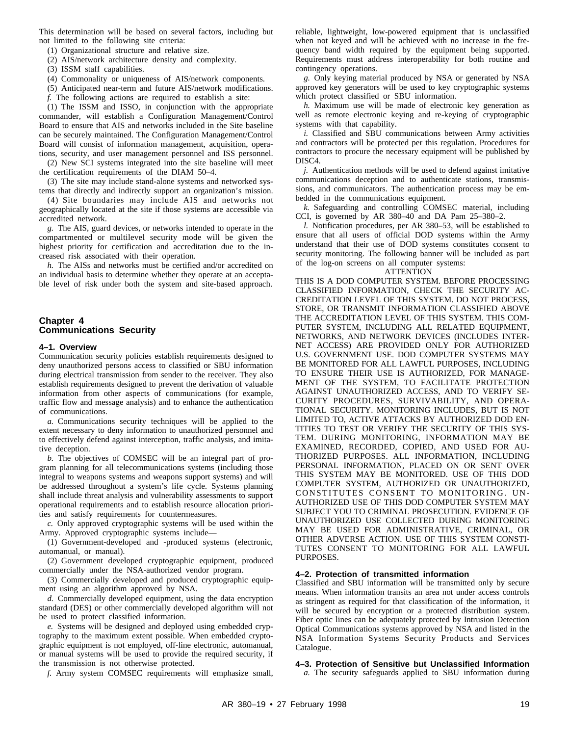This determination will be based on several factors, including but not limited to the following site criteria:

(1) Organizational structure and relative size.

(2) AIS/network architecture density and complexity.

(3) ISSM staff capabilities.

(4) Commonality or uniqueness of AIS/network components.

(5) Anticipated near-term and future AIS/network modifications.

*f.* The following actions are required to establish a site:

(1) The ISSM and ISSO, in conjunction with the appropriate commander, will establish a Configuration Management/Control Board to ensure that AIS and networks included in the Site baseline can be securely maintained. The Configuration Management/Control Board will consist of information management, acquisition, operations, security, and user management personnel and ISS personnel.

(2) New SCI systems integrated into the site baseline will meet the certification requirements of the DIAM 50–4.

(3) The site may include stand-alone systems and networked systems that directly and indirectly support an organization's mission.

(4) Site boundaries may include AIS and networks not geographically located at the site if those systems are accessible via accredited network.

*g.* The AIS, guard devices, or networks intended to operate in the compartmented or multilevel security mode will be given the highest priority for certification and accreditation due to the increased risk associated with their operation.

*h.* The AISs and networks must be certified and/or accredited on an individual basis to determine whether they operate at an acceptable level of risk under both the system and site-based approach.

## Chapter 4
## Communications Security

### 4–1. Overview

Communication security policies establish requirements designed to deny unauthorized persons access to classified or SBU information during electrical transmission from sender to the receiver. They also establish requirements designed to prevent the derivation of valuable information from other aspects of communications (for example, traffic flow and message analysis) and to enhance the authentication of communications.

*a.* Communications security techniques will be applied to the extent necessary to deny information to unauthorized personnel and to effectively defend against interception, traffic analysis, and imitative deception.

*b.* The objectives of COMSEC will be an integral part of program planning for all telecommunications systems (including those integral to weapons systems and weapons support systems) and will be addressed throughout a system's life cycle. Systems planning shall include threat analysis and vulnerability assessments to support operational requirements and to establish resource allocation priorities and satisfy requirements for countermeasures.

*c.* Only approved cryptographic systems will be used within the Army. Approved cryptographic systems include—

(1) Government-developed and -produced systems (electronic, automanual, or manual).

(2) Government developed cryptographic equipment, produced commercially under the NSA-authorized vendor program.

(3) Commercially developed and produced cryptographic equipment using an algorithm approved by NSA.

*d.* Commercially developed equipment, using the data encryption standard (DES) or other commercially developed algorithm will not be used to protect classified information.

*e.* Systems will be designed and deployed using embedded cryptography to the maximum extent possible. When embedded cryptographic equipment is not employed, off-line electronic, automanual, or manual systems will be used to provide the required security, if the transmission is not otherwise protected.

*f.* Army system COMSEC requirements will emphasize small, reliable, lightweight, low-powered equipment that is unclassified when not keyed and will be achieved with no increase in the frequency band width required by the equipment being supported. Requirements must address interoperability for both routine and contingency operations.

*g.* Only keying material produced by NSA or generated by NSA approved key generators will be used to key cryptographic systems which protect classified or SBU information.

*h.* Maximum use will be made of electronic key generation as well as remote electronic keying and re-keying of cryptographic systems with that capability.

*i.* Classified and SBU communications between Army activities and contractors will be protected per this regulation. Procedures for contractors to procure the necessary equipment will be published by DISC4.

*j.* Authentication methods will be used to defend against imitative communications deception and to authenticate stations, transmissions, and communicators. The authentication process may be embedded in the communications equipment.

*k.* Safeguarding and controlling COMSEC material, including CCI, is governed by AR 380–40 and DA Pam 25–380–2.

*l.* Notification procedures, per AR 380–53, will be established to ensure that all users of official DOD systems within the Army understand that their use of DOD systems constitutes consent to security monitoring. The following banner will be included as part of the log-on screens on all computer systems:

ATTENTION

THIS IS A DOD COMPUTER SYSTEM. BEFORE PROCESSING CLASSIFIED INFORMATION, CHECK THE SECURITY ACCREDITATION LEVEL OF THIS SYSTEM. DO NOT PROCESS, STORE, OR TRANSMIT INFORMATION CLASSIFIED ABOVE THE ACCREDITATION LEVEL OF THIS SYSTEM. THIS COMPUTER SYSTEM, INCLUDING ALL RELATED EQUIPMENT, NETWORKS, AND NETWORK DEVICES (INCLUDES INTERNET ACCESS) ARE PROVIDED ONLY FOR AUTHORIZED U.S. GOVERNMENT USE. DOD COMPUTER SYSTEMS MAY BE MONITORED FOR ALL LAWFUL PURPOSES, INCLUDING TO ENSURE THEIR USE IS AUTHORIZED, FOR MANAGEMENT OF THE SYSTEM, TO FACILITATE PROTECTION AGAINST UNAUTHORIZED ACCESS, AND TO VERIFY SECURITY PROCEDURES, SURVIVABILITY, AND OPERATIONAL SECURITY. MONITORING INCLUDES, BUT IS NOT LIMITED TO, ACTIVE ATTACKS BY AUTHORIZED DOD ENTITIES TO TEST OR VERIFY THE SECURITY OF THIS SYSTEM. DURING MONITORING, INFORMATION MAY BE EXAMINED, RECORDED, COPIED, AND USED FOR AUTHORIZED PURPOSES. ALL INFORMATION, INCLUDING PERSONAL INFORMATION, PLACED ON OR SENT OVER THIS SYSTEM MAY BE MONITORED. USE OF THIS DOD COMPUTER SYSTEM, AUTHORIZED OR UNAUTHORIZED, CONSTITUTES CONSENT TO MONITORING. UNAUTHORIZED USE OF THIS DOD COMPUTER SYSTEM MAY SUBJECT YOU TO CRIMINAL PROSECUTION. EVIDENCE OF UNAUTHORIZED USE COLLECTED DURING MONITORING MAY BE USED FOR ADMINISTRATIVE, CRIMINAL, OR OTHER ADVERSE ACTION. USE OF THIS SYSTEM CONSTITUTES CONSENT TO MONITORING FOR ALL LAWFUL PURPOSES.

### 4–2. Protection of transmitted information

Classified and SBU information will be transmitted only by secure means. When information transits an area not under access controls as stringent as required for that classification of the information, it will be secured by encryption or a protected distribution system. Fiber optic lines can be adequately protected by Intrusion Detection Optical Communications systems approved by NSA and listed in the NSA Information Systems Security Products and Services Catalogue.

### 4–3. Protection of Sensitive but Unclassified Information

*a.* The security safeguards applied to SBU information during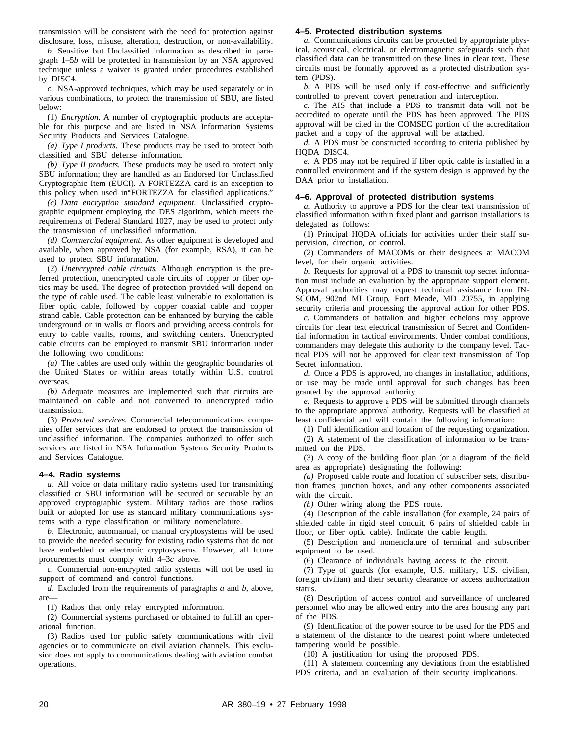transmission will be consistent with the need for protection against disclosure, loss, misuse, alteration, destruction, or non-availability.

*b.* Sensitive but Unclassified information as described in paragraph 1–5*b* will be protected in transmission by an NSA approved technique unless a waiver is granted under procedures established by DISC4.

*c.* NSA-approved techniques, which may be used separately or in various combinations, to protect the transmission of SBU, are listed below:

(1) *Encryption.* A number of cryptographic products are acceptable for this purpose and are listed in NSA Information Systems Security Products and Services Catalogue.

*(a) Type I products.* These products may be used to protect both classified and SBU defense information.

*(b) Type II products.* These products may be used to protect only SBU information; they are handled as an Endorsed for Unclassified Cryptographic Item (EUCI). A FORTEZZA card is an exception to this policy when used in"FORTEZZA for classified applications."

*(c) Data encryption standard equipment.* Unclassified cryptographic equipment employing the DES algorithm, which meets the requirements of Federal Standard 1027, may be used to protect only the transmission of unclassified information.

*(d) Commercial equipment.* As other equipment is developed and available, when approved by NSA (for example, RSA), it can be used to protect SBU information.

(2) *Unencrypted cable circuits.* Although encryption is the preferred protection, unencrypted cable circuits of copper or fiber optics may be used. The degree of protection provided will depend on the type of cable used. The cable least vulnerable to exploitation is fiber optic cable, followed by copper coaxial cable and copper strand cable. Cable protection can be enhanced by burying the cable underground or in walls or floors and providing access controls for entry to cable vaults, rooms, and switching centers. Unencrypted cable circuits can be employed to transmit SBU information under the following two conditions:

*(a)* The cables are used only within the geographic boundaries of the United States or within areas totally within U.S. control overseas.

*(b)* Adequate measures are implemented such that circuits are maintained on cable and not converted to unencrypted radio transmission.

(3) *Protected services.* Commercial telecommunications companies offer services that are endorsed to protect the transmission of unclassified information. The companies authorized to offer such services are listed in NSA Information Systems Security Products and Services Catalogue.

### 4–4. Radio systems

*a.* All voice or data military radio systems used for transmitting classified or SBU information will be secured or securable by an approved cryptographic system. Military radios are those radios built or adopted for use as standard military communications systems with a type classification or military nomenclature.

*b.* Electronic, automanual, or manual cryptosystems will be used to provide the needed security for existing radio systems that do not have embedded or electronic cryptosystems. However, all future procurements must comply with 4–3*c* above.

*c.* Commercial non-encrypted radio systems will not be used in support of command and control functions.

*d.* Excluded from the requirements of paragraphs *a* and *b*, above, are—

(1) Radios that only relay encrypted information.

(2) Commercial systems purchased or obtained to fulfill an operational function.

(3) Radios used for public safety communications with civil agencies or to communicate on civil aviation channels. This exclusion does not apply to communications dealing with aviation combat operations.

### 4–5. Protected distribution systems

*a.* Communications circuits can be protected by appropriate physical, acoustical, electrical, or electromagnetic safeguards such that classified data can be transmitted on these lines in clear text. These circuits must be formally approved as a protected distribution system (PDS).

*b.* A PDS will be used only if cost-effective and sufficiently controlled to prevent covert penetration and interception.

*c.* The AIS that include a PDS to transmit data will not be accredited to operate until the PDS has been approved. The PDS approval will be cited in the COMSEC portion of the accreditation packet and a copy of the approval will be attached.

*d.* A PDS must be constructed according to criteria published by HQDA DISC4.

*e.* A PDS may not be required if fiber optic cable is installed in a controlled environment and if the system design is approved by the DAA prior to installation.

### 4–6. Approval of protected distribution systems

*a.* Authority to approve a PDS for the clear text transmission of classified information within fixed plant and garrison installations is delegated as follows:

(1) Principal HQDA officials for activities under their staff supervision, direction, or control.

(2) Commanders of MACOMs or their designees at MACOM level, for their organic activities.

*b.* Requests for approval of a PDS to transmit top secret information must include an evaluation by the appropriate support element. Approval authorities may request technical assistance from INSCOM, 902nd MI Group, Fort Meade, MD 20755, in applying security criteria and processing the approval action for other PDS.

*c.* Commanders of battalion and higher echelons may approve circuits for clear text electrical transmission of Secret and Confidential information in tactical environments. Under combat conditions, commanders may delegate this authority to the company level. Tactical PDS will not be approved for clear text transmission of Top Secret information.

*d.* Once a PDS is approved, no changes in installation, additions, or use may be made until approval for such changes has been granted by the approval authority.

*e.* Requests to approve a PDS will be submitted through channels to the appropriate approval authority. Requests will be classified at least confidential and will contain the following information:

(1) Full identification and location of the requesting organization.

(2) A statement of the classification of information to be transmitted on the PDS.

(3) A copy of the building floor plan (or a diagram of the field area as appropriate) designating the following:

*(a)* Proposed cable route and location of subscriber sets, distribution frames, junction boxes, and any other components associated with the circuit.

*(b)* Other wiring along the PDS route.

(4) Description of the cable installation (for example, 24 pairs of shielded cable in rigid steel conduit, 6 pairs of shielded cable in floor, or fiber optic cable). Indicate the cable length.

(5) Description and nomenclature of terminal and subscriber equipment to be used.

(6) Clearance of individuals having access to the circuit.

(7) Type of guards (for example, U.S. military, U.S. civilian, foreign civilian) and their security clearance or access authorization status.

(8) Description of access control and surveillance of uncleared personnel who may be allowed entry into the area housing any part of the PDS.

(9) Identification of the power source to be used for the PDS and a statement of the distance to the nearest point where undetected tampering would be possible.

(10) A justification for using the proposed PDS.

(11) A statement concerning any deviations from the established PDS criteria, and an evaluation of their security implications.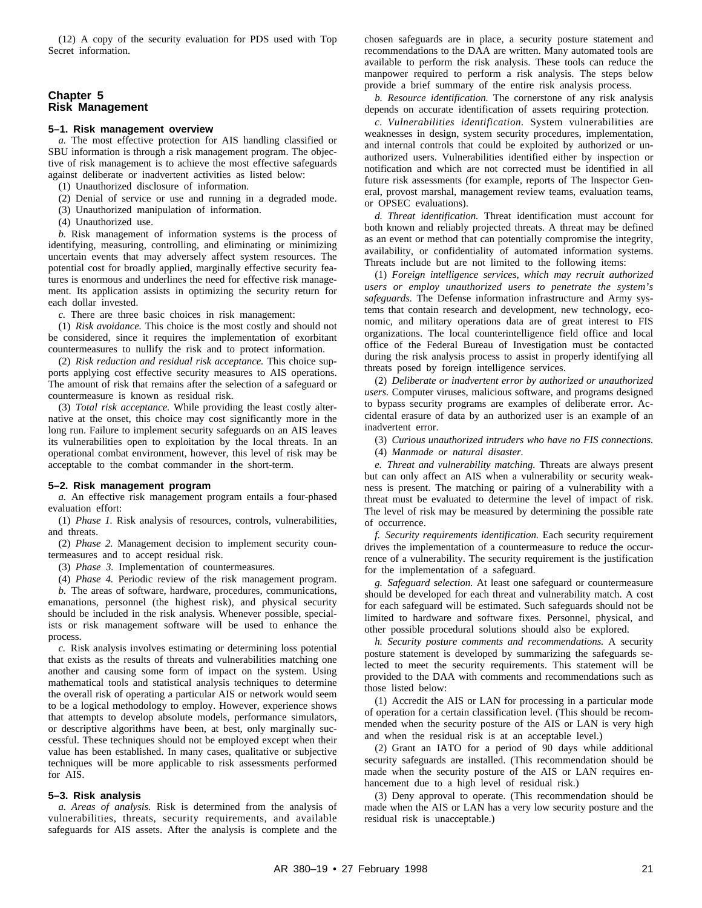(12) A copy of the security evaluation for PDS used with Top Secret information.

## Chapter 5
## Risk Management

### 5–1. Risk management overview

*a.* The most effective protection for AIS handling classified or SBU information is through a risk management program. The objective of risk management is to achieve the most effective safeguards against deliberate or inadvertent activities as listed below:

(1) Unauthorized disclosure of information.

(2) Denial of service or use and running in a degraded mode.

(3) Unauthorized manipulation of information.

(4) Unauthorized use.

*b.* Risk management of information systems is the process of identifying, measuring, controlling, and eliminating or minimizing uncertain events that may adversely affect system resources. The potential cost for broadly applied, marginally effective security features is enormous and underlines the need for effective risk management. Its application assists in optimizing the security return for each dollar invested.

*c.* There are three basic choices in risk management:

(1) *Risk avoidance.* This choice is the most costly and should not be considered, since it requires the implementation of exorbitant countermeasures to nullify the risk and to protect information.

(2) *Risk reduction and residual risk acceptance.* This choice supports applying cost effective security measures to AIS operations. The amount of risk that remains after the selection of a safeguard or countermeasure is known as residual risk.

(3) *Total risk acceptance.* While providing the least costly alternative at the onset, this choice may cost significantly more in the long run. Failure to implement security safeguards on an AIS leaves its vulnerabilities open to exploitation by the local threats. In an operational combat environment, however, this level of risk may be acceptable to the combat commander in the short-term.

### 5–2. Risk management program

*a.* An effective risk management program entails a four-phased evaluation effort:

(1) *Phase 1.* Risk analysis of resources, controls, vulnerabilities, and threats.

(2) *Phase 2.* Management decision to implement security countermeasures and to accept residual risk.

(3) *Phase 3.* Implementation of countermeasures.

(4) *Phase 4.* Periodic review of the risk management program.

*b.* The areas of software, hardware, procedures, communications, emanations, personnel (the highest risk), and physical security should be included in the risk analysis. Whenever possible, specialists or risk management software will be used to enhance the process.

*c.* Risk analysis involves estimating or determining loss potential that exists as the results of threats and vulnerabilities matching one another and causing some form of impact on the system. Using mathematical tools and statistical analysis techniques to determine the overall risk of operating a particular AIS or network would seem to be a logical methodology to employ. However, experience shows that attempts to develop absolute models, performance simulators, or descriptive algorithms have been, at best, only marginally successful. These techniques should not be employed except when their value has been established. In many cases, qualitative or subjective techniques will be more applicable to risk assessments performed for AIS.

### 5–3. Risk analysis

*a. Areas of analysis.* Risk is determined from the analysis of vulnerabilities, threats, security requirements, and available safeguards for AIS assets. After the analysis is complete and the chosen safeguards are in place, a security posture statement and recommendations to the DAA are written. Many automated tools are available to perform the risk analysis. These tools can reduce the manpower required to perform a risk analysis. The steps below provide a brief summary of the entire risk analysis process.

*b. Resource identification.* The cornerstone of any risk analysis depends on accurate identification of assets requiring protection.

*c. Vulnerabilities identification.* System vulnerabilities are weaknesses in design, system security procedures, implementation, and internal controls that could be exploited by authorized or unauthorized users. Vulnerabilities identified either by inspection or notification and which are not corrected must be identified in all future risk assessments (for example, reports of The Inspector General, provost marshal, management review teams, evaluation teams, or OPSEC evaluations).

*d. Threat identification.* Threat identification must account for both known and reliably projected threats. A threat may be defined as an event or method that can potentially compromise the integrity, availability, or confidentiality of automated information systems. Threats include but are not limited to the following items:

(1) *Foreign intelligence services, which may recruit authorized users or employ unauthorized users to penetrate the system's safeguards.* The Defense information infrastructure and Army systems that contain research and development, new technology, economic, and military operations data are of great interest to FIS organizations. The local counterintelligence field office and local office of the Federal Bureau of Investigation must be contacted during the risk analysis process to assist in properly identifying all threats posed by foreign intelligence services.

(2) *Deliberate or inadvertent error by authorized or unauthorized users.* Computer viruses, malicious software, and programs designed to bypass security programs are examples of deliberate error. Accidental erasure of data by an authorized user is an example of an inadvertent error.

(3) *Curious unauthorized intruders who have no FIS connections.*

(4) *Manmade or natural disaster.*

*e. Threat and vulnerability matching.* Threats are always present but can only affect an AIS when a vulnerability or security weakness is present. The matching or pairing of a vulnerability with a threat must be evaluated to determine the level of impact of risk. The level of risk may be measured by determining the possible rate of occurrence.

*f. Security requirements identification.* Each security requirement drives the implementation of a countermeasure to reduce the occurrence of a vulnerability. The security requirement is the justification for the implementation of a safeguard.

*g. Safeguard selection.* At least one safeguard or countermeasure should be developed for each threat and vulnerability match. A cost for each safeguard will be estimated. Such safeguards should not be limited to hardware and software fixes. Personnel, physical, and other possible procedural solutions should also be explored.

*h. Security posture comments and recommendations.* A security posture statement is developed by summarizing the safeguards selected to meet the security requirements. This statement will be provided to the DAA with comments and recommendations such as those listed below:

(1) Accredit the AIS or LAN for processing in a particular mode of operation for a certain classification level. (This should be recommended when the security posture of the AIS or LAN is very high and when the residual risk is at an acceptable level.)

(2) Grant an IATO for a period of 90 days while additional security safeguards are installed. (This recommendation should be made when the security posture of the AIS or LAN requires enhancement due to a high level of residual risk.)

(3) Deny approval to operate. (This recommendation should be made when the AIS or LAN has a very low security posture and the residual risk is unacceptable.)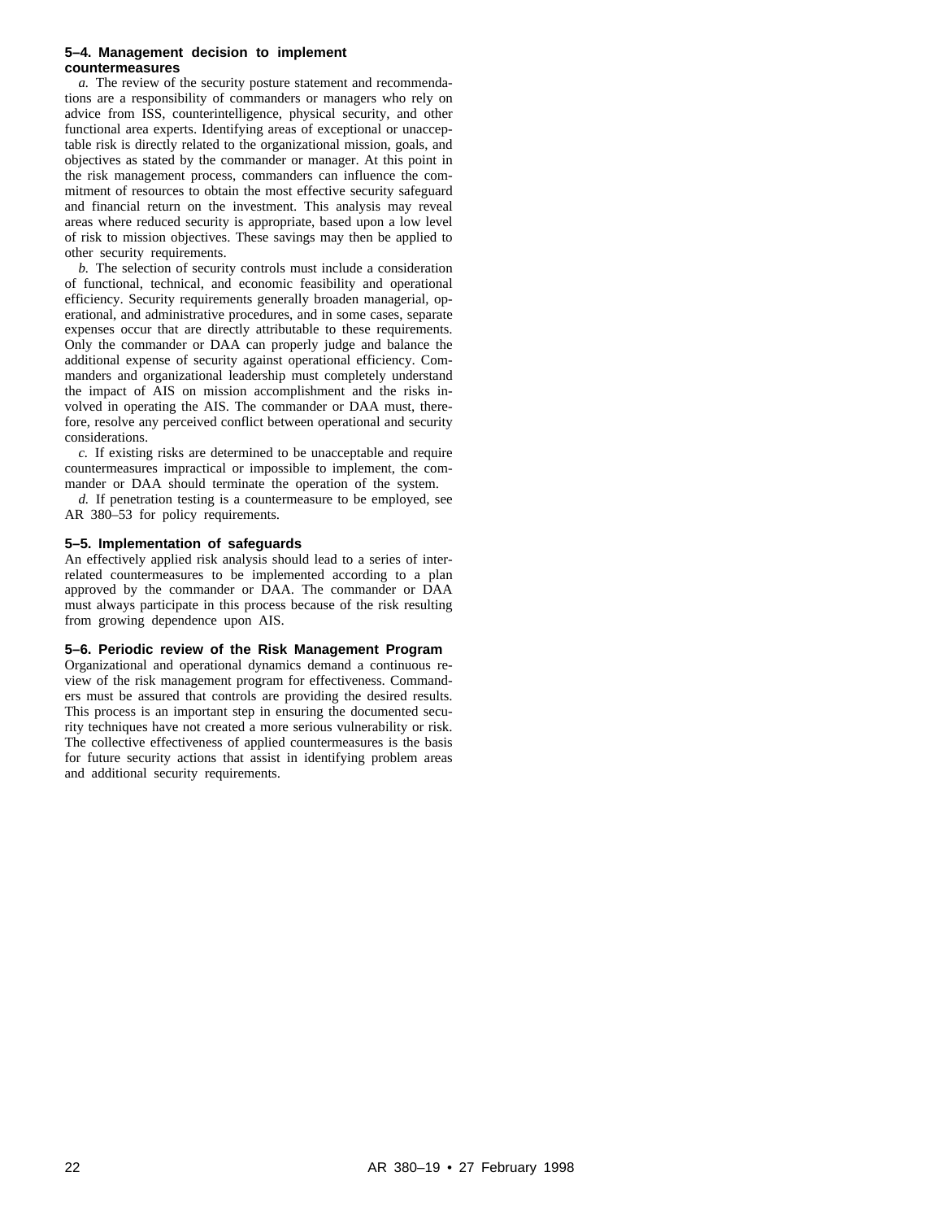### 5–4. Management decision to implement countermeasures

*a.* The review of the security posture statement and recommendations are a responsibility of commanders or managers who rely on advice from ISS, counterintelligence, physical security, and other functional area experts. Identifying areas of exceptional or unacceptable risk is directly related to the organizational mission, goals, and objectives as stated by the commander or manager. At this point in the risk management process, commanders can influence the commitment of resources to obtain the most effective security safeguard and financial return on the investment. This analysis may reveal areas where reduced security is appropriate, based upon a low level of risk to mission objectives. These savings may then be applied to other security requirements.

*b.* The selection of security controls must include a consideration of functional, technical, and economic feasibility and operational efficiency. Security requirements generally broaden managerial, operational, and administrative procedures, and in some cases, separate expenses occur that are directly attributable to these requirements. Only the commander or DAA can properly judge and balance the additional expense of security against operational efficiency. Commanders and organizational leadership must completely understand the impact of AIS on mission accomplishment and the risks involved in operating the AIS. The commander or DAA must, therefore, resolve any perceived conflict between operational and security considerations.

*c.* If existing risks are determined to be unacceptable and require countermeasures impractical or impossible to implement, the commander or DAA should terminate the operation of the system.

*d.* If penetration testing is a countermeasure to be employed, see AR 380–53 for policy requirements.

### 5–5. Implementation of safeguards

An effectively applied risk analysis should lead to a series of interrelated countermeasures to be implemented according to a plan approved by the commander or DAA. The commander or DAA must always participate in this process because of the risk resulting from growing dependence upon AIS.

### 5–6. Periodic review of the Risk Management Program

Organizational and operational dynamics demand a continuous review of the risk management program for effectiveness. Commanders must be assured that controls are providing the desired results. This process is an important step in ensuring the documented security techniques have not created a more serious vulnerability or risk. The collective effectiveness of applied countermeasures is the basis for future security actions that assist in identifying problem areas and additional security requirements.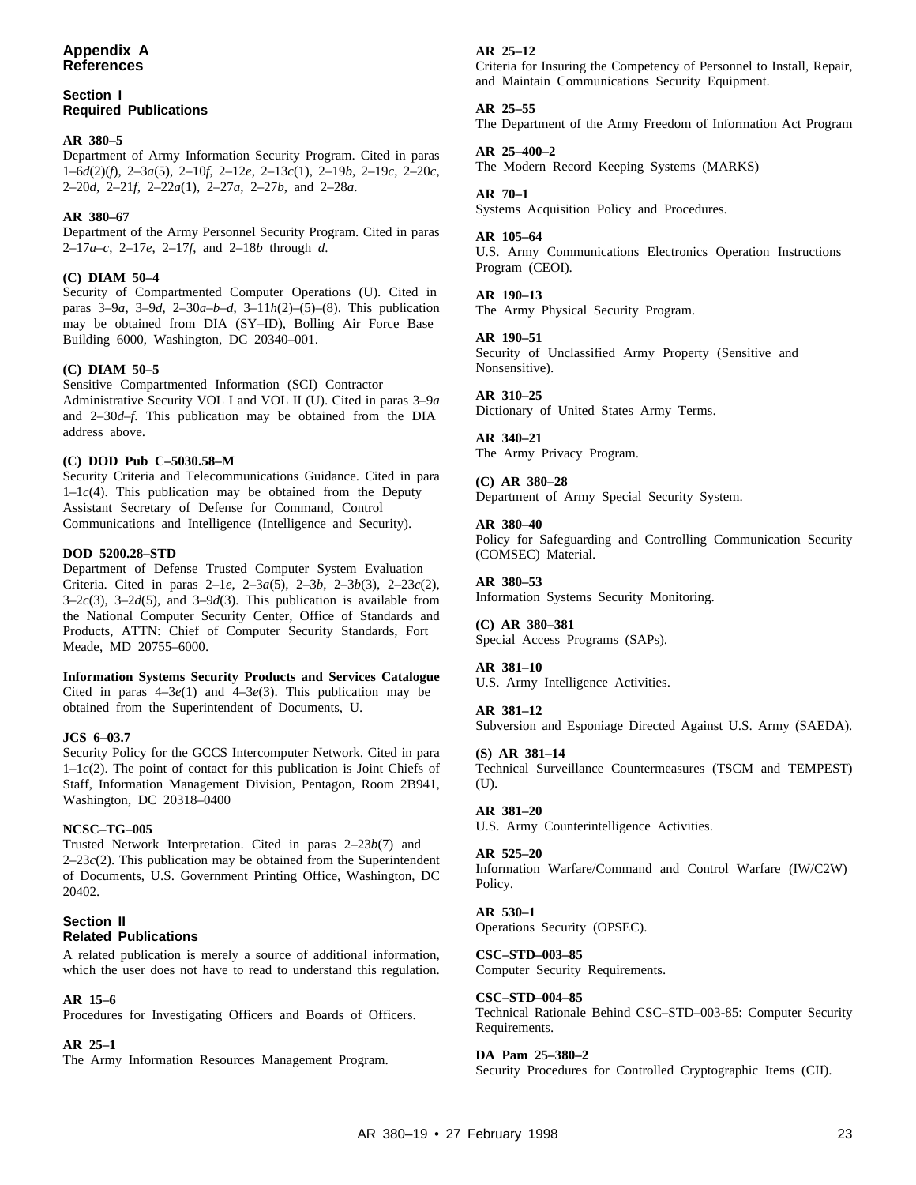## Appendix A
## References

### Section I
### Required Publications

**AR 380–5**
Department of Army Information Security Program. Cited in paras 1–6*d*(2)(*f*), 2–3*a*(5), 2–10*f*, 2–12*e*, 2–13*c*(1), 2–19*b*, 2–19*c*, 2–20*c*, 2–20*d*, 2–21*f*, 2–22*a*(1), 2–27*a*, 2–27*b*, and 2–28*a*.

**AR 380–67**
Department of the Army Personnel Security Program. Cited in paras 2–17*a–c*, 2–17*e*, 2–17*f*, and 2–18*b* through *d*.

**(C) DIAM 50–4**
Security of Compartmented Computer Operations (U). Cited in paras 3–9*a*, 3–9*d*, 2–30*a–b–d*, 3–11*h*(2)–(5)–(8). This publication may be obtained from DIA (SY–ID), Bolling Air Force Base Building 6000, Washington, DC 20340–001.

**(C) DIAM 50–5**
Sensitive Compartmented Information (SCI) Contractor Administrative Security VOL I and VOL II (U). Cited in paras 3–9*a* and 2–30*d–f*. This publication may be obtained from the DIA address above.

**(C) DOD Pub C–5030.58–M**
Security Criteria and Telecommunications Guidance. Cited in para 1–1c(4). This publication may be obtained from the Deputy Assistant Secretary of Defense for Command, Control Communications and Intelligence (Intelligence and Security).

**DOD 5200.28–STD**
Department of Defense Trusted Computer System Evaluation Criteria. Cited in paras 2–1*e*, 2–3*a*(5), 2–3*b*, 2–3*b*(3), 2–23*c*(2), 3–2*c*(3), 3–2*d*(5), and 3–9*d*(3). This publication is available from the National Computer Security Center, Office of Standards and Products, ATTN: Chief of Computer Security Standards, Fort Meade, MD 20755–6000.

**Information Systems Security Products and Services Catalogue**
Cited in paras 4–3*e*(1) and 4–3*e*(3). This publication may be obtained from the Superintendent of Documents, U.

**JCS 6–03.7**
Security Policy for the GCCS Intercomputer Network. Cited in para 1–1*c*(2). The point of contact for this publication is Joint Chiefs of Staff, Information Management Division, Pentagon, Room 2B941, Washington, DC 20318–0400

**NCSC–TG–005**
Trusted Network Interpretation. Cited in paras 2–23*b*(7) and 2–23*c*(2). This publication may be obtained from the Superintendent of Documents, U.S. Government Printing Office, Washington, DC 20402.

### Section II
### Related Publications

A related publication is merely a source of additional information, which the user does not have to read to understand this regulation.

**AR 15–6**
Procedures for Investigating Officers and Boards of Officers.

**AR 25–1**
The Army Information Resources Management Program.

**AR 25–12**
Criteria for Insuring the Competency of Personnel to Install, Repair, and Maintain Communications Security Equipment.

**AR 25–55**
The Department of the Army Freedom of Information Act Program

**AR 25–400–2**
The Modern Record Keeping Systems (MARKS)

**AR 70–1**
Systems Acquisition Policy and Procedures.

**AR 105–64**
U.S. Army Communications Electronics Operation Instructions Program (CEOI).

**AR 190–13**
The Army Physical Security Program.

**AR 190–51**
Security of Unclassified Army Property (Sensitive and Nonsensitive).

**AR 310–25**
Dictionary of United States Army Terms.

**AR 340–21**
The Army Privacy Program.

**(C) AR 380–28**
Department of Army Special Security System.

**AR 380–40**
Policy for Safeguarding and Controlling Communication Security (COMSEC) Material.

**AR 380–53**
Information Systems Security Monitoring.

**(C) AR 380–381**
Special Access Programs (SAPs).

**AR 381–10**
U.S. Army Intelligence Activities.

**AR 381–12**
Subversion and Esponiage Directed Against U.S. Army (SAEDA).

**(S) AR 381–14**
Technical Surveillance Countermeasures (TSCM and TEMPEST) (U).

**AR 381–20**
U.S. Army Counterintelligence Activities.

**AR 525–20**
Information Warfare/Command and Control Warfare (IW/C2W) Policy.

**AR 530–1**
Operations Security (OPSEC).

**CSC–STD–003–85**
Computer Security Requirements.

**CSC–STD–004–85**
Technical Rationale Behind CSC–STD–003-85: Computer Security Requirements.

**DA Pam 25–380–2**
Security Procedures for Controlled Cryptographic Items (CII).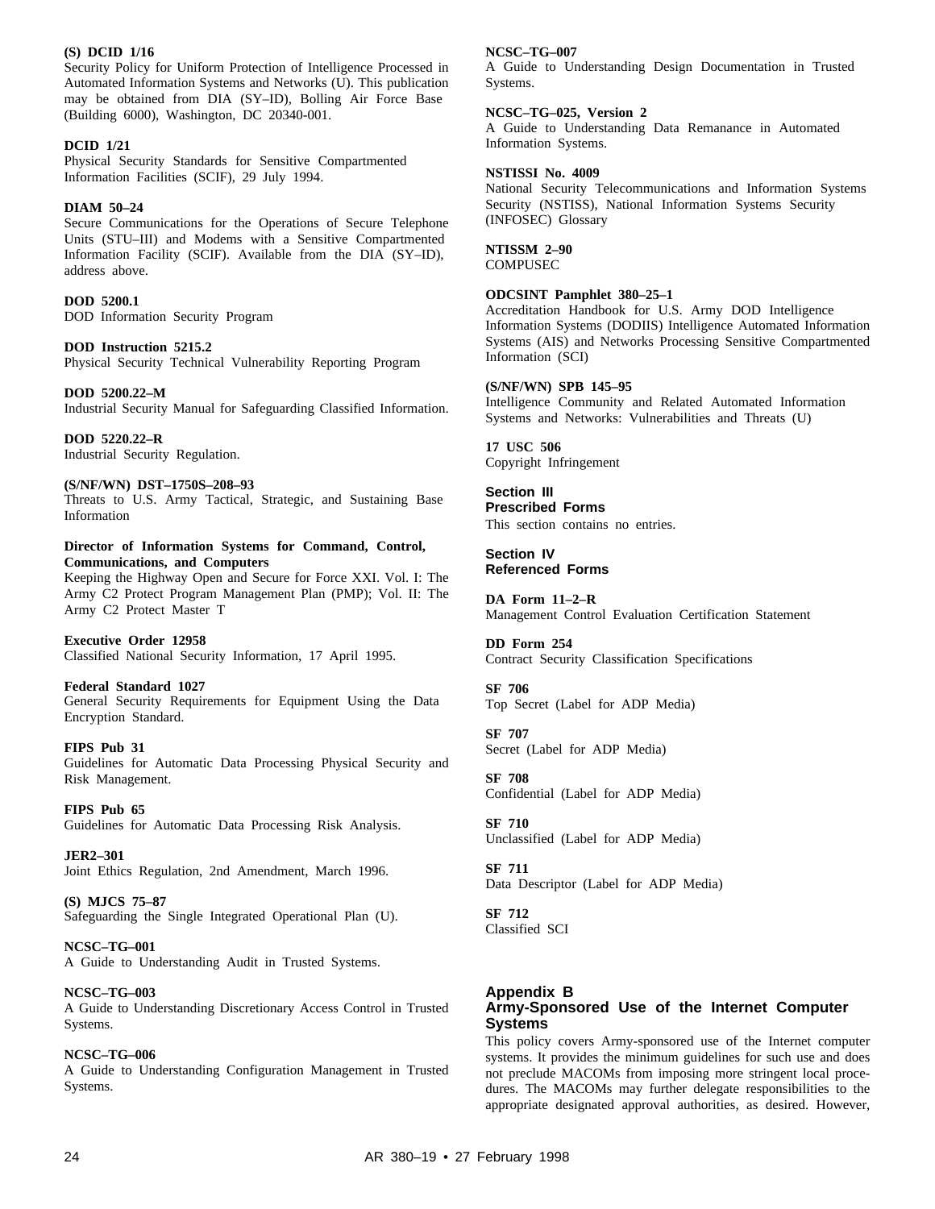**(S) DCID 1/16**
Security Policy for Uniform Protection of Intelligence Processed in Automated Information Systems and Networks (U). This publication may be obtained from DIA (SY–ID), Bolling Air Force Base (Building 6000), Washington, DC 20340-001.

**DCID 1/21**
Physical Security Standards for Sensitive Compartmented Information Facilities (SCIF), 29 July 1994.

**DIAM 50–24**
Secure Communications for the Operations of Secure Telephone Units (STU–III) and Modems with a Sensitive Compartmented Information Facility (SCIF). Available from the DIA (SY–ID), address above.

**DOD 5200.1**
DOD Information Security Program

**DOD Instruction 5215.2**
Physical Security Technical Vulnerability Reporting Program

**DOD 5200.22–M**
Industrial Security Manual for Safeguarding Classified Information.

**DOD 5220.22–R**
Industrial Security Regulation.

**(S/NF/WN) DST–1750S–208–93**
Threats to U.S. Army Tactical, Strategic, and Sustaining Base Information

**Director of Information Systems for Command, Control, Communications, and Computers**
Keeping the Highway Open and Secure for Force XXI. Vol. I: The Army C2 Protect Program Management Plan (PMP); Vol. II: The Army C2 Protect Master T

**Executive Order 12958**
Classified National Security Information, 17 April 1995.

**Federal Standard 1027**
General Security Requirements for Equipment Using the Data Encryption Standard.

**FIPS Pub 31**
Guidelines for Automatic Data Processing Physical Security and Risk Management.

**FIPS Pub 65**
Guidelines for Automatic Data Processing Risk Analysis.

**JER2–301**
Joint Ethics Regulation, 2nd Amendment, March 1996.

**(S) MJCS 75–87**
Safeguarding the Single Integrated Operational Plan (U).

**NCSC–TG–001**
A Guide to Understanding Audit in Trusted Systems.

**NCSC–TG–003**
A Guide to Understanding Discretionary Access Control in Trusted Systems.

**NCSC–TG–006**
A Guide to Understanding Configuration Management in Trusted Systems.

**NCSC–TG–007**
A Guide to Understanding Design Documentation in Trusted Systems.

**NCSC–TG–025, Version 2**
A Guide to Understanding Data Remanance in Automated Information Systems.

**NSTISSI No. 4009**
National Security Telecommunications and Information Systems Security (NSTISS), National Information Systems Security (INFOSEC) Glossary

**NTISSM 2–90**
COMPUSEC

**ODCSINT Pamphlet 380–25–1**
Accreditation Handbook for U.S. Army DOD Intelligence Information Systems (DODIIS) Intelligence Automated Information Systems (AIS) and Networks Processing Sensitive Compartmented Information (SCI)

**(S/NF/WN) SPB 145–95**
Intelligence Community and Related Automated Information Systems and Networks: Vulnerabilities and Threats (U)

**17 USC 506**
Copyright Infringement

## Section III
## Prescribed Forms

This section contains no entries.

## Section IV
## Referenced Forms

**DA Form 11–2–R**
Management Control Evaluation Certification Statement

**DD Form 254**
Contract Security Classification Specifications

**SF 706**
Top Secret (Label for ADP Media)

**SF 707**
Secret (Label for ADP Media)

**SF 708**
Confidential (Label for ADP Media)

**SF 710**
Unclassified (Label for ADP Media)

**SF 711**
Data Descriptor (Label for ADP Media)

**SF 712**
Classified SCI

# Appendix B
# Army-Sponsored Use of the Internet Computer Systems

This policy covers Army-sponsored use of the Internet computer systems. It provides the minimum guidelines for such use and does not preclude MACOMs from imposing more stringent local procedures. The MACOMs may further delegate responsibilities to the appropriate designated approval authorities, as desired. However,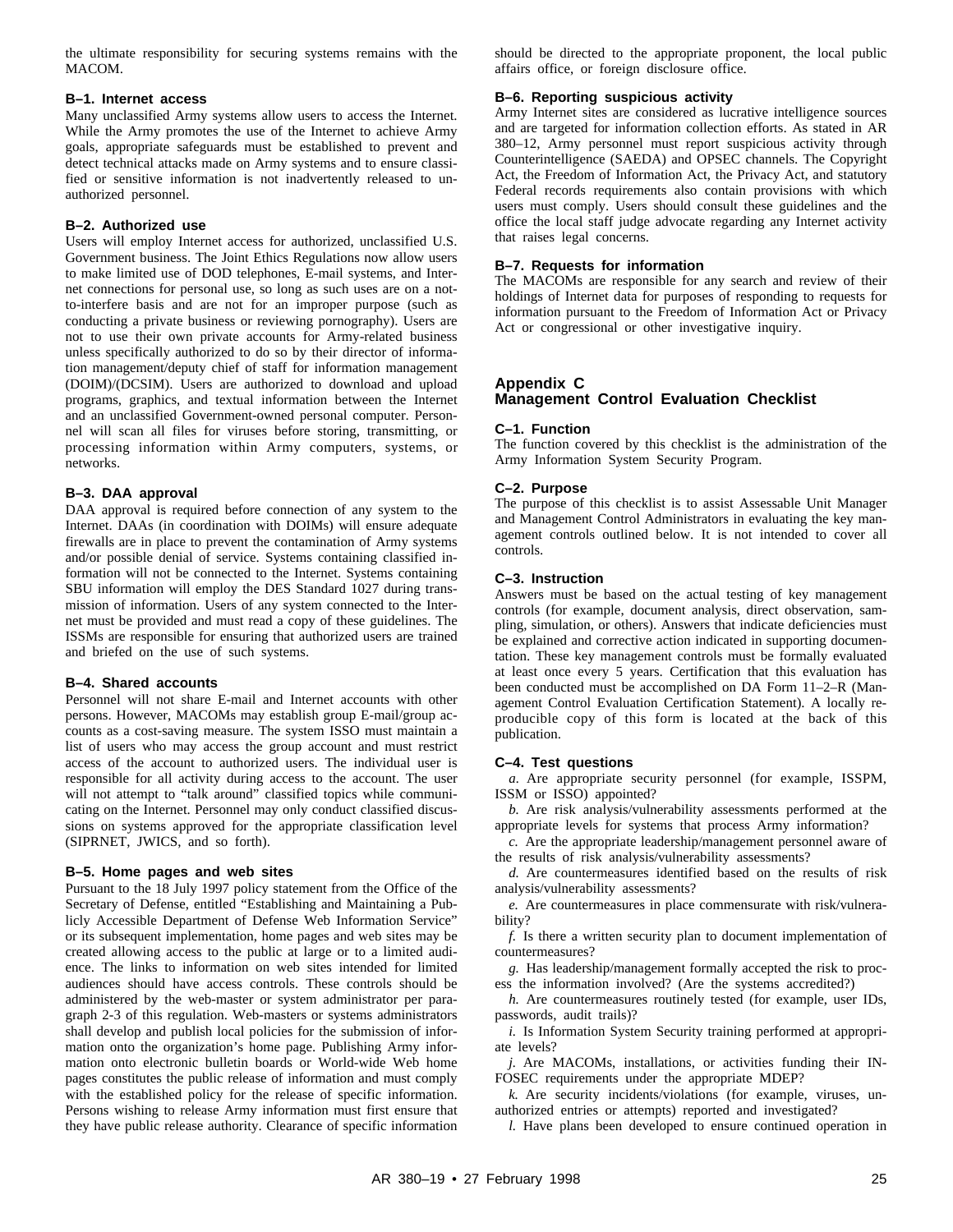the ultimate responsibility for securing systems remains with the MACOM.

### B–1. Internet access

Many unclassified Army systems allow users to access the Internet. While the Army promotes the use of the Internet to achieve Army goals, appropriate safeguards must be established to prevent and detect technical attacks made on Army systems and to ensure classified or sensitive information is not inadvertently released to unauthorized personnel.

### B–2. Authorized use

Users will employ Internet access for authorized, unclassified U.S. Government business. The Joint Ethics Regulations now allow users to make limited use of DOD telephones, E-mail systems, and Internet connections for personal use, so long as such uses are on a not-to-interfere basis and are not for an improper purpose (such as conducting a private business or reviewing pornography). Users are not to use their own private accounts for Army-related business unless specifically authorized to do so by their director of information management/deputy chief of staff for information management (DOIM)/(DCSIM). Users are authorized to download and upload programs, graphics, and textual information between the Internet and an unclassified Government-owned personal computer. Personnel will scan all files for viruses before storing, transmitting, or processing information within Army computers, systems, or networks.

### B–3. DAA approval

DAA approval is required before connection of any system to the Internet. DAAs (in coordination with DOIMs) will ensure adequate firewalls are in place to prevent the contamination of Army systems and/or possible denial of service. Systems containing classified information will not be connected to the Internet. Systems containing SBU information will employ the DES Standard 1027 during transmission of information. Users of any system connected to the Internet must be provided and must read a copy of these guidelines. The ISSMs are responsible for ensuring that authorized users are trained and briefed on the use of such systems.

### B–4. Shared accounts

Personnel will not share E-mail and Internet accounts with other persons. However, MACOMs may establish group E-mail/group accounts as a cost-saving measure. The system ISSO must maintain a list of users who may access the group account and must restrict access of the account to authorized users. The individual user is responsible for all activity during access to the account. The user will not attempt to "talk around" classified topics while communicating on the Internet. Personnel may only conduct classified discussions on systems approved for the appropriate classification level (SIPRNET, JWICS, and so forth).

### B–5. Home pages and web sites

Pursuant to the 18 July 1997 policy statement from the Office of the Secretary of Defense, entitled "Establishing and Maintaining a Publicly Accessible Department of Defense Web Information Service" or its subsequent implementation, home pages and web sites may be created allowing access to the public at large or to a limited audience. The links to information on web sites intended for limited audiences should have access controls. These controls should be administered by the web-master or system administrator per paragraph 2-3 of this regulation. Web-masters or systems administrators shall develop and publish local policies for the submission of information onto the organization's home page. Publishing Army information onto electronic bulletin boards or World-wide Web home pages constitutes the public release of information and must comply with the established policy for the release of specific information. Persons wishing to release Army information must first ensure that they have public release authority. Clearance of specific information should be directed to the appropriate proponent, the local public affairs office, or foreign disclosure office.

### B–6. Reporting suspicious activity

Army Internet sites are considered as lucrative intelligence sources and are targeted for information collection efforts. As stated in AR 380–12, Army personnel must report suspicious activity through Counterintelligence (SAEDA) and OPSEC channels. The Copyright Act, the Freedom of Information Act, the Privacy Act, and statutory Federal records requirements also contain provisions with which users must comply. Users should consult these guidelines and the office the local staff judge advocate regarding any Internet activity that raises legal concerns.

### B–7. Requests for information

The MACOMs are responsible for any search and review of their holdings of Internet data for purposes of responding to requests for information pursuant to the Freedom of Information Act or Privacy Act or congressional or other investigative inquiry.

## Appendix C
## Management Control Evaluation Checklist

### C–1. Function

The function covered by this checklist is the administration of the Army Information System Security Program.

### C–2. Purpose

The purpose of this checklist is to assist Assessable Unit Manager and Management Control Administrators in evaluating the key management controls outlined below. It is not intended to cover all controls.

### C–3. Instruction

Answers must be based on the actual testing of key management controls (for example, document analysis, direct observation, sampling, simulation, or others). Answers that indicate deficiencies must be explained and corrective action indicated in supporting documentation. These key management controls must be formally evaluated at least once every 5 years. Certification that this evaluation has been conducted must be accomplished on DA Form 11–2–R (Management Control Evaluation Certification Statement). A locally reproducible copy of this form is located at the back of this publication.

### C–4. Test questions

*a.* Are appropriate security personnel (for example, ISSPM, ISSM or ISSO) appointed?

*b.* Are risk analysis/vulnerability assessments performed at the appropriate levels for systems that process Army information?

*c.* Are the appropriate leadership/management personnel aware of the results of risk analysis/vulnerability assessments?

*d.* Are countermeasures identified based on the results of risk analysis/vulnerability assessments?

*e.* Are countermeasures in place commensurate with risk/vulnerability?

*f.* Is there a written security plan to document implementation of countermeasures?

*g.* Has leadership/management formally accepted the risk to process the information involved? (Are the systems accredited?)

*h.* Are countermeasures routinely tested (for example, user IDs, passwords, audit trails)?

*i.* Is Information System Security training performed at appropriate levels?

*j.* Are MACOMs, installations, or activities funding their INFOSEC requirements under the appropriate MDEP?

*k.* Are security incidents/violations (for example, viruses, unauthorized entries or attempts) reported and investigated?

*l.* Have plans been developed to ensure continued operation in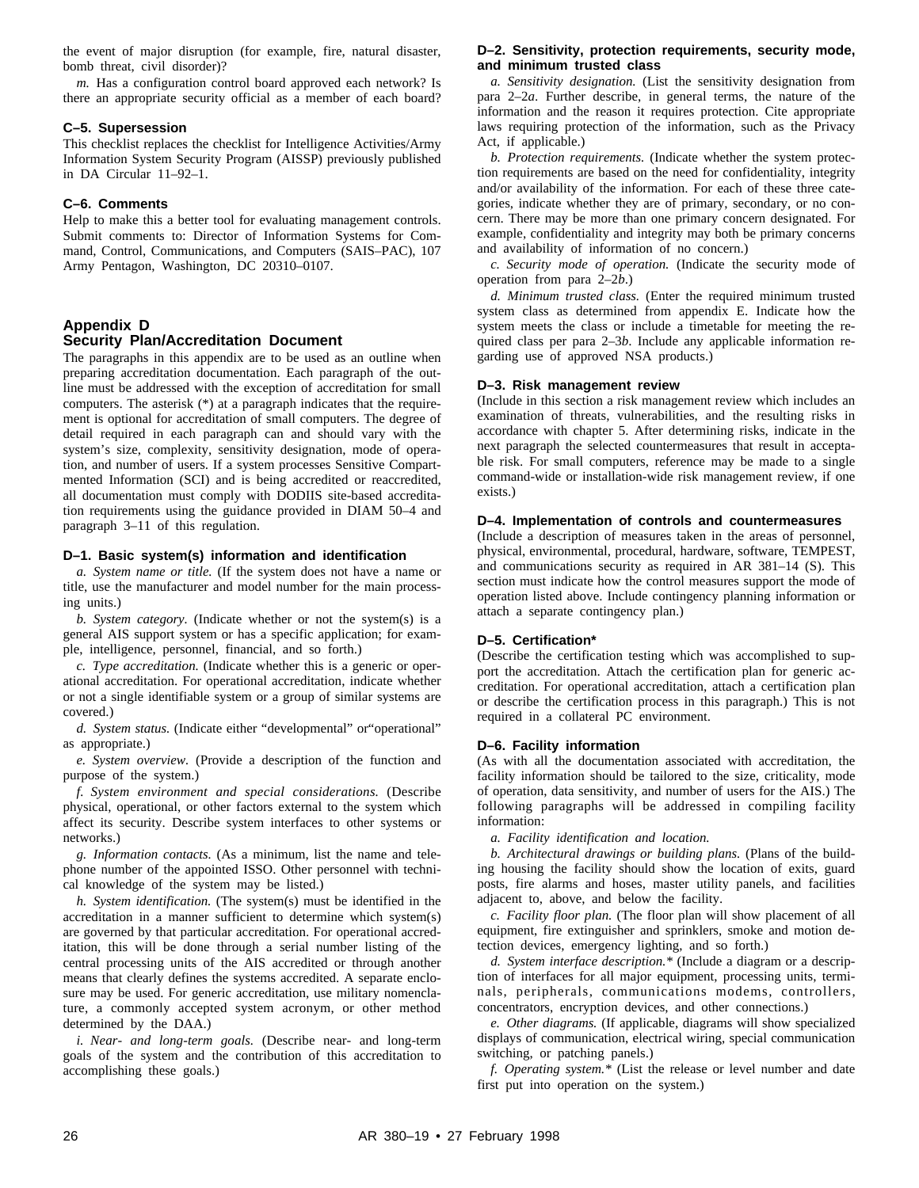the event of major disruption (for example, fire, natural disaster, bomb threat, civil disorder)?

*m.* Has a configuration control board approved each network? Is there an appropriate security official as a member of each board?

### C–5. Supersession

This checklist replaces the checklist for Intelligence Activities/Army Information System Security Program (AISSP) previously published in DA Circular 11–92–1.

### C–6. Comments

Help to make this a better tool for evaluating management controls. Submit comments to: Director of Information Systems for Command, Control, Communications, and Computers (SAIS–PAC), 107 Army Pentagon, Washington, DC 20310–0107.

## Appendix D
## Security Plan/Accreditation Document

The paragraphs in this appendix are to be used as an outline when preparing accreditation documentation. Each paragraph of the outline must be addressed with the exception of accreditation for small computers. The asterisk (*) at a paragraph indicates that the requirement is optional for accreditation of small computers. The degree of detail required in each paragraph can and should vary with the system's size, complexity, sensitivity designation, mode of operation, and number of users. If a system processes Sensitive Compartmented Information (SCI) and is being accredited or reaccredited, all documentation must comply with DODIIS site-based accreditation requirements using the guidance provided in DIAM 50–4 and paragraph 3–11 of this regulation.

### D–1. Basic system(s) information and identification

*a. System name or title.* (If the system does not have a name or title, use the manufacturer and model number for the main processing units.)

*b. System category.* (Indicate whether or not the system(s) is a general AIS support system or has a specific application; for example, intelligence, personnel, financial, and so forth.)

*c. Type accreditation.* (Indicate whether this is a generic or operational accreditation. For operational accreditation, indicate whether or not a single identifiable system or a group of similar systems are covered.)

*d. System status.* (Indicate either "developmental" or"operational" as appropriate.)

*e. System overview.* (Provide a description of the function and purpose of the system.)

*f. System environment and special considerations.* (Describe physical, operational, or other factors external to the system which affect its security. Describe system interfaces to other systems or networks.)

*g. Information contacts.* (As a minimum, list the name and telephone number of the appointed ISSO. Other personnel with technical knowledge of the system may be listed.)

*h. System identification.* (The system(s) must be identified in the accreditation in a manner sufficient to determine which system(s) are governed by that particular accreditation. For operational accreditation, this will be done through a serial number listing of the central processing units of the AIS accredited or through another means that clearly defines the systems accredited. A separate enclosure may be used. For generic accreditation, use military nomenclature, a commonly accepted system acronym, or other method determined by the DAA.)

*i. Near- and long-term goals.* (Describe near- and long-term goals of the system and the contribution of this accreditation to accomplishing these goals.)

### D–2. Sensitivity, protection requirements, security mode, and minimum trusted class

*a. Sensitivity designation.* (List the sensitivity designation from para 2–2*a*. Further describe, in general terms, the nature of the information and the reason it requires protection. Cite appropriate laws requiring protection of the information, such as the Privacy Act, if applicable.)

*b. Protection requirements.* (Indicate whether the system protection requirements are based on the need for confidentiality, integrity and/or availability of the information. For each of these three categories, indicate whether they are of primary, secondary, or no concern. There may be more than one primary concern designated. For example, confidentiality and integrity may both be primary concerns and availability of information of no concern.)

*c. Security mode of operation.* (Indicate the security mode of operation from para 2–2*b*.)

*d. Minimum trusted class.* (Enter the required minimum trusted system class as determined from appendix E. Indicate how the system meets the class or include a timetable for meeting the required class per para 2–3*b*. Include any applicable information regarding use of approved NSA products.)

### D–3. Risk management review

(Include in this section a risk management review which includes an examination of threats, vulnerabilities, and the resulting risks in accordance with chapter 5. After determining risks, indicate in the next paragraph the selected countermeasures that result in acceptable risk. For small computers, reference may be made to a single command-wide or installation-wide risk management review, if one exists.)

### D–4. Implementation of controls and countermeasures

(Include a description of measures taken in the areas of personnel, physical, environmental, procedural, hardware, software, TEMPEST, and communications security as required in AR 381–14 (S). This section must indicate how the control measures support the mode of operation listed above. Include contingency planning information or attach a separate contingency plan.)

### D–5. Certification*

(Describe the certification testing which was accomplished to support the accreditation. Attach the certification plan for generic accreditation. For operational accreditation, attach a certification plan or describe the certification process in this paragraph.) This is not required in a collateral PC environment.

### D–6. Facility information

(As with all the documentation associated with accreditation, the facility information should be tailored to the size, criticality, mode of operation, data sensitivity, and number of users for the AIS.) The following paragraphs will be addressed in compiling facility information:

*a. Facility identification and location.*

*b. Architectural drawings or building plans.* (Plans of the building housing the facility should show the location of exits, guard posts, fire alarms and hoses, master utility panels, and facilities adjacent to, above, and below the facility.

*c. Facility floor plan.* (The floor plan will show placement of all equipment, fire extinguisher and sprinklers, smoke and motion detection devices, emergency lighting, and so forth.)

*d. System interface description.** (Include a diagram or a description of interfaces for all major equipment, processing units, terminals, peripherals, communications modems, controllers, concentrators, encryption devices, and other connections.)

*e. Other diagrams.* (If applicable, diagrams will show specialized displays of communication, electrical wiring, special communication switching, or patching panels.)

*f. Operating system.** (List the release or level number and date first put into operation on the system.)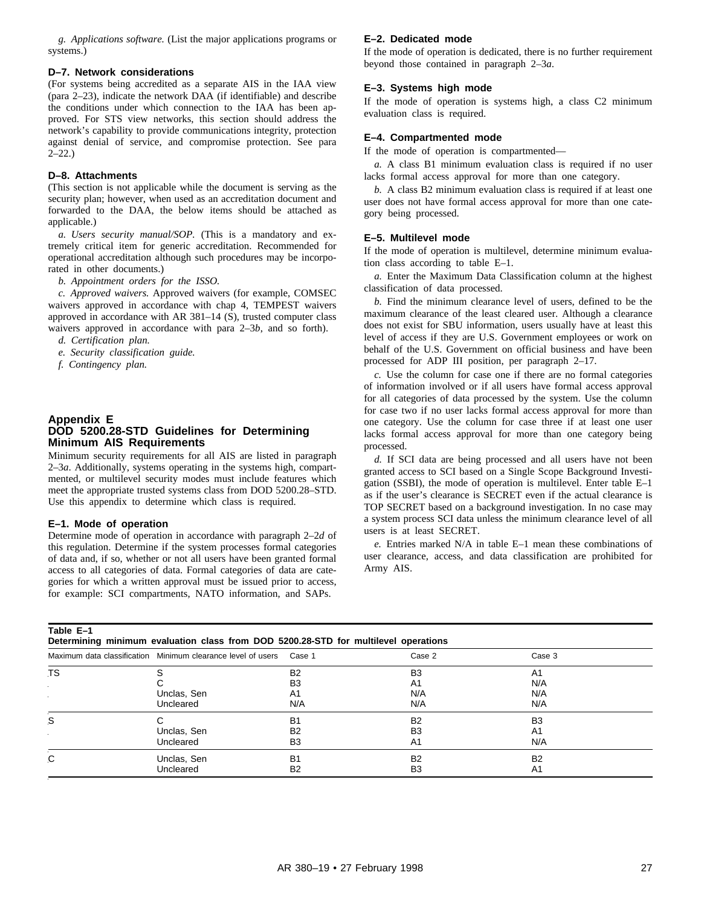*g. Applications software.* (List the major applications programs or systems.)

### D–7. Network considerations

(For systems being accredited as a separate AIS in the IAA view (para 2–23), indicate the network DAA (if identifiable) and describe the conditions under which connection to the IAA has been approved. For STS view networks, this section should address the network's capability to provide communications integrity, protection against denial of service, and compromise protection. See para 2–22.)

### D–8. Attachments

(This section is not applicable while the document is serving as the security plan; however, when used as an accreditation document and forwarded to the DAA, the below items should be attached as applicable.)

*a. Users security manual/SOP.* (This is a mandatory and extremely critical item for generic accreditation. Recommended for operational accreditation although such procedures may be incorporated in other documents.)

*b. Appointment orders for the ISSO.*

*c. Approved waivers.* Approved waivers (for example, COMSEC waivers approved in accordance with chap 4, TEMPEST waivers approved in accordance with AR 381–14 (S), trusted computer class waivers approved in accordance with para 2–3*b*, and so forth).

*d. Certification plan.*

*e. Security classification guide.*

*f. Contingency plan.*

## Appendix E
## DOD 5200.28-STD Guidelines for Determining Minimum AIS Requirements

Minimum security requirements for all AIS are listed in paragraph 2–3*a*. Additionally, systems operating in the systems high, compartmented, or multilevel security modes must include features which meet the appropriate trusted systems class from DOD 5200.28–STD. Use this appendix to determine which class is required.

### E–1. Mode of operation

Determine mode of operation in accordance with paragraph 2–2*d* of this regulation. Determine if the system processes formal categories of data and, if so, whether or not all users have been granted formal access to all categories of data. Formal categories of data are categories for which a written approval must be issued prior to access, for example: SCI compartments, NATO information, and SAPs.

### E–2. Dedicated mode

If the mode of operation is dedicated, there is no further requirement beyond those contained in paragraph 2–3*a*.

### E–3. Systems high mode

If the mode of operation is systems high, a class C2 minimum evaluation class is required.

### E–4. Compartmented mode

If the mode of operation is compartmented—

*a.* A class B1 minimum evaluation class is required if no user lacks formal access approval for more than one category.

*b.* A class B2 minimum evaluation class is required if at least one user does not have formal access approval for more than one category being processed.

### E–5. Multilevel mode

If the mode of operation is multilevel, determine minimum evaluation class according to table E–1.

*a.* Enter the Maximum Data Classification column at the highest classification of data processed.

*b.* Find the minimum clearance level of users, defined to be the maximum clearance of the least cleared user. Although a clearance does not exist for SBU information, users usually have at least this level of access if they are U.S. Government employees or work on behalf of the U.S. Government on official business and have been processed for ADP III position, per paragraph 2–17.

*c.* Use the column for case one if there are no formal categories of information involved or if all users have formal access approval for all categories of data processed by the system. Use the column for case two if no user lacks formal access approval for more than one category. Use the column for case three if at least one user lacks formal access approval for more than one category being processed.

*d.* If SCI data are being processed and all users have not been granted access to SCI based on a Single Scope Background Investigation (SSBI), the mode of operation is multilevel. Enter table E–1 as if the user's clearance is SECRET even if the actual clearance is TOP SECRET based on a background investigation. In no case may a system process SCI data unless the minimum clearance level of all users is at least SECRET.

*e.* Entries marked N/A in table E–1 mean these combinations of user clearance, access, and data classification are prohibited for Army AIS.

**Table E–1**
**Determining minimum evaluation class from DOD 5200.28-STD for multilevel operations**

| Maximum data classification | Minimum clearance level of users | Case 1 | Case 2 | Case 3 |
|---|---|---|---|---|
| TS | S | B2 | B3 | A1 |
| | C | B3 | A1 | N/A |
| | Unclas, Sen | A1 | N/A | N/A |
| | Uncleared | N/A | N/A | N/A |
| S | C | B1 | B2 | B3 |
| | Unclas, Sen | B2 | B3 | A1 |
| | Uncleared | B3 | A1 | N/A |
| C | Unclas, Sen | B1 | B2 | B2 |
| | Uncleared | B2 | B3 | A1 |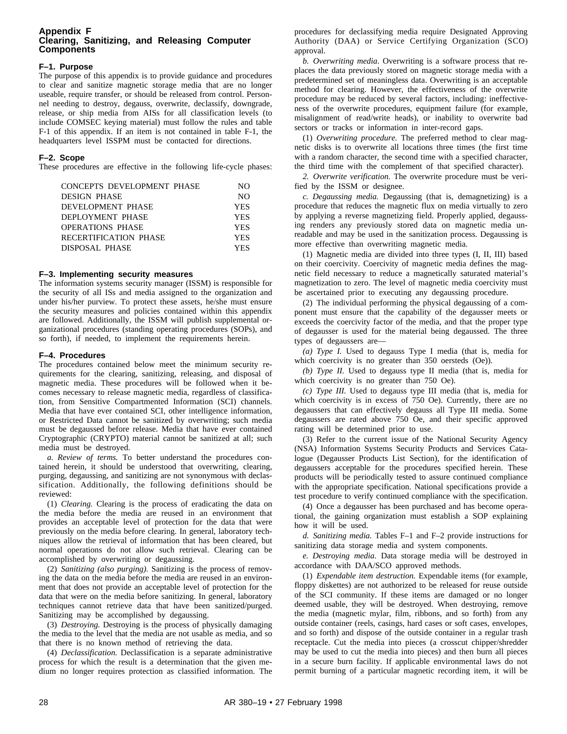# Appendix F
# Clearing, Sanitizing, and Releasing Computer Components

## F–1. Purpose

The purpose of this appendix is to provide guidance and procedures to clear and sanitize magnetic storage media that are no longer useable, require transfer, or should be released from control. Personnel needing to destroy, degauss, overwrite, declassify, downgrade, release, or ship media from AISs for all classification levels (to include COMSEC keying material) must follow the rules and table F-1 of this appendix. If an item is not contained in table F-1, the headquarters level ISSPM must be contacted for directions.

## F–2. Scope

These procedures are effective in the following life-cycle phases:

| | |
|---|---|
| CONCEPTS DEVELOPMENT PHASE | NO |
| DESIGN PHASE | NO |
| DEVELOPMENT PHASE | YES |
| DEPLOYMENT PHASE | YES |
| OPERATIONS PHASE | YES |
| RECERTIFICATION PHASE | YES |
| DISPOSAL PHASE | YES |

## F–3. Implementing security measures

The information systems security manager (ISSM) is responsible for the security of all ISs and media assigned to the organization and under his/her purview. To protect these assets, he/she must ensure the security measures and policies contained within this appendix are followed. Additionally, the ISSM will publish supplemental organizational procedures (standing operating procedures (SOPs), and so forth), if needed, to implement the requirements herein.

## F–4. Procedures

The procedures contained below meet the minimum security requirements for the clearing, sanitizing, releasing, and disposal of magnetic media. These procedures will be followed when it becomes necessary to release magnetic media, regardless of classification, from Sensitive Compartmented Information (SCI) channels. Media that have ever contained SCI, other intelligence information, or Restricted Data cannot be sanitized by overwriting; such media must be degaussed before release. Media that have ever contained Cryptographic (CRYPTO) material cannot be sanitized at all; such media must be destroyed.

*a. Review of terms.* To better understand the procedures contained herein, it should be understood that overwriting, clearing, purging, degaussing, and sanitizing are not synonymous with declassification. Additionally, the following definitions should be reviewed:

(1) *Clearing.* Clearing is the process of eradicating the data on the media before the media are reused in an environment that provides an acceptable level of protection for the data that were previously on the media before clearing. In general, laboratory techniques allow the retrieval of information that has been cleared, but normal operations do not allow such retrieval. Clearing can be accomplished by overwriting or degaussing.

(2) *Sanitizing (also purging).* Sanitizing is the process of removing the data on the media before the media are reused in an environment that does not provide an acceptable level of protection for the data that were on the media before sanitizing. In general, laboratory techniques cannot retrieve data that have been sanitized/purged. Sanitizing may be accomplished by degaussing.

(3) *Destroying.* Destroying is the process of physically damaging the media to the level that the media are not usable as media, and so that there is no known method of retrieving the data.

(4) *Declassification.* Declassification is a separate administrative process for which the result is a determination that the given medium no longer requires protection as classified information. The procedures for declassifying media require Designated Approving Authority (DAA) or Service Certifying Organization (SCO) approval.

*b. Overwriting media.* Overwriting is a software process that replaces the data previously stored on magnetic storage media with a predetermined set of meaningless data. Overwriting is an acceptable method for clearing. However, the effectiveness of the overwrite procedure may be reduced by several factors, including: ineffectiveness of the overwrite procedures, equipment failure (for example, misalignment of read/write heads), or inability to overwrite bad sectors or tracks or information in inter-record gaps.

(1) *Overwriting procedure.* The preferred method to clear magnetic disks is to overwrite all locations three times (the first time with a random character, the second time with a specified character, the third time with the complement of that specified character).

*2. Overwrite verification.* The overwrite procedure must be verified by the ISSM or designee.

*c. Degaussing media.* Degaussing (that is, demagnetizing) is a procedure that reduces the magnetic flux on media virtually to zero by applying a reverse magnetizing field. Properly applied, degaussing renders any previously stored data on magnetic media unreadable and may be used in the sanitization process. Degaussing is more effective than overwriting magnetic media.

(1) Magnetic media are divided into three types (I, II, III) based on their coercivity. Coercivity of magnetic media defines the magnetic field necessary to reduce a magnetically saturated material's magnetization to zero. The level of magnetic media coercivity must be ascertained prior to executing any degaussing procedure.

(2) The individual performing the physical degaussing of a component must ensure that the capability of the degausser meets or exceeds the coercivity factor of the media, and that the proper type of degausser is used for the material being degaussed. The three types of degaussers are—

*(a) Type I.* Used to degauss Type I media (that is, media for which coercivity is no greater than 350 oersteds (Oe)).

*(b) Type II.* Used to degauss type II media (that is, media for which coercivity is no greater than 750 Oe).

*(c) Type III.* Used to degauss type III media (that is, media for which coercivity is in excess of 750 Oe). Currently, there are no degaussers that can effectively degauss all Type III media. Some degaussers are rated above 750 Oe, and their specific approved rating will be determined prior to use.

(3) Refer to the current issue of the National Security Agency (NSA) Information Systems Security Products and Services Catalogue (Degausser Products List Section), for the identification of degaussers acceptable for the procedures specified herein. These products will be periodically tested to assure continued compliance with the appropriate specification. National specifications provide a test procedure to verify continued compliance with the specification.

(4) Once a degausser has been purchased and has become operational, the gaining organization must establish a SOP explaining how it will be used.

*d. Sanitizing media.* Tables F–1 and F–2 provide instructions for sanitizing data storage media and system components.

*e. Destroying media.* Data storage media will be destroyed in accordance with DAA/SCO approved methods.

(1) *Expendable item destruction.* Expendable items (for example, floppy diskettes) are not authorized to be released for reuse outside of the SCI community. If these items are damaged or no longer deemed usable, they will be destroyed. When destroying, remove the media (magnetic mylar, film, ribbons, and so forth) from any outside container (reels, casings, hard cases or soft cases, envelopes, and so forth) and dispose of the outside container in a regular trash receptacle. Cut the media into pieces (a crosscut chipper/shredder may be used to cut the media into pieces) and then burn all pieces in a secure burn facility. If applicable environmental laws do not permit burning of a particular magnetic recording item, it will be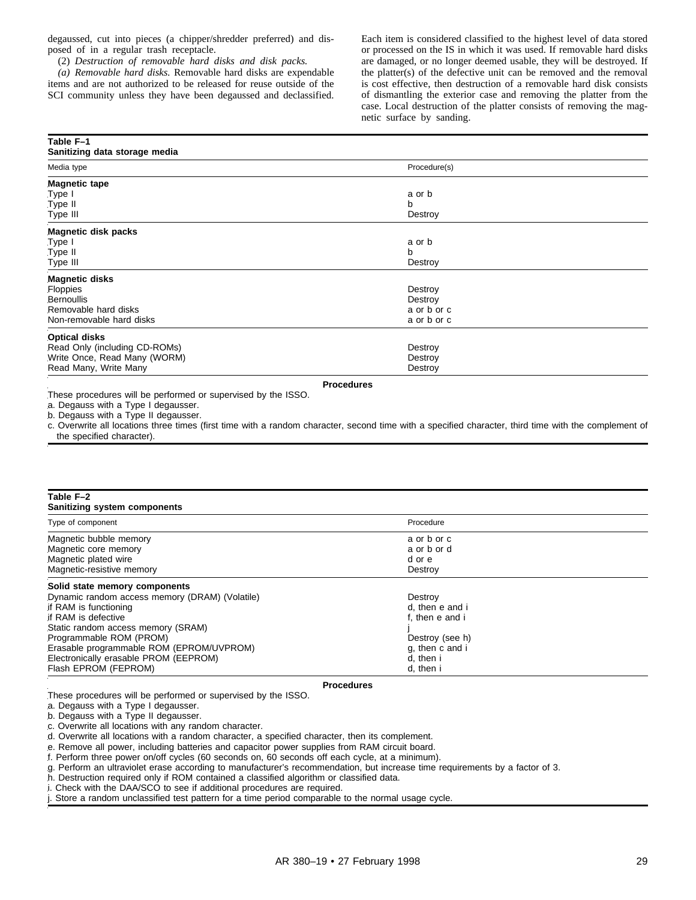degaussed, cut into pieces (a chipper/shredder preferred) and disposed of in a regular trash receptacle.

(2) *Destruction of removable hard disks and disk packs.*

*(a) Removable hard disks.* Removable hard disks are expendable items and are not authorized to be released for reuse outside of the SCI community unless they have been degaussed and declassified. Each item is considered classified to the highest level of data stored or processed on the IS in which it was used. If removable hard disks are damaged, or no longer deemed usable, they will be destroyed. If the platter(s) of the defective unit can be removed and the removal is cost effective, then destruction of a removable hard disk consists of dismantling the exterior case and removing the platter from the case. Local destruction of the platter consists of removing the magnetic surface by sanding.

**Table F–1**
**Sanitizing data storage media**

| Media type | Procedure(s) |
|---|---|
| **Magnetic tape** | |
| Type I | a or b |
| Type II | b |
| Type III | Destroy |
| **Magnetic disk packs** | |
| Type I | a or b |
| Type II | b |
| Type III | Destroy |
| **Magnetic disks** | |
| Floppies | Destroy |
| Bernoullis | Destroy |
| Removable hard disks | a or b or c |
| Non-removable hard disks | a or b or c |
| **Optical disks** | |
| Read Only (including CD-ROMs) | Destroy |
| Write Once, Read Many (WORM) | Destroy |
| Read Many, Write Many | Destroy |

**Procedures**

These procedures will be performed or supervised by the ISSO.

a. Degauss with a Type I degausser.

b. Degauss with a Type II degausser.

c. Overwrite all locations three times (first time with a random character, second time with a specified character, third time with the complement of the specified character).

**Table F–2**
**Sanitizing system components**

| Type of component | Procedure |
|---|---|
| Magnetic bubble memory | a or b or c |
| Magnetic core memory | a or b or d |
| Magnetic plated wire | d or e |
| Magnetic-resistive memory | Destroy |
| **Solid state memory components** | |
| Dynamic random access memory (DRAM) (Volatile) | Destroy |
| if RAM is functioning | d, then e and i |
| if RAM is defective | f, then e and i |
| Static random access memory (SRAM) | j |
| Programmable ROM (PROM) | Destroy (see h) |
| Erasable programmable ROM (EPROM/UVPROM) | g, then c and i |
| Electronically erasable PROM (EEPROM) | d, then i |
| Flash EPROM (FEPROM) | d, then i |

**Procedures**

These procedures will be performed or supervised by the ISSO.

a. Degauss with a Type I degausser.

b. Degauss with a Type II degausser.

c. Overwrite all locations with any random character.

d. Overwrite all locations with a random character, a specified character, then its complement.

e. Remove all power, including batteries and capacitor power supplies from RAM circuit board.

f. Perform three power on/off cycles (60 seconds on, 60 seconds off each cycle, at a minimum).

g. Perform an ultraviolet erase according to manufacturer's recommendation, but increase time requirements by a factor of 3.

h. Destruction required only if ROM contained a classified algorithm or classified data.

i. Check with the DAA/SCO to see if additional procedures are required.

j. Store a random unclassified test pattern for a time period comparable to the normal usage cycle.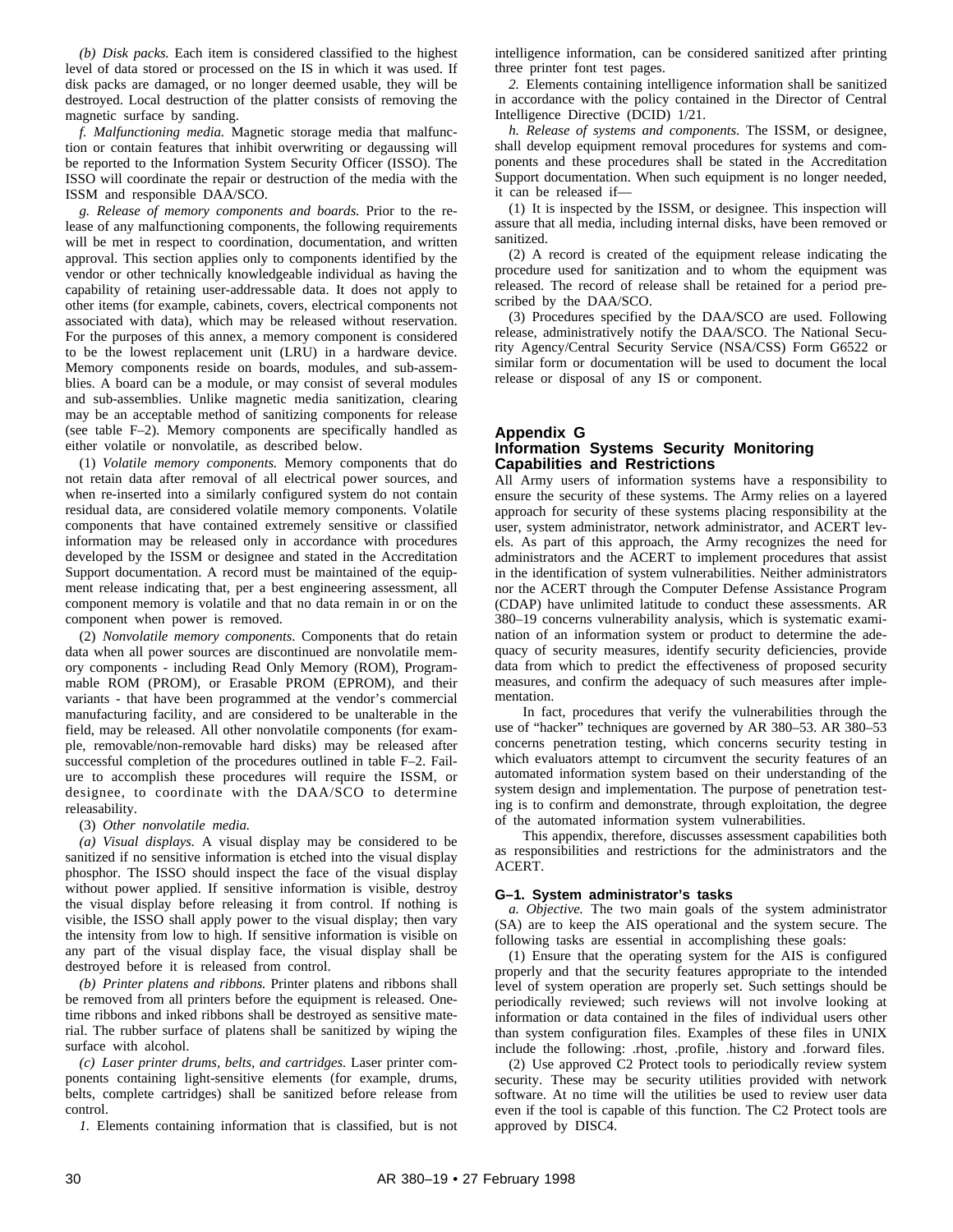*(b) Disk packs.* Each item is considered classified to the highest level of data stored or processed on the IS in which it was used. If disk packs are damaged, or no longer deemed usable, they will be destroyed. Local destruction of the platter consists of removing the magnetic surface by sanding.

*f. Malfunctioning media.* Magnetic storage media that malfunction or contain features that inhibit overwriting or degaussing will be reported to the Information System Security Officer (ISSO). The ISSO will coordinate the repair or destruction of the media with the ISSM and responsible DAA/SCO.

*g. Release of memory components and boards.* Prior to the release of any malfunctioning components, the following requirements will be met in respect to coordination, documentation, and written approval. This section applies only to components identified by the vendor or other technically knowledgeable individual as having the capability of retaining user-addressable data. It does not apply to other items (for example, cabinets, covers, electrical components not associated with data), which may be released without reservation. For the purposes of this annex, a memory component is considered to be the lowest replacement unit (LRU) in a hardware device. Memory components reside on boards, modules, and sub-assemblies. A board can be a module, or may consist of several modules and sub-assemblies. Unlike magnetic media sanitization, clearing may be an acceptable method of sanitizing components for release (see table F–2). Memory components are specifically handled as either volatile or nonvolatile, as described below.

(1) *Volatile memory components.* Memory components that do not retain data after removal of all electrical power sources, and when re-inserted into a similarly configured system do not contain residual data, are considered volatile memory components. Volatile components that have contained extremely sensitive or classified information may be released only in accordance with procedures developed by the ISSM or designee and stated in the Accreditation Support documentation. A record must be maintained of the equipment release indicating that, per a best engineering assessment, all component memory is volatile and that no data remain in or on the component when power is removed.

(2) *Nonvolatile memory components.* Components that do retain data when all power sources are discontinued are nonvolatile memory components - including Read Only Memory (ROM), Programmable ROM (PROM), or Erasable PROM (EPROM), and their variants - that have been programmed at the vendor's commercial manufacturing facility, and are considered to be unalterable in the field, may be released. All other nonvolatile components (for example, removable/non-removable hard disks) may be released after successful completion of the procedures outlined in table F–2. Failure to accomplish these procedures will require the ISSM, or designee, to coordinate with the DAA/SCO to determine releasability.

(3) *Other nonvolatile media.*

*(a) Visual displays.* A visual display may be considered to be sanitized if no sensitive information is etched into the visual display phosphor. The ISSO should inspect the face of the visual display without power applied. If sensitive information is visible, destroy the visual display before releasing it from control. If nothing is visible, the ISSO shall apply power to the visual display; then vary the intensity from low to high. If sensitive information is visible on any part of the visual display face, the visual display shall be destroyed before it is released from control.

*(b) Printer platens and ribbons.* Printer platens and ribbons shall be removed from all printers before the equipment is released. One-time ribbons and inked ribbons shall be destroyed as sensitive material. The rubber surface of platens shall be sanitized by wiping the surface with alcohol.

*(c) Laser printer drums, belts, and cartridges.* Laser printer components containing light-sensitive elements (for example, drums, belts, complete cartridges) shall be sanitized before release from control.

*1.* Elements containing information that is classified, but is not intelligence information, can be considered sanitized after printing three printer font test pages.

*2.* Elements containing intelligence information shall be sanitized in accordance with the policy contained in the Director of Central Intelligence Directive (DCID) 1/21.

*h. Release of systems and components.* The ISSM, or designee, shall develop equipment removal procedures for systems and components and these procedures shall be stated in the Accreditation Support documentation. When such equipment is no longer needed, it can be released if—

(1) It is inspected by the ISSM, or designee. This inspection will assure that all media, including internal disks, have been removed or sanitized.

(2) A record is created of the equipment release indicating the procedure used for sanitization and to whom the equipment was released. The record of release shall be retained for a period prescribed by the DAA/SCO.

(3) Procedures specified by the DAA/SCO are used. Following release, administratively notify the DAA/SCO. The National Security Agency/Central Security Service (NSA/CSS) Form G6522 or similar form or documentation will be used to document the local release or disposal of any IS or component.

## Appendix G
## Information Systems Security Monitoring Capabilities and Restrictions

All Army users of information systems have a responsibility to ensure the security of these systems. The Army relies on a layered approach for security of these systems placing responsibility at the user, system administrator, network administrator, and ACERT levels. As part of this approach, the Army recognizes the need for administrators and the ACERT to implement procedures that assist in the identification of system vulnerabilities. Neither administrators nor the ACERT through the Computer Defense Assistance Program (CDAP) have unlimited latitude to conduct these assessments. AR 380–19 concerns vulnerability analysis, which is systematic examination of an information system or product to determine the adequacy of security measures, identify security deficiencies, provide data from which to predict the effectiveness of proposed security measures, and confirm the adequacy of such measures after implementation.

In fact, procedures that verify the vulnerabilities through the use of "hacker" techniques are governed by AR 380–53. AR 380–53 concerns penetration testing, which concerns security testing in which evaluators attempt to circumvent the security features of an automated information system based on their understanding of the system design and implementation. The purpose of penetration testing is to confirm and demonstrate, through exploitation, the degree of the automated information system vulnerabilities.

This appendix, therefore, discusses assessment capabilities both as responsibilities and restrictions for the administrators and the ACERT.

### G–1. System administrator's tasks

*a. Objective.* The two main goals of the system administrator (SA) are to keep the AIS operational and the system secure. The following tasks are essential in accomplishing these goals:

(1) Ensure that the operating system for the AIS is configured properly and that the security features appropriate to the intended level of system operation are properly set. Such settings should be periodically reviewed; such reviews will not involve looking at information or data contained in the files of individual users other than system configuration files. Examples of these files in UNIX include the following: .rhost, .profile, .history and .forward files.

(2) Use approved C2 Protect tools to periodically review system security. These may be security utilities provided with network software. At no time will the utilities be used to review user data even if the tool is capable of this function. The C2 Protect tools are approved by DISC4.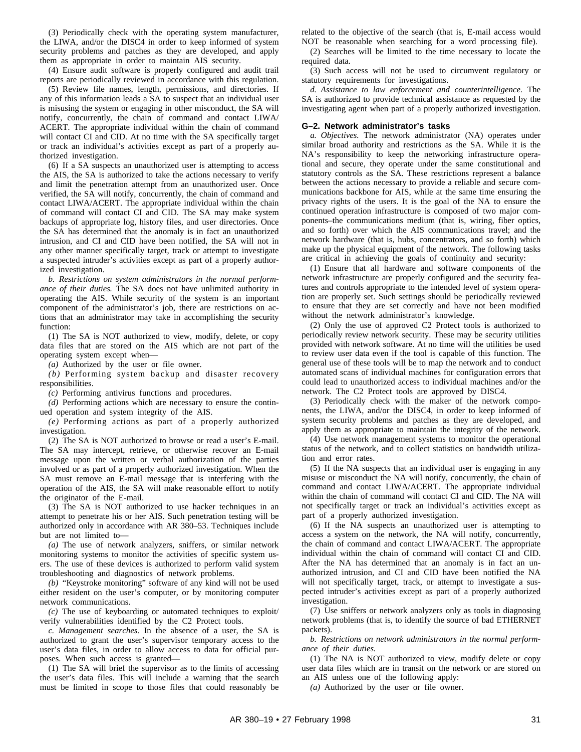(3) Periodically check with the operating system manufacturer, the LIWA, and/or the DISC4 in order to keep informed of system security problems and patches as they are developed, and apply them as appropriate in order to maintain AIS security.

(4) Ensure audit software is properly configured and audit trail reports are periodically reviewed in accordance with this regulation.

(5) Review file names, length, permissions, and directories. If any of this information leads a SA to suspect that an individual user is misusing the system or engaging in other misconduct, the SA will notify, concurrently, the chain of command and contact LIWA/ACERT. The appropriate individual within the chain of command will contact CI and CID. At no time with the SA specifically target or track an individual's activities except as part of a properly authorized investigation.

(6) If a SA suspects an unauthorized user is attempting to access the AIS, the SA is authorized to take the actions necessary to verify and limit the penetration attempt from an unauthorized user. Once verified, the SA will notify, concurrently, the chain of command and contact LIWA/ACERT. The appropriate individual within the chain of command will contact CI and CID. The SA may make system backups of appropriate log, history files, and user directories. Once the SA has determined that the anomaly is in fact an unauthorized intrusion, and CI and CID have been notified, the SA will not in any other manner specifically target, track or attempt to investigate a suspected intruder's activities except as part of a properly authorized investigation.

*b. Restrictions on system administrators in the normal performance of their duties.* The SA does not have unlimited authority in operating the AIS. While security of the system is an important component of the administrator's job, there are restrictions on actions that an administrator may take in accomplishing the security function:

(1) The SA is NOT authorized to view, modify, delete, or copy data files that are stored on the AIS which are not part of the operating system except when—

*(a)* Authorized by the user or file owner.

*(b)* Performing system backup and disaster recovery responsibilities.

*(c)* Performing antivirus functions and procedures.

*(d)* Performing actions which are necessary to ensure the continued operation and system integrity of the AIS.

*(e)* Performing actions as part of a properly authorized investigation.

(2) The SA is NOT authorized to browse or read a user's E-mail. The SA may intercept, retrieve, or otherwise recover an E-mail message upon the written or verbal authorization of the parties involved or as part of a properly authorized investigation. When the SA must remove an E-mail message that is interfering with the operation of the AIS, the SA will make reasonable effort to notify the originator of the E-mail.

(3) The SA is NOT authorized to use hacker techniques in an attempt to penetrate his or her AIS. Such penetration testing will be authorized only in accordance with AR 380–53. Techniques include but are not limited to—

*(a)* The use of network analyzers, sniffers, or similar network monitoring systems to monitor the activities of specific system users. The use of these devices is authorized to perform valid system troubleshooting and diagnostics of network problems.

*(b)* "Keystroke monitoring" software of any kind will not be used either resident on the user's computer, or by monitoring computer network communications.

*(c)* The use of keyboarding or automated techniques to exploit/verify vulnerabilities identified by the C2 Protect tools.

*c. Management searches.* In the absence of a user, the SA is authorized to grant the user's supervisor temporary access to the user's data files, in order to allow access to data for official purposes. When such access is granted—

(1) The SA will brief the supervisor as to the limits of accessing the user's data files. This will include a warning that the search must be limited in scope to those files that could reasonably be related to the objective of the search (that is, E-mail access would NOT be reasonable when searching for a word processing file).

(2) Searches will be limited to the time necessary to locate the required data.

(3) Such access will not be used to circumvent regulatory or statutory requirements for investigations.

*d. Assistance to law enforcement and counterintelligence.* The SA is authorized to provide technical assistance as requested by the investigating agent when part of a properly authorized investigation.

## G–2. Network administrator's tasks

*a. Objectives.* The network administrator (NA) operates under similar broad authority and restrictions as the SA. While it is the NA's responsibility to keep the networking infrastructure operational and secure, they operate under the same constitutional and statutory controls as the SA. These restrictions represent a balance between the actions necessary to provide a reliable and secure communications backbone for AIS, while at the same time ensuring the privacy rights of the users. It is the goal of the NA to ensure the continued operation infrastructure is composed of two major components–the communications medium (that is, wiring, fiber optics, and so forth) over which the AIS communications travel; and the network hardware (that is, hubs, concentrators, and so forth) which make up the physical equipment of the network. The following tasks are critical in achieving the goals of continuity and security:

(1) Ensure that all hardware and software components of the network infrastructure are properly configured and the security features and controls appropriate to the intended level of system operation are properly set. Such settings should be periodically reviewed to ensure that they are set correctly and have not been modified without the network administrator's knowledge.

(2) Only the use of approved C2 Protect tools is authorized to periodically review network security. These may be security utilities provided with network software. At no time will the utilities be used to review user data even if the tool is capable of this function. The general use of these tools will be to map the network and to conduct automated scans of individual machines for configuration errors that could lead to unauthorized access to individual machines and/or the network. The C2 Protect tools are approved by DISC4.

(3) Periodically check with the maker of the network components, the LIWA, and/or the DISC4, in order to keep informed of system security problems and patches as they are developed, and apply them as appropriate to maintain the integrity of the network.

(4) Use network management systems to monitor the operational status of the network, and to collect statistics on bandwidth utilization and error rates.

(5) If the NA suspects that an individual user is engaging in any misuse or misconduct the NA will notify, concurrently, the chain of command and contact LIWA/ACERT. The appropriate individual within the chain of command will contact CI and CID. The NA will not specifically target or track an individual's activities except as part of a properly authorized investigation.

(6) If the NA suspects an unauthorized user is attempting to access a system on the network, the NA will notify, concurrently, the chain of command and contact LIWA/ACERT. The appropriate individual within the chain of command will contact CI and CID. After the NA has determined that an anomaly is in fact an unauthorized intrusion, and CI and CID have been notified the NA will not specifically target, track, or attempt to investigate a suspected intruder's activities except as part of a properly authorized investigation.

(7) Use sniffers or network analyzers only as tools in diagnosing network problems (that is, to identify the source of bad ETHERNET packets).

*b. Restrictions on network administrators in the normal performance of their duties.*

(1) The NA is NOT authorized to view, modify delete or copy user data files which are in transit on the network or are stored on an AIS unless one of the following apply:

*(a)* Authorized by the user or file owner.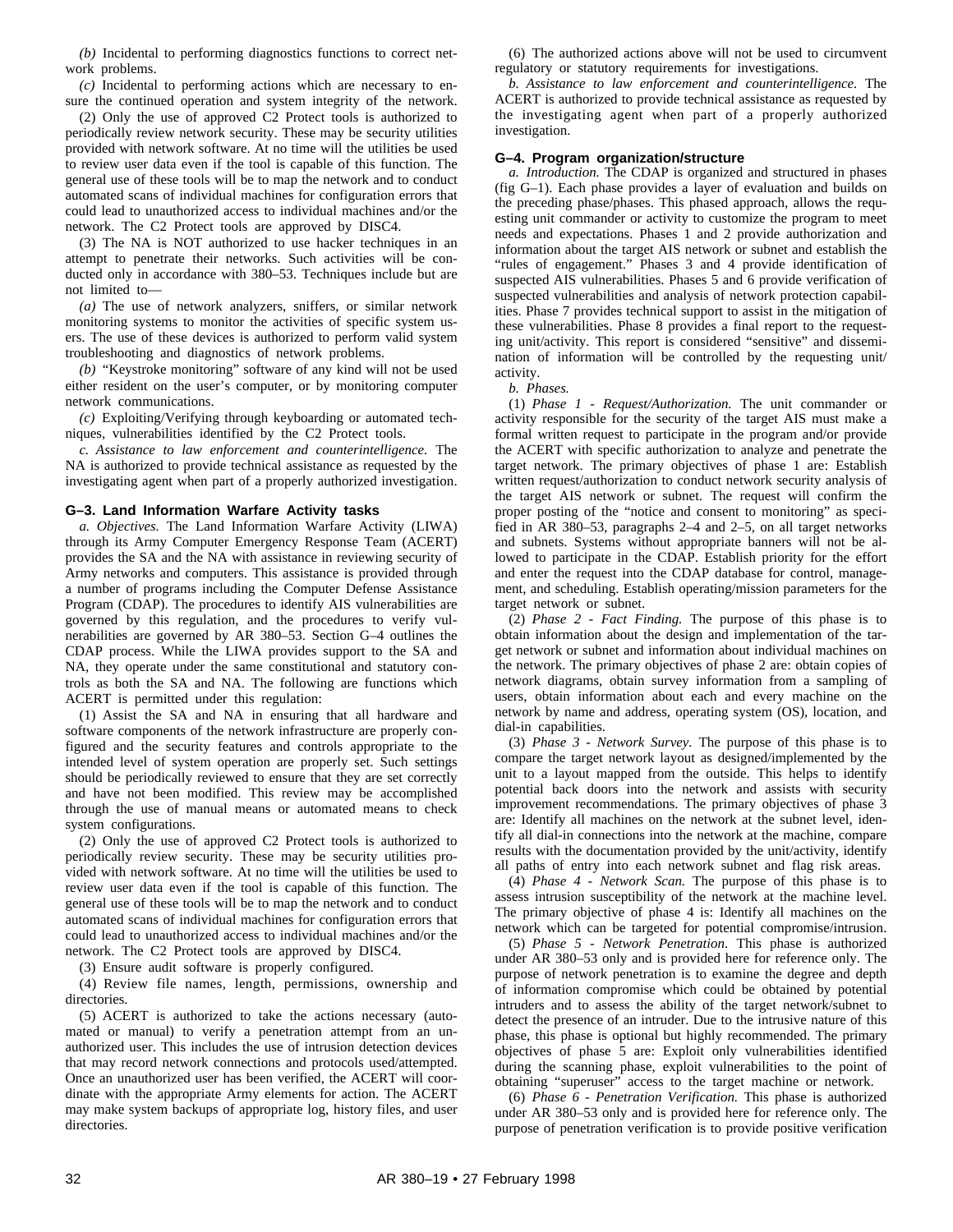*(b)* Incidental to performing diagnostics functions to correct network problems.

*(c)* Incidental to performing actions which are necessary to ensure the continued operation and system integrity of the network.

(2) Only the use of approved C2 Protect tools is authorized to periodically review network security. These may be security utilities provided with network software. At no time will the utilities be used to review user data even if the tool is capable of this function. The general use of these tools will be to map the network and to conduct automated scans of individual machines for configuration errors that could lead to unauthorized access to individual machines and/or the network. The C2 Protect tools are approved by DISC4.

(3) The NA is NOT authorized to use hacker techniques in an attempt to penetrate their networks. Such activities will be conducted only in accordance with 380–53. Techniques include but are not limited to—

*(a)* The use of network analyzers, sniffers, or similar network monitoring systems to monitor the activities of specific system users. The use of these devices is authorized to perform valid system troubleshooting and diagnostics of network problems.

*(b)* "Keystroke monitoring" software of any kind will not be used either resident on the user's computer, or by monitoring computer network communications.

*(c)* Exploiting/Verifying through keyboarding or automated techniques, vulnerabilities identified by the C2 Protect tools.

*c. Assistance to law enforcement and counterintelligence.* The NA is authorized to provide technical assistance as requested by the investigating agent when part of a properly authorized investigation.

## G–3. Land Information Warfare Activity tasks

*a. Objectives.* The Land Information Warfare Activity (LIWA) through its Army Computer Emergency Response Team (ACERT) provides the SA and the NA with assistance in reviewing security of Army networks and computers. This assistance is provided through a number of programs including the Computer Defense Assistance Program (CDAP). The procedures to identify AIS vulnerabilities are governed by this regulation, and the procedures to verify vulnerabilities are governed by AR 380–53. Section G–4 outlines the CDAP process. While the LIWA provides support to the SA and NA, they operate under the same constitutional and statutory controls as both the SA and NA. The following are functions which ACERT is permitted under this regulation:

(1) Assist the SA and NA in ensuring that all hardware and software components of the network infrastructure are properly configured and the security features and controls appropriate to the intended level of system operation are properly set. Such settings should be periodically reviewed to ensure that they are set correctly and have not been modified. This review may be accomplished through the use of manual means or automated means to check system configurations.

(2) Only the use of approved C2 Protect tools is authorized to periodically review security. These may be security utilities provided with network software. At no time will the utilities be used to review user data even if the tool is capable of this function. The general use of these tools will be to map the network and to conduct automated scans of individual machines for configuration errors that could lead to unauthorized access to individual machines and/or the network. The C2 Protect tools are approved by DISC4.

(3) Ensure audit software is properly configured.

(4) Review file names, length, permissions, ownership and directories.

(5) ACERT is authorized to take the actions necessary (automated or manual) to verify a penetration attempt from an unauthorized user. This includes the use of intrusion detection devices that may record network connections and protocols used/attempted. Once an unauthorized user has been verified, the ACERT will coordinate with the appropriate Army elements for action. The ACERT may make system backups of appropriate log, history files, and user directories.

(6) The authorized actions above will not be used to circumvent regulatory or statutory requirements for investigations.

*b. Assistance to law enforcement and counterintelligence.* The ACERT is authorized to provide technical assistance as requested by the investigating agent when part of a properly authorized investigation.

## G–4. Program organization/structure

*a. Introduction.* The CDAP is organized and structured in phases (fig G–1). Each phase provides a layer of evaluation and builds on the preceding phase/phases. This phased approach, allows the requesting unit commander or activity to customize the program to meet needs and expectations. Phases 1 and 2 provide authorization and information about the target AIS network or subnet and establish the "rules of engagement." Phases 3 and 4 provide identification of suspected AIS vulnerabilities. Phases 5 and 6 provide verification of suspected vulnerabilities and analysis of network protection capabilities. Phase 7 provides technical support to assist in the mitigation of these vulnerabilities. Phase 8 provides a final report to the requesting unit/activity. This report is considered "sensitive" and dissemination of information will be controlled by the requesting unit/activity.

*b. Phases.*

(1) *Phase 1 - Request/Authorization.* The unit commander or activity responsible for the security of the target AIS must make a formal written request to participate in the program and/or provide the ACERT with specific authorization to analyze and penetrate the target network. The primary objectives of phase 1 are: Establish written request/authorization to conduct network security analysis of the target AIS network or subnet. The request will confirm the proper posting of the "notice and consent to monitoring" as specified in AR 380–53, paragraphs 2–4 and 2–5, on all target networks and subnets. Systems without appropriate banners will not be allowed to participate in the CDAP. Establish priority for the effort and enter the request into the CDAP database for control, management, and scheduling. Establish operating/mission parameters for the target network or subnet.

(2) *Phase 2 - Fact Finding.* The purpose of this phase is to obtain information about the design and implementation of the target network or subnet and information about individual machines on the network. The primary objectives of phase 2 are: obtain copies of network diagrams, obtain survey information from a sampling of users, obtain information about each and every machine on the network by name and address, operating system (OS), location, and dial-in capabilities.

(3) *Phase 3 - Network Survey.* The purpose of this phase is to compare the target network layout as designed/implemented by the unit to a layout mapped from the outside. This helps to identify potential back doors into the network and assists with security improvement recommendations. The primary objectives of phase 3 are: Identify all machines on the network at the subnet level, identify all dial-in connections into the network at the machine, compare results with the documentation provided by the unit/activity, identify all paths of entry into each network subnet and flag risk areas.

(4) *Phase 4 - Network Scan.* The purpose of this phase is to assess intrusion susceptibility of the network at the machine level. The primary objective of phase 4 is: Identify all machines on the network which can be targeted for potential compromise/intrusion.

(5) *Phase 5 - Network Penetration.* This phase is authorized under AR 380–53 only and is provided here for reference only. The purpose of network penetration is to examine the degree and depth of information compromise which could be obtained by potential intruders and to assess the ability of the target network/subnet to detect the presence of an intruder. Due to the intrusive nature of this phase, this phase is optional but highly recommended. The primary objectives of phase 5 are: Exploit only vulnerabilities identified during the scanning phase, exploit vulnerabilities to the point of obtaining "superuser" access to the target machine or network.

(6) *Phase 6 - Penetration Verification.* This phase is authorized under AR 380–53 only and is provided here for reference only. The purpose of penetration verification is to provide positive verification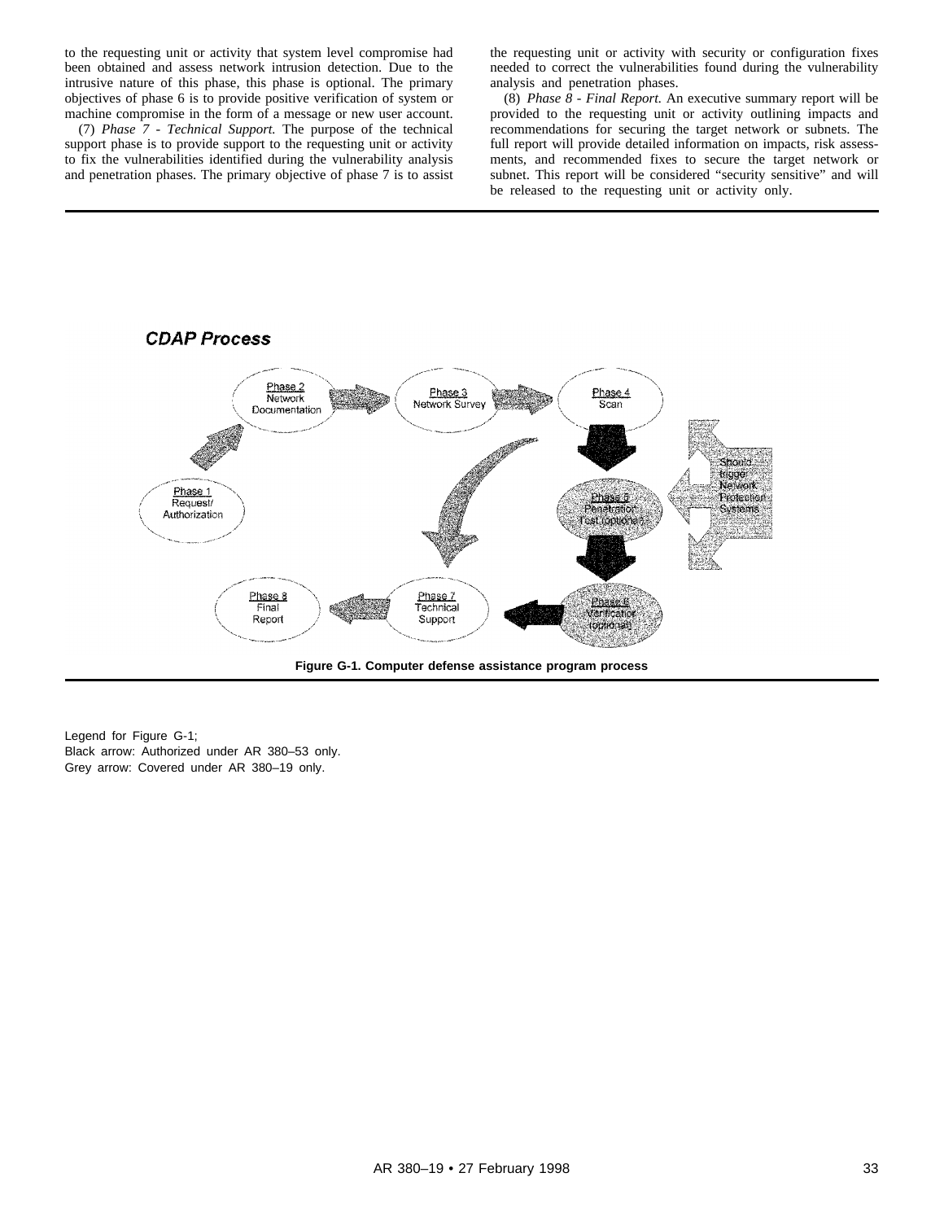to the requesting unit or activity that system level compromise had been obtained and assess network intrusion detection. Due to the intrusive nature of this phase, this phase is optional. The primary objectives of phase 6 is to provide positive verification of system or machine compromise in the form of a message or new user account.

(7) *Phase 7 - Technical Support.* The purpose of the technical support phase is to provide support to the requesting unit or activity to fix the vulnerabilities identified during the vulnerability analysis and penetration phases. The primary objective of phase 7 is to assist the requesting unit or activity with security or configuration fixes needed to correct the vulnerabilities found during the vulnerability analysis and penetration phases.

(8) *Phase 8 - Final Report.* An executive summary report will be provided to the requesting unit or activity outlining impacts and recommendations for securing the target network or subnets. The full report will provide detailed information on impacts, risk assessments, and recommended fixes to secure the target network or subnet. This report will be considered "security sensitive" and will be released to the requesting unit or activity only.

**CDAP Process**

Phase 1 Request/Authorization → Phase 2 Network Documentation → Phase 3 Network Survey → Phase 4 Scan → Phase 5 Penetration Test (optional) → Phase 6 Verification (optional) → Phase 7 Technical Support → Phase 8 Final Report

Should trigger Network Protection Systems

**Figure G-1. Computer defense assistance program process**

Legend for Figure G-1;
Black arrow: Authorized under AR 380–53 only.
Grey arrow: Covered under AR 380–19 only.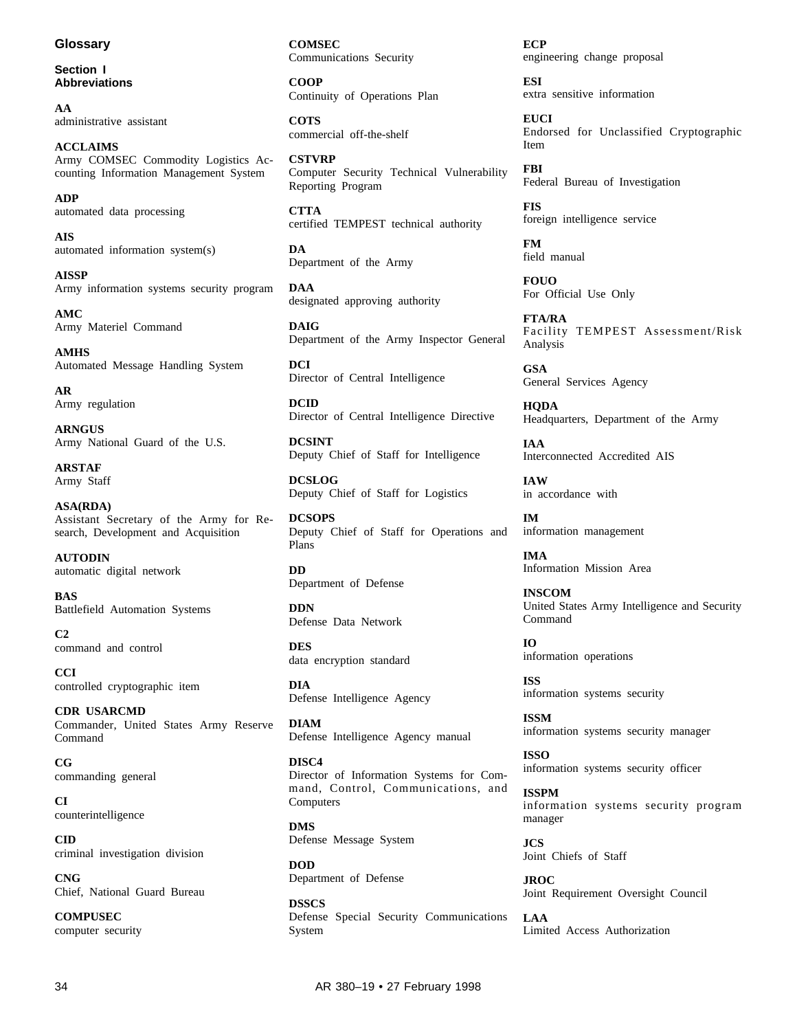# Glossary

## Section I
## Abbreviations

**AA**
administrative assistant

**ACCLAIMS**
Army COMSEC Commodity Logistics Accounting Information Management System

**ADP**
automated data processing

**AIS**
automated information system(s)

**AISSP**
Army information systems security program

**AMC**
Army Materiel Command

**AMHS**
Automated Message Handling System

**AR**
Army regulation

**ARNGUS**
Army National Guard of the U.S.

**ARSTAF**
Army Staff

**ASA(RDA)**
Assistant Secretary of the Army for Research, Development and Acquisition

**AUTODIN**
automatic digital network

**BAS**
Battlefield Automation Systems

**C2**
command and control

**CCI**
controlled cryptographic item

**CDR USARCMD**
Commander, United States Army Reserve Command

**CG**
commanding general

**CI**
counterintelligence

**CID**
criminal investigation division

**CNG**
Chief, National Guard Bureau

**COMPUSEC**
computer security

**COMSEC**
Communications Security

**COOP**
Continuity of Operations Plan

**COTS**
commercial off-the-shelf

**CSTVRP**
Computer Security Technical Vulnerability Reporting Program

**CTTA**
certified TEMPEST technical authority

**DA**
Department of the Army

**DAA**
designated approving authority

**DAIG**
Department of the Army Inspector General

**DCI**
Director of Central Intelligence

**DCID**
Director of Central Intelligence Directive

**DCSINT**
Deputy Chief of Staff for Intelligence

**DCSLOG**
Deputy Chief of Staff for Logistics

**DCSOPS**
Deputy Chief of Staff for Operations and Plans

**DD**
Department of Defense

**DDN**
Defense Data Network

**DES**
data encryption standard

**DIA**
Defense Intelligence Agency

**DIAM**
Defense Intelligence Agency manual

**DISC4**
Director of Information Systems for Command, Control, Communications, and Computers

**DMS**
Defense Message System

**DOD**
Department of Defense

**DSSCS**
Defense Special Security Communications System

**ECP**
engineering change proposal

**ESI**
extra sensitive information

**EUCI**
Endorsed for Unclassified Cryptographic Item

**FBI**
Federal Bureau of Investigation

**FIS**
foreign intelligence service

**FM**
field manual

**FOUO**
For Official Use Only

**FTA/RA**
Facility TEMPEST Assessment/Risk Analysis

**GSA**
General Services Agency

**HQDA**
Headquarters, Department of the Army

**IAA**
Interconnected Accredited AIS

**IAW**
in accordance with

**IM**
information management

**IMA**
Information Mission Area

**INSCOM**
United States Army Intelligence and Security Command

**IO**
information operations

**ISS**
information systems security

**ISSM**
information systems security manager

**ISSO**
information systems security officer

**ISSPM**
information systems security program manager

**JCS**
Joint Chiefs of Staff

**JROC**
Joint Requirement Oversight Council

**LAA**
Limited Access Authorization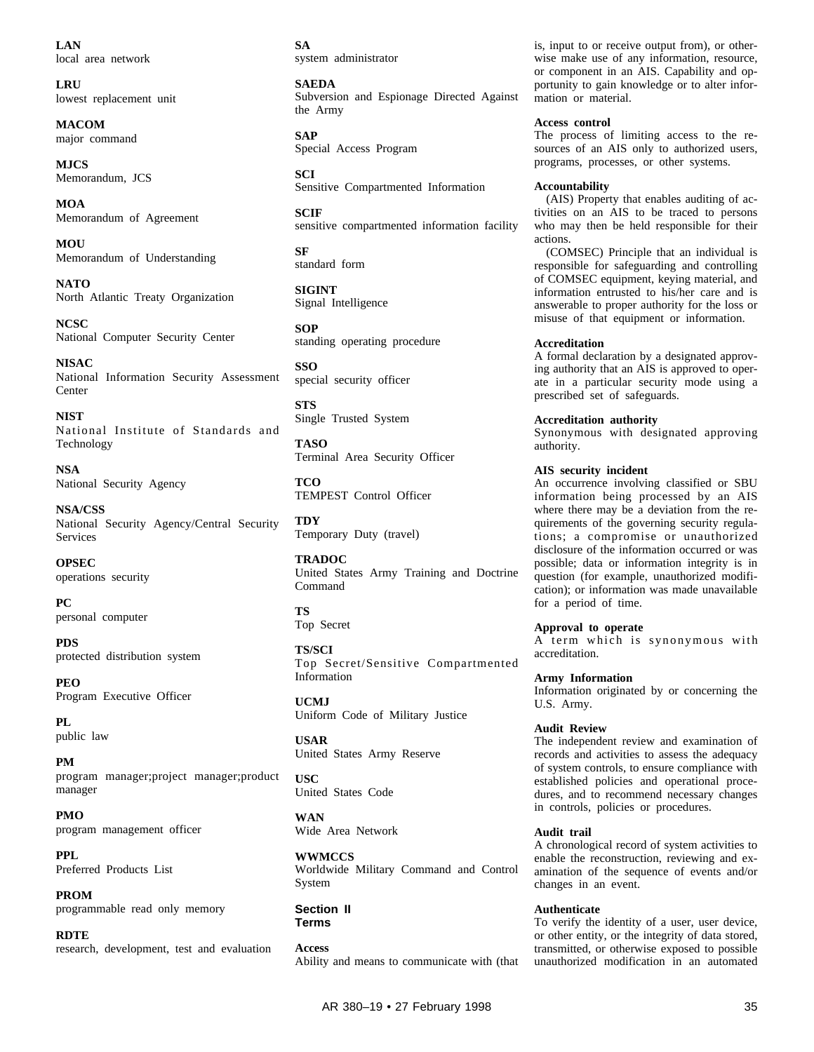**LAN**
local area network

**LRU**
lowest replacement unit

**MACOM**
major command

**MJCS**
Memorandum, JCS

**MOA**
Memorandum of Agreement

**MOU**
Memorandum of Understanding

**NATO**
North Atlantic Treaty Organization

**NCSC**
National Computer Security Center

**NISAC**
National Information Security Assessment Center

**NIST**
National Institute of Standards and Technology

**NSA**
National Security Agency

**NSA/CSS**
National Security Agency/Central Security Services

**OPSEC**
operations security

**PC**
personal computer

**PDS**
protected distribution system

**PEO**
Program Executive Officer

**PL**
public law

**PM**
program manager;project manager;product manager

**PMO**
program management officer

**PPL**
Preferred Products List

**PROM**
programmable read only memory

**RDTE**
research, development, test and evaluation

**SA**
system administrator

**SAEDA**
Subversion and Espionage Directed Against the Army

**SAP**
Special Access Program

**SCI**
Sensitive Compartmented Information

**SCIF**
sensitive compartmented information facility

**SF**
standard form

**SIGINT**
Signal Intelligence

**SOP**
standing operating procedure

**SSO**
special security officer

**STS**
Single Trusted System

**TASO**
Terminal Area Security Officer

**TCO**
TEMPEST Control Officer

**TDY**
Temporary Duty (travel)

**TRADOC**
United States Army Training and Doctrine Command

**TS**
Top Secret

**TS/SCI**
Top Secret/Sensitive Compartmented Information

**UCMJ**
Uniform Code of Military Justice

**USAR**
United States Army Reserve

**USC**
United States Code

**WAN**
Wide Area Network

**WWMCCS**
Worldwide Military Command and Control System

## Section II
## Terms

**Access**
Ability and means to communicate with (that is, input to or receive output from), or otherwise make use of any information, resource, or component in an AIS. Capability and opportunity to gain knowledge or to alter information or material.

**Access control**
The process of limiting access to the resources of an AIS only to authorized users, programs, processes, or other systems.

**Accountability**
(AIS) Property that enables auditing of activities on an AIS to be traced to persons who may then be held responsible for their actions.
(COMSEC) Principle that an individual is responsible for safeguarding and controlling of COMSEC equipment, keying material, and information entrusted to his/her care and is answerable to proper authority for the loss or misuse of that equipment or information.

**Accreditation**
A formal declaration by a designated approving authority that an AIS is approved to operate in a particular security mode using a prescribed set of safeguards.

**Accreditation authority**
Synonymous with designated approving authority.

**AIS security incident**
An occurrence involving classified or SBU information being processed by an AIS where there may be a deviation from the requirements of the governing security regulations; a compromise or unauthorized disclosure of the information occurred or was possible; data or information integrity is in question (for example, unauthorized modification); or information was made unavailable for a period of time.

**Approval to operate**
A term which is synonymous with accreditation.

**Army Information**
Information originated by or concerning the U.S. Army.

**Audit Review**
The independent review and examination of records and activities to assess the adequacy of system controls, to ensure compliance with established policies and operational procedures, and to recommend necessary changes in controls, policies or procedures.

**Audit trail**
A chronological record of system activities to enable the reconstruction, reviewing and examination of the sequence of events and/or changes in an event.

**Authenticate**
To verify the identity of a user, user device, or other entity, or the integrity of data stored, transmitted, or otherwise exposed to possible unauthorized modification in an automated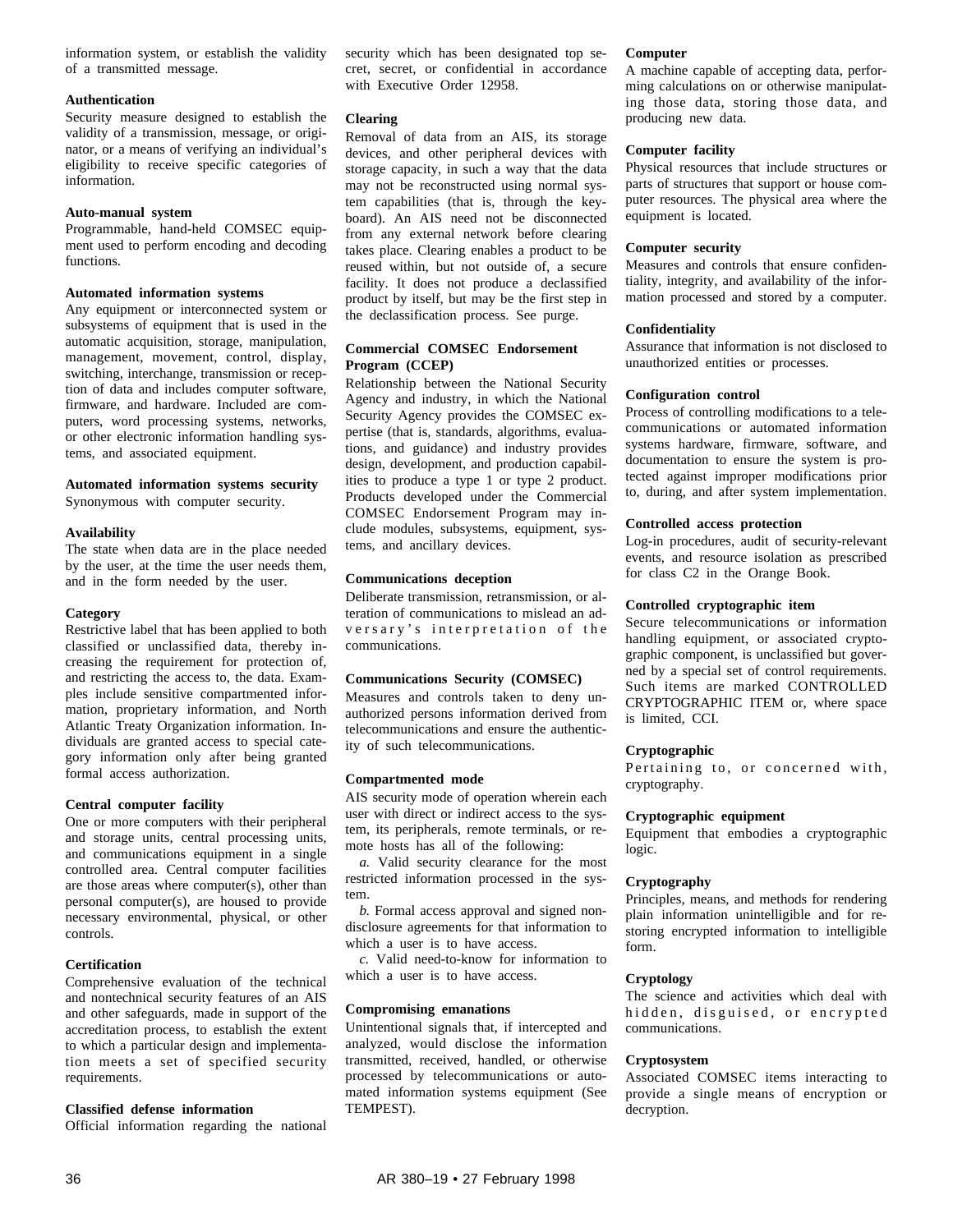information system, or establish the validity of a transmitted message.

**Authentication**

Security measure designed to establish the validity of a transmission, message, or originator, or a means of verifying an individual's eligibility to receive specific categories of information.

**Auto-manual system**

Programmable, hand-held COMSEC equipment used to perform encoding and decoding functions.

**Automated information systems**

Any equipment or interconnected system or subsystems of equipment that is used in the automatic acquisition, storage, manipulation, management, movement, control, display, switching, interchange, transmission or reception of data and includes computer software, firmware, and hardware. Included are computers, word processing systems, networks, or other electronic information handling systems, and associated equipment.

**Automated information systems security**

Synonymous with computer security.

**Availability**

The state when data are in the place needed by the user, at the time the user needs them, and in the form needed by the user.

**Category**

Restrictive label that has been applied to both classified or unclassified data, thereby increasing the requirement for protection of, and restricting the access to, the data. Examples include sensitive compartmented information, proprietary information, and North Atlantic Treaty Organization information. Individuals are granted access to special category information only after being granted formal access authorization.

**Central computer facility**

One or more computers with their peripheral and storage units, central processing units, and communications equipment in a single controlled area. Central computer facilities are those areas where computer(s), other than personal computer(s), are housed to provide necessary environmental, physical, or other controls.

**Certification**

Comprehensive evaluation of the technical and nontechnical security features of an AIS and other safeguards, made in support of the accreditation process, to establish the extent to which a particular design and implementation meets a set of specified security requirements.

**Classified defense information**

Official information regarding the national security which has been designated top secret, secret, or confidential in accordance with Executive Order 12958.

**Clearing**

Removal of data from an AIS, its storage devices, and other peripheral devices with storage capacity, in such a way that the data may not be reconstructed using normal system capabilities (that is, through the keyboard). An AIS need not be disconnected from any external network before clearing takes place. Clearing enables a product to be reused within, but not outside of, a secure facility. It does not produce a declassified product by itself, but may be the first step in the declassification process. See purge.

**Commercial COMSEC Endorsement Program (CCEP)**

Relationship between the National Security Agency and industry, in which the National Security Agency provides the COMSEC expertise (that is, standards, algorithms, evaluations, and guidance) and industry provides design, development, and production capabilities to produce a type 1 or type 2 product. Products developed under the Commercial COMSEC Endorsement Program may include modules, subsystems, equipment, systems, and ancillary devices.

**Communications deception**

Deliberate transmission, retransmission, or alteration of communications to mislead an adversary's interpretation of the communications.

**Communications Security (COMSEC)**

Measures and controls taken to deny unauthorized persons information derived from telecommunications and ensure the authenticity of such telecommunications.

**Compartmented mode**

AIS security mode of operation wherein each user with direct or indirect access to the system, its peripherals, remote terminals, or remote hosts has all of the following:

*a.* Valid security clearance for the most restricted information processed in the system.

*b.* Formal access approval and signed nondisclosure agreements for that information to which a user is to have access.

*c.* Valid need-to-know for information to which a user is to have access.

**Compromising emanations**

Unintentional signals that, if intercepted and analyzed, would disclose the information transmitted, received, handled, or otherwise processed by telecommunications or automated information systems equipment (See TEMPEST).

**Computer**

A machine capable of accepting data, performing calculations on or otherwise manipulating those data, storing those data, and producing new data.

**Computer facility**

Physical resources that include structures or parts of structures that support or house computer resources. The physical area where the equipment is located.

**Computer security**

Measures and controls that ensure confidentiality, integrity, and availability of the information processed and stored by a computer.

**Confidentiality**

Assurance that information is not disclosed to unauthorized entities or processes.

**Configuration control**

Process of controlling modifications to a telecommunications or automated information systems hardware, firmware, software, and documentation to ensure the system is protected against improper modifications prior to, during, and after system implementation.

**Controlled access protection**

Log-in procedures, audit of security-relevant events, and resource isolation as prescribed for class C2 in the Orange Book.

**Controlled cryptographic item**

Secure telecommunications or information handling equipment, or associated cryptographic component, is unclassified but governed by a special set of control requirements. Such items are marked CONTROLLED CRYPTOGRAPHIC ITEM or, where space is limited, CCI.

**Cryptographic**

Pertaining to, or concerned with, cryptography.

**Cryptographic equipment**

Equipment that embodies a cryptographic logic.

**Cryptography**

Principles, means, and methods for rendering plain information unintelligible and for restoring encrypted information to intelligible form.

**Cryptology**

The science and activities which deal with hidden, disguised, or encrypted communications.

**Cryptosystem**

Associated COMSEC items interacting to provide a single means of encryption or decryption.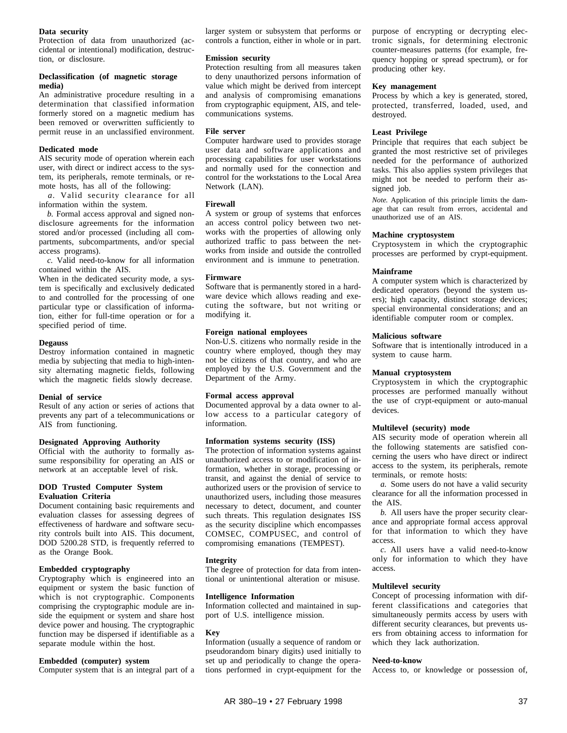**Data security**
Protection of data from unauthorized (accidental or intentional) modification, destruction, or disclosure.

**Declassification (of magnetic storage media)**
An administrative procedure resulting in a determination that classified information formerly stored on a magnetic medium has been removed or overwritten sufficiently to permit reuse in an unclassified environment.

**Dedicated mode**
AIS security mode of operation wherein each user, with direct or indirect access to the system, its peripherals, remote terminals, or remote hosts, has all of the following:

*a.* Valid security clearance for all information within the system.

*b.* Formal access approval and signed nondisclosure agreements for the information stored and/or processed (including all compartments, subcompartments, and/or special access programs).

*c.* Valid need-to-know for all information contained within the AIS.

When in the dedicated security mode, a system is specifically and exclusively dedicated to and controlled for the processing of one particular type or classification of information, either for full-time operation or for a specified period of time.

**Degauss**
Destroy information contained in magnetic media by subjecting that media to high-intensity alternating magnetic fields, following which the magnetic fields slowly decrease.

**Denial of service**
Result of any action or series of actions that prevents any part of a telecommunications or AIS from functioning.

**Designated Approving Authority**
Official with the authority to formally assume responsibility for operating an AIS or network at an acceptable level of risk.

**DOD Trusted Computer System Evaluation Criteria**
Document containing basic requirements and evaluation classes for assessing degrees of effectiveness of hardware and software security controls built into AIS. This document, DOD 5200.28 STD, is frequently referred to as the Orange Book.

**Embedded cryptography**
Cryptography which is engineered into an equipment or system the basic function of which is not cryptographic. Components comprising the cryptographic module are inside the equipment or system and share host device power and housing. The cryptographic function may be dispersed if identifiable as a separate module within the host.

**Embedded (computer) system**
Computer system that is an integral part of a larger system or subsystem that performs or controls a function, either in whole or in part.

**Emission security**
Protection resulting from all measures taken to deny unauthorized persons information of value which might be derived from intercept and analysis of compromising emanations from cryptographic equipment, AIS, and telecommunications systems.

**File server**
Computer hardware used to provides storage user data and software applications and processing capabilities for user workstations and normally used for the connection and control for the workstations to the Local Area Network (LAN).

**Firewall**
A system or group of systems that enforces an access control policy between two networks with the properties of allowing only authorized traffic to pass between the networks from inside and outside the controlled environment and is immune to penetration.

**Firmware**
Software that is permanently stored in a hardware device which allows reading and executing the software, but not writing or modifying it.

**Foreign national employees**
Non-U.S. citizens who normally reside in the country where employed, though they may not be citizens of that country, and who are employed by the U.S. Government and the Department of the Army.

**Formal access approval**
Documented approval by a data owner to allow access to a particular category of information.

**Information systems security (ISS)**
The protection of information systems against unauthorized access to or modification of information, whether in storage, processing or transit, and against the denial of service to authorized users or the provision of service to unauthorized users, including those measures necessary to detect, document, and counter such threats. This regulation designates ISS as the security discipline which encompasses COMSEC, COMPUSEC, and control of compromising emanations (TEMPEST).

**Integrity**
The degree of protection for data from intentional or unintentional alteration or misuse.

**Intelligence Information**
Information collected and maintained in support of U.S. intelligence mission.

**Key**
Information (usually a sequence of random or pseudorandom binary digits) used initially to set up and periodically to change the operations performed in crypt-equipment for the purpose of encrypting or decrypting electronic signals, for determining electronic counter-measures patterns (for example, frequency hopping or spread spectrum), or for producing other key.

**Key management**
Process by which a key is generated, stored, protected, transferred, loaded, used, and destroyed.

**Least Privilege**
Principle that requires that each subject be granted the most restrictive set of privileges needed for the performance of authorized tasks. This also applies system privileges that might not be needed to perform their assigned job.

*Note.* Application of this principle limits the damage that can result from errors, accidental and unauthorized use of an AIS.

**Machine cryptosystem**
Cryptosystem in which the cryptographic processes are performed by crypt-equipment.

**Mainframe**
A computer system which is characterized by dedicated operators (beyond the system users); high capacity, distinct storage devices; special environmental considerations; and an identifiable computer room or complex.

**Malicious software**
Software that is intentionally introduced in a system to cause harm.

**Manual cryptosystem**
Cryptosystem in which the cryptographic processes are performed manually without the use of crypt-equipment or auto-manual devices.

**Multilevel (security) mode**
AIS security mode of operation wherein all the following statements are satisfied concerning the users who have direct or indirect access to the system, its peripherals, remote terminals, or remote hosts:

*a.* Some users do not have a valid security clearance for all the information processed in the AIS.

*b.* All users have the proper security clearance and appropriate formal access approval for that information to which they have access.

*c.* All users have a valid need-to-know only for information to which they have access.

**Multilevel security**
Concept of processing information with different classifications and categories that simultaneously permits access by users with different security clearances, but prevents users from obtaining access to information for which they lack authorization.

**Need-to-know**
Access to, or knowledge or possession of,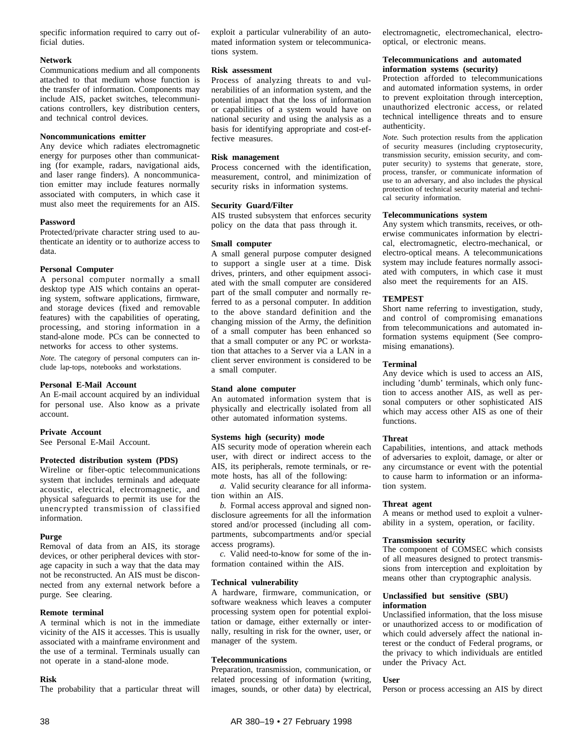specific information required to carry out official duties.

**Network**

Communications medium and all components attached to that medium whose function is the transfer of information. Components may include AIS, packet switches, telecommunications controllers, key distribution centers, and technical control devices.

**Noncommunications emitter**

Any device which radiates electromagnetic energy for purposes other than communicating (for example, radars, navigational aids, and laser range finders). A noncommunication emitter may include features normally associated with computers, in which case it must also meet the requirements for an AIS.

**Password**

Protected/private character string used to authenticate an identity or to authorize access to data.

**Personal Computer**

A personal computer normally a small desktop type AIS which contains an operating system, software applications, firmware, and storage devices (fixed and removable features) with the capabilities of operating, processing, and storing information in a stand-alone mode. PCs can be connected to networks for access to other systems.

*Note.* The category of personal computers can include lap-tops, notebooks and workstations.

**Personal E-Mail Account**

An E-mail account acquired by an individual for personal use. Also know as a private account.

**Private Account**

See Personal E-Mail Account.

**Protected distribution system (PDS)**

Wireline or fiber-optic telecommunications system that includes terminals and adequate acoustic, electrical, electromagnetic, and physical safeguards to permit its use for the unencrypted transmission of classified information.

**Purge**

Removal of data from an AIS, its storage devices, or other peripheral devices with storage capacity in such a way that the data may not be reconstructed. An AIS must be disconnected from any external network before a purge. See clearing.

**Remote terminal**

A terminal which is not in the immediate vicinity of the AIS it accesses. This is usually associated with a mainframe environment and the use of a terminal. Terminals usually can not operate in a stand-alone mode.

**Risk**

The probability that a particular threat will exploit a particular vulnerability of an automated information system or telecommunications system.

**Risk assessment**

Process of analyzing threats to and vulnerabilities of an information system, and the potential impact that the loss of information or capabilities of a system would have on national security and using the analysis as a basis for identifying appropriate and cost-effective measures.

**Risk management**

Process concerned with the identification, measurement, control, and minimization of security risks in information systems.

**Security Guard/Filter**

AIS trusted subsystem that enforces security policy on the data that pass through it.

**Small computer**

A small general purpose computer designed to support a single user at a time. Disk drives, printers, and other equipment associated with the small computer are considered part of the small computer and normally referred to as a personal computer. In addition to the above standard definition and the changing mission of the Army, the definition of a small computer has been enhanced so that a small computer or any PC or workstation that attaches to a Server via a LAN in a client server environment is considered to be a small computer.

**Stand alone computer**

An automated information system that is physically and electrically isolated from all other automated information systems.

**Systems high (security) mode**

AIS security mode of operation wherein each user, with direct or indirect access to the AIS, its peripherals, remote terminals, or remote hosts, has all of the following:

*a.* Valid security clearance for all information within an AIS.

*b.* Formal access approval and signed nondisclosure agreements for all the information stored and/or processed (including all compartments, subcompartments and/or special access programs).

*c.* Valid need-to-know for some of the information contained within the AIS.

**Technical vulnerability**

A hardware, firmware, communication, or software weakness which leaves a computer processing system open for potential exploitation or damage, either externally or internally, resulting in risk for the owner, user, or manager of the system.

**Telecommunications**

Preparation, transmission, communication, or related processing of information (writing, images, sounds, or other data) by electrical, electromagnetic, electromechanical, electro-optical, or electronic means.

**Telecommunications and automated information systems (security)**

Protection afforded to telecommunications and automated information systems, in order to prevent exploitation through interception, unauthorized electronic access, or related technical intelligence threats and to ensure authenticity.

*Note.* Such protection results from the application of security measures (including cryptosecurity, transmission security, emission security, and computer security) to systems that generate, store, process, transfer, or communicate information of use to an adversary, and also includes the physical protection of technical security material and technical security information.

**Telecommunications system**

Any system which transmits, receives, or otherwise communicates information by electrical, electromagnetic, electro-mechanical, or electro-optical means. A telecommunications system may include features normally associated with computers, in which case it must also meet the requirements for an AIS.

**TEMPEST**

Short name referring to investigation, study, and control of compromising emanations from telecommunications and automated information systems equipment (See compromising emanations).

**Terminal**

Any device which is used to access an AIS, including 'dumb' terminals, which only function to access another AIS, as well as personal computers or other sophisticated AIS which may access other AIS as one of their functions.

**Threat**

Capabilities, intentions, and attack methods of adversaries to exploit, damage, or alter or any circumstance or event with the potential to cause harm to information or an information system.

**Threat agent**

A means or method used to exploit a vulnerability in a system, operation, or facility.

**Transmission security**

The component of COMSEC which consists of all measures designed to protect transmissions from interception and exploitation by means other than cryptographic analysis.

**Unclassified but sensitive (SBU) information**

Unclassified information, that the loss misuse or unauthorized access to or modification of which could adversely affect the national interest or the conduct of Federal programs, or the privacy to which individuals are entitled under the Privacy Act.

**User**

Person or process accessing an AIS by direct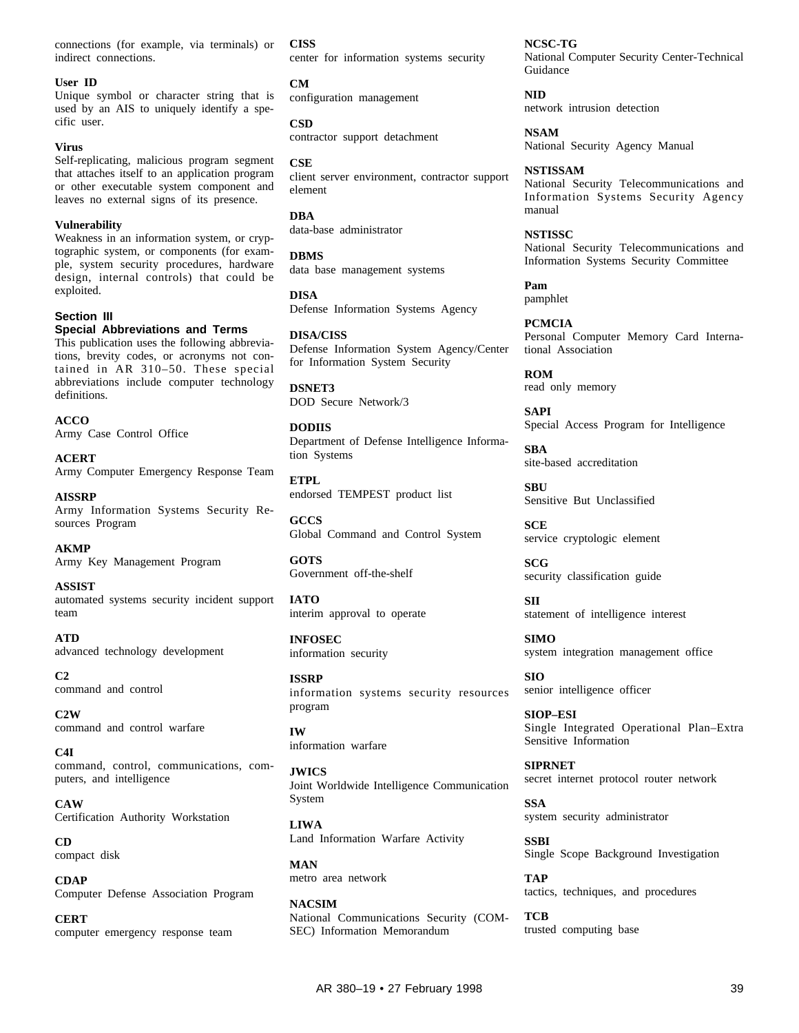connections (for example, via terminals) or indirect connections.

**User ID**
Unique symbol or character string that is used by an AIS to uniquely identify a specific user.

**Virus**
Self-replicating, malicious program segment that attaches itself to an application program or other executable system component and leaves no external signs of its presence.

**Vulnerability**
Weakness in an information system, or cryptographic system, or components (for example, system security procedures, hardware design, internal controls) that could be exploited.

### Section III
### Special Abbreviations and Terms

This publication uses the following abbreviations, brevity codes, or acronyms not contained in AR 310–50. These special abbreviations include computer technology definitions.

**ACCO**
Army Case Control Office

**ACERT**
Army Computer Emergency Response Team

**AISSRP**
Army Information Systems Security Resources Program

**AKMP**
Army Key Management Program

**ASSIST**
automated systems security incident support team

**ATD**
advanced technology development

**C2**
command and control

**C2W**
command and control warfare

**C4I**
command, control, communications, computers, and intelligence

**CAW**
Certification Authority Workstation

**CD**
compact disk

**CDAP**
Computer Defense Association Program

**CERT**
computer emergency response team

**CISS**
center for information systems security

**CM**
configuration management

**CSD**
contractor support detachment

**CSE**
client server environment, contractor support element

**DBA**
data-base administrator

**DBMS**
data base management systems

**DISA**
Defense Information Systems Agency

**DISA/CISS**
Defense Information System Agency/Center for Information System Security

**DSNET3**
DOD Secure Network/3

**DODIIS**
Department of Defense Intelligence Information Systems

**ETPL**
endorsed TEMPEST product list

**GCCS**
Global Command and Control System

**GOTS**
Government off-the-shelf

**IATO**
interim approval to operate

**INFOSEC**
information security

**ISSRP**
information systems security resources program

**IW**
information warfare

**JWICS**
Joint Worldwide Intelligence Communication System

**LIWA**
Land Information Warfare Activity

**MAN**
metro area network

**NACSIM**
National Communications Security (COMSEC) Information Memorandum

**NCSC-TG**
National Computer Security Center-Technical Guidance

**NID**
network intrusion detection

**NSAM**
National Security Agency Manual

**NSTISSAM**
National Security Telecommunications and Information Systems Security Agency manual

**NSTISSC**
National Security Telecommunications and Information Systems Security Committee

**Pam**
pamphlet

**PCMCIA**
Personal Computer Memory Card International Association

**ROM**
read only memory

**SAPI**
Special Access Program for Intelligence

**SBA**
site-based accreditation

**SBU**
Sensitive But Unclassified

**SCE**
service cryptologic element

**SCG**
security classification guide

**SII**
statement of intelligence interest

**SIMO**
system integration management office

**SIO**
senior intelligence officer

**SIOP–ESI**
Single Integrated Operational Plan–Extra Sensitive Information

**SIPRNET**
secret internet protocol router network

**SSA**
system security administrator

**SSBI**
Single Scope Background Investigation

**TAP**
tactics, techniques, and procedures

**TCB**
trusted computing base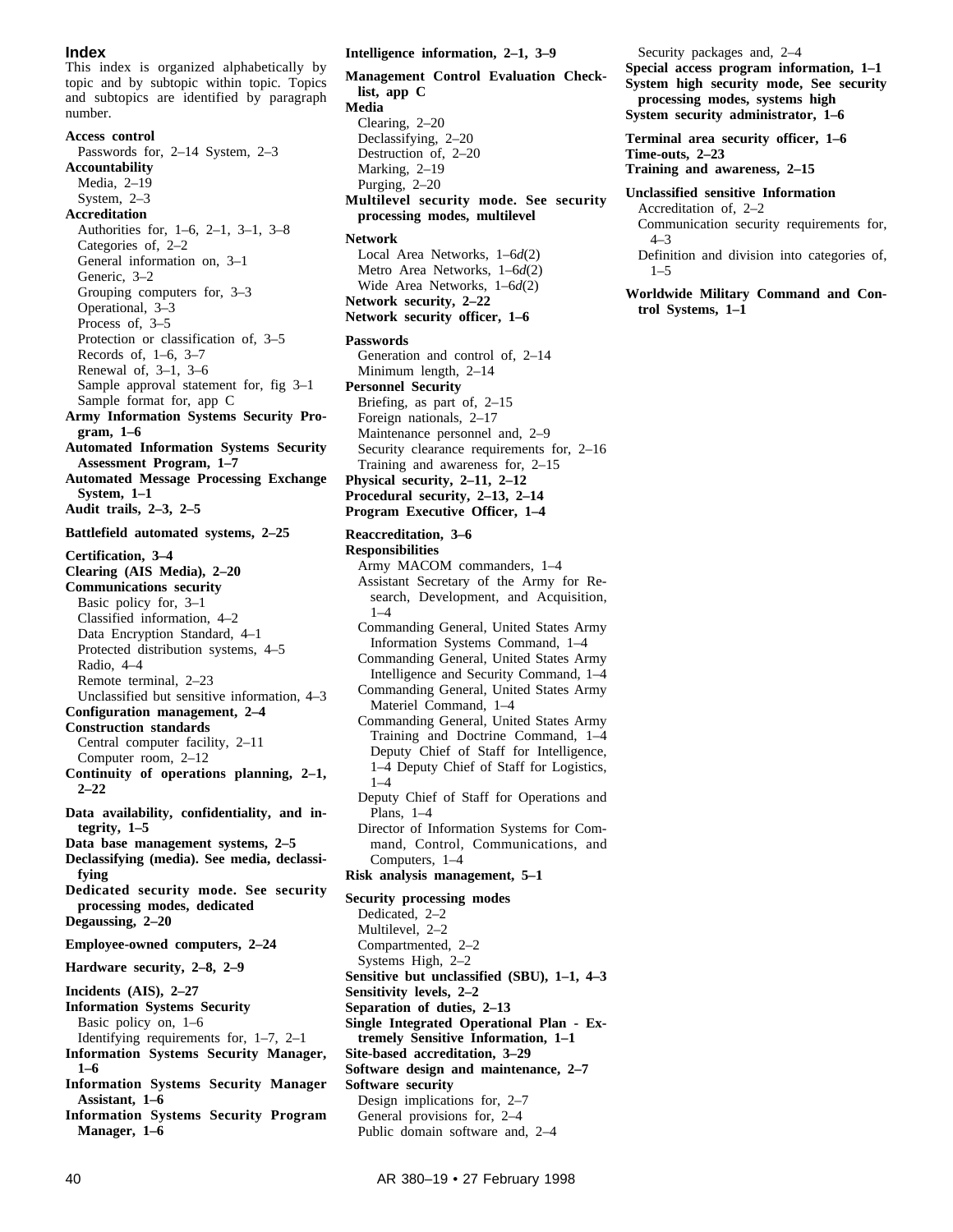## Index

This index is organized alphabetically by topic and by subtopic within topic. Topics and subtopics are identified by paragraph number.

**Access control**
Passwords for, 2–14 System, 2–3

**Accountability**
Media, 2–19
System, 2–3

**Accreditation**
Authorities for, 1–6, 2–1, 3–1, 3–8
Categories of, 2–2
General information on, 3–1
Generic, 3–2
Grouping computers for, 3–3
Operational, 3–3
Process of, 3–5
Protection or classification of, 3–5
Records of, 1–6, 3–7
Renewal of, 3–1, 3–6
Sample approval statement for, fig 3–1
Sample format for, app C

**Army Information Systems Security Program, 1–6**

**Automated Information Systems Security Assessment Program, 1–7**

**Automated Message Processing Exchange System, 1–1**

**Audit trails, 2–3, 2–5**

**Battlefield automated systems, 2–25**

**Certification, 3–4**

**Clearing (AIS Media), 2–20**

**Communications security**
Basic policy for, 3–1
Classified information, 4–2
Data Encryption Standard, 4–1
Protected distribution systems, 4–5
Radio, 4–4
Remote terminal, 2–23
Unclassified but sensitive information, 4–3

**Configuration management, 2–4**

**Construction standards**
Central computer facility, 2–11
Computer room, 2–12

**Continuity of operations planning, 2–1, 2–22**

**Data availability, confidentiality, and integrity, 1–5**

**Data base management systems, 2–5**

**Declassifying (media). See media, declassifying**

**Dedicated security mode. See security processing modes, dedicated**

**Degaussing, 2–20**

**Employee-owned computers, 2–24**

**Hardware security, 2–8, 2–9**

**Incidents (AIS), 2–27**

**Information Systems Security**
Basic policy on, 1–6
Identifying requirements for, 1–7, 2–1

**Information Systems Security Manager, 1–6**

**Information Systems Security Manager Assistant, 1–6**

**Information Systems Security Program Manager, 1–6**

**Intelligence information, 2–1, 3–9**

**Management Control Evaluation Checklist, app C**

**Media**
Clearing, 2–20
Declassifying, 2–20
Destruction of, 2–20
Marking, 2–19
Purging, 2–20

**Multilevel security mode. See security processing modes, multilevel**

**Network**
Local Area Networks, 1–6*d*(2)
Metro Area Networks, 1–6*d*(2)
Wide Area Networks, 1–6*d*(2)

**Network security, 2–22**

**Network security officer, 1–6**

**Passwords**
Generation and control of, 2–14
Minimum length, 2–14

**Personnel Security**
Briefing, as part of, 2–15
Foreign nationals, 2–17
Maintenance personnel and, 2–9
Security clearance requirements for, 2–16
Training and awareness for, 2–15

**Physical security, 2–11, 2–12**

**Procedural security, 2–13, 2–14**

**Program Executive Officer, 1–4**

**Reaccreditation, 3–6**

**Responsibilities**
Army MACOM commanders, 1–4
Assistant Secretary of the Army for Research, Development, and Acquisition, 1–4
Commanding General, United States Army Information Systems Command, 1–4
Commanding General, United States Army Intelligence and Security Command, 1–4
Commanding General, United States Army Materiel Command, 1–4
Commanding General, United States Army Training and Doctrine Command, 1–4 Deputy Chief of Staff for Intelligence, 1–4 Deputy Chief of Staff for Logistics, 1–4
Deputy Chief of Staff for Operations and Plans, 1–4
Director of Information Systems for Command, Control, Communications, and Computers, 1–4

**Risk analysis management, 5–1**

**Security processing modes**
Dedicated, 2–2
Multilevel, 2–2
Compartmented, 2–2
Systems High, 2–2

**Sensitive but unclassified (SBU), 1–1, 4–3**

**Sensitivity levels, 2–2**

**Separation of duties, 2–13**

**Single Integrated Operational Plan - Extremely Sensitive Information, 1–1**

**Site-based accreditation, 3–29**

**Software design and maintenance, 2–7**

**Software security**
Design implications for, 2–7
General provisions for, 2–4
Public domain software and, 2–4
Security packages and, 2–4

**Special access program information, 1–1**

**System high security mode, See security processing modes, systems high**

**System security administrator, 1–6**

**Terminal area security officer, 1–6**

**Time-outs, 2–23**

**Training and awareness, 2–15**

**Unclassified sensitive Information**
Accreditation of, 2–2
Communication security requirements for, 4–3
Definition and division into categories of, 1–5

**Worldwide Military Command and Control Systems, 1–1**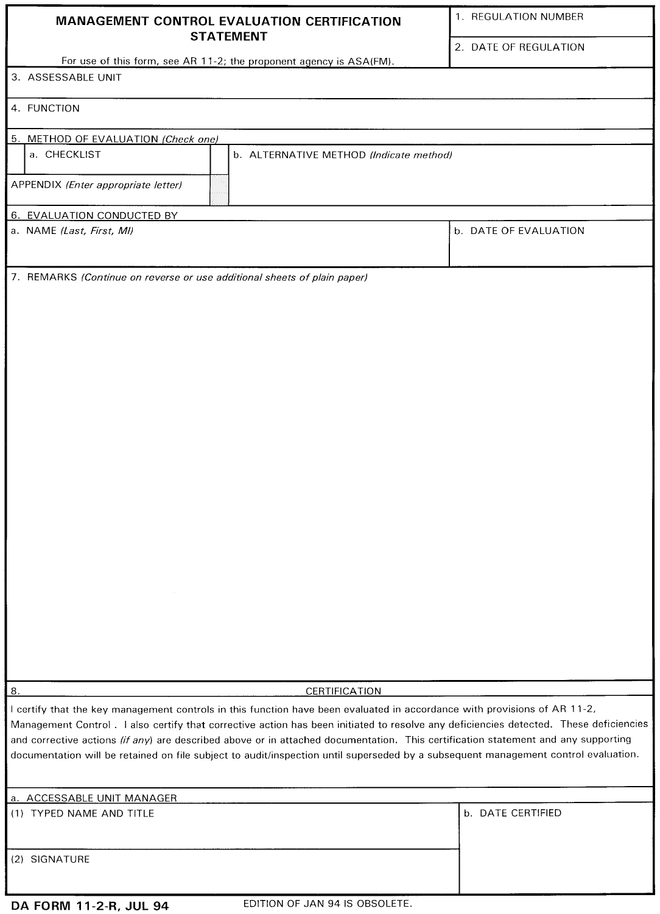# MANAGEMENT CONTROL EVALUATION CERTIFICATION STATEMENT

For use of this form, see AR 11-2; the proponent agency is ASA(FM).

| | |
|---|---|
| 1. REGULATION NUMBER | |
| 2. DATE OF REGULATION | |

3. ASSESSABLE UNIT

4. FUNCTION

5. METHOD OF EVALUATION *(Check one)*

| | | |
|---|---|---|
| a. CHECKLIST | | b. ALTERNATIVE METHOD *(Indicate method)* |
| APPENDIX *(Enter appropriate letter)* | | |

6. EVALUATION CONDUCTED BY

| a. NAME *(Last, First, MI)* | b. DATE OF EVALUATION |
|---|---|
| | |

7. REMARKS *(Continue on reverse or use additional sheets of plain paper)*

8. CERTIFICATION

I certify that the key management controls in this function have been evaluated in accordance with provisions of AR 11-2, Management Control . I also certify that corrective action has been initiated to resolve any deficiencies detected. These deficiencies and corrective actions *(if any)* are described above or in attached documentation. This certification statement and any supporting documentation will be retained on file subject to audit/inspection until superseded by a subsequent management control evaluation.

a. ACCESSABLE UNIT MANAGER

| | |
|---|---|
| (1) TYPED NAME AND TITLE | b. DATE CERTIFIED |
| (2) SIGNATURE | |

DA FORM 11-2-R, JUL 94 EDITION OF JAN 94 IS OBSOLETE.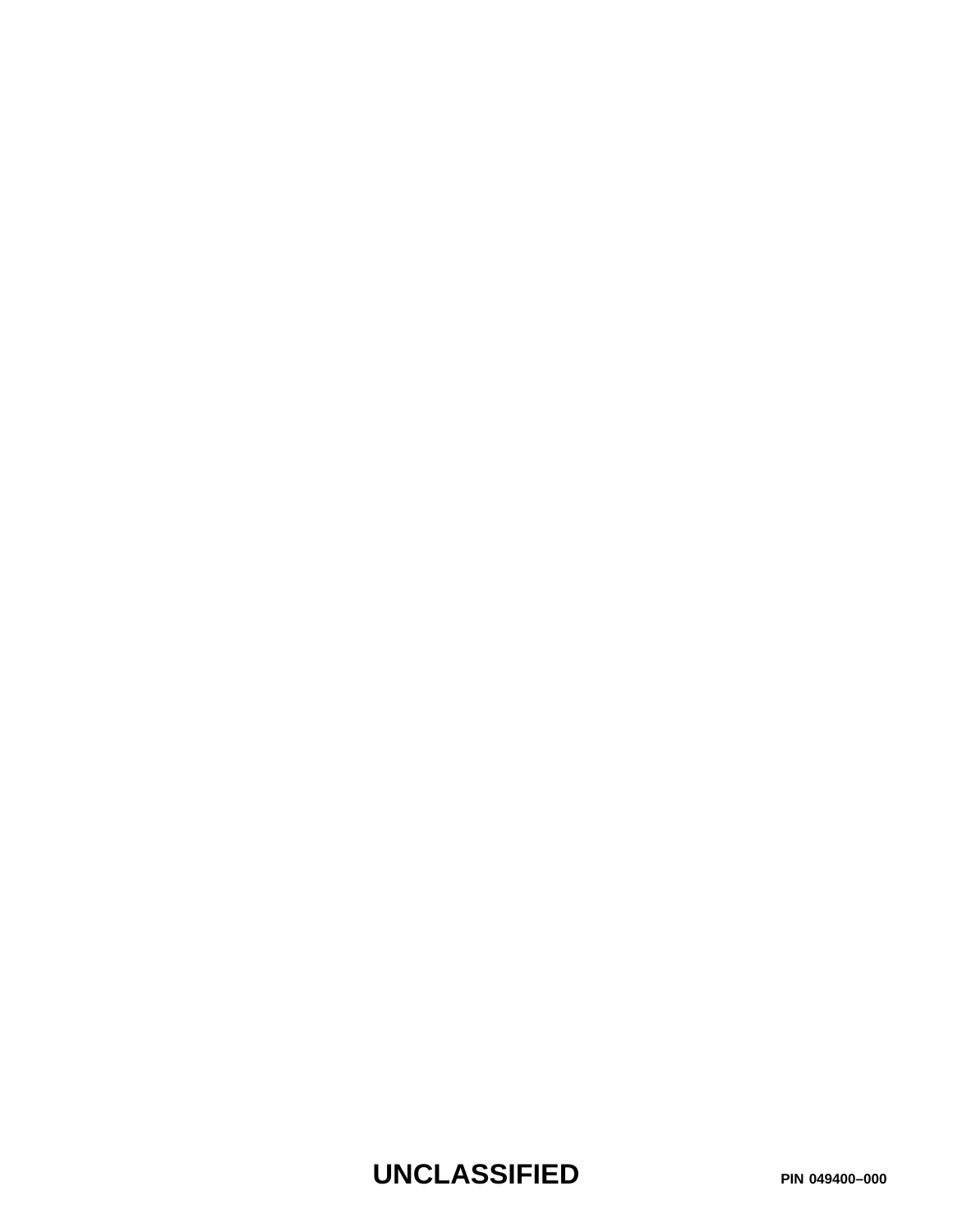UNCLASSIFIED

PIN 049400–000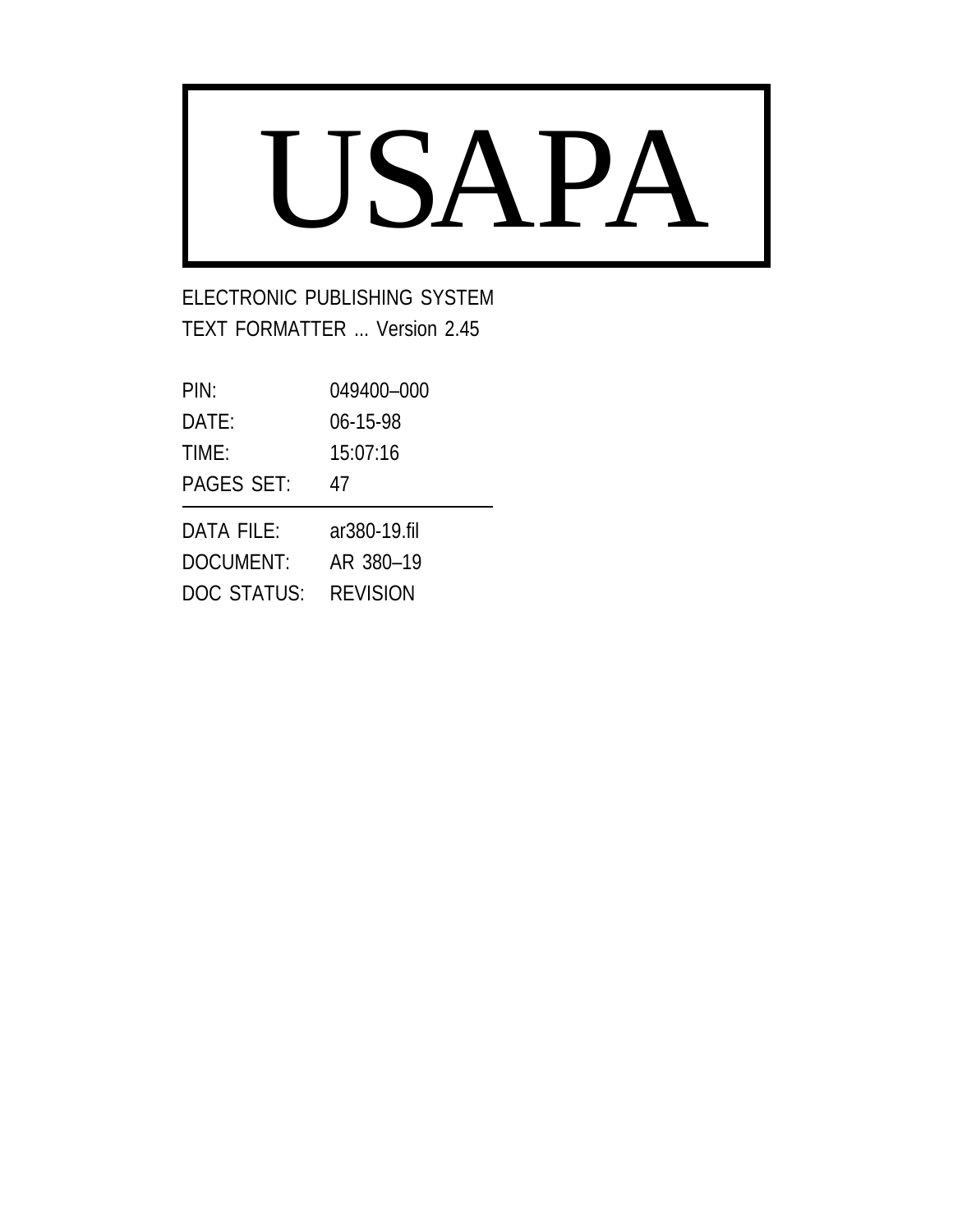# USAPA

ELECTRONIC PUBLISHING SYSTEM
TEXT FORMATTER ... Version 2.45

| | |
|---|---|
| PIN: | 049400–000 |
| DATE: | 06-15-98 |
| TIME: | 15:07:16 |
| PAGES SET: | 47 |

| | |
|---|---|
| DATA FILE: | ar380-19.fil |
| DOCUMENT: | AR 380–19 |
| DOC STATUS: | REVISION |